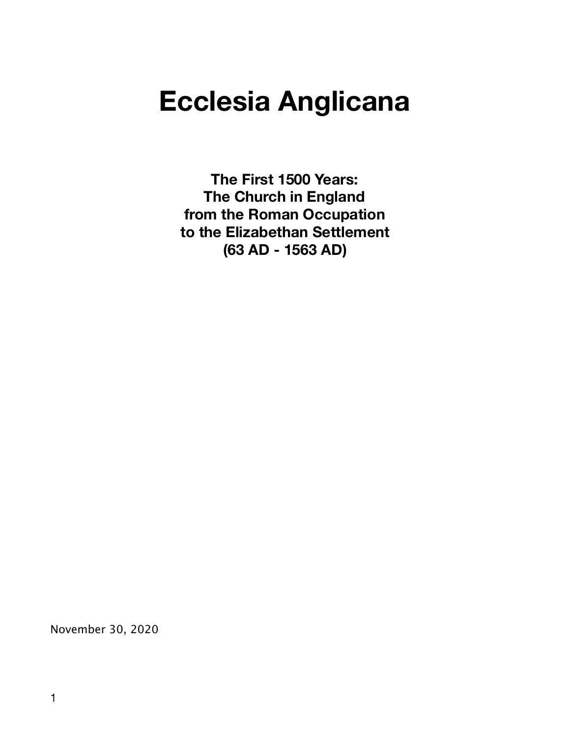# Ecclesia Anglicana

**The First 1500 Years:**
**The Church in England**
**from the Roman Occupation**
**to the Elizabethan Settlement**
**(63 AD - 1563 AD)**

November 30, 2020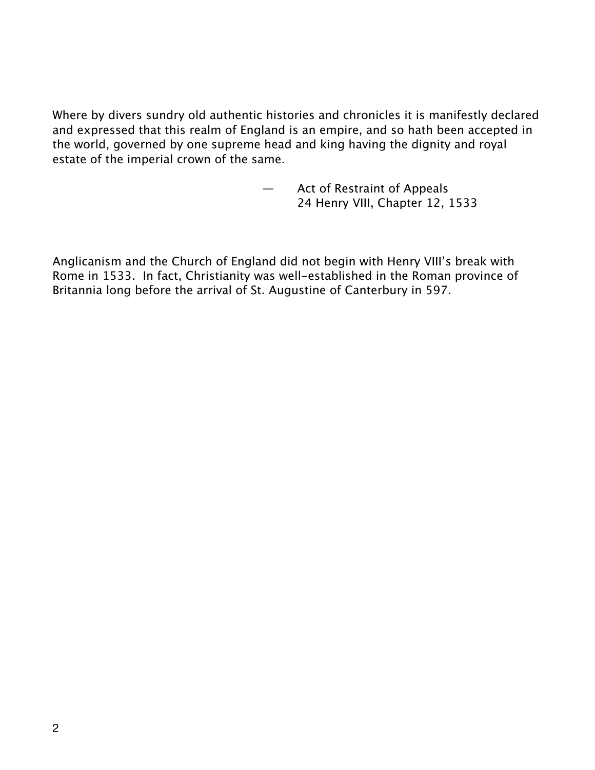Where by divers sundry old authentic histories and chronicles it is manifestly declared and expressed that this realm of England is an empire, and so hath been accepted in the world, governed by one supreme head and king having the dignity and royal estate of the imperial crown of the same.

> — Act of Restraint of Appeals
> 24 Henry VIII, Chapter 12, 1533

Anglicanism and the Church of England did not begin with Henry VIII's break with Rome in 1533. In fact, Christianity was well-established in the Roman province of Britannia long before the arrival of St. Augustine of Canterbury in 597.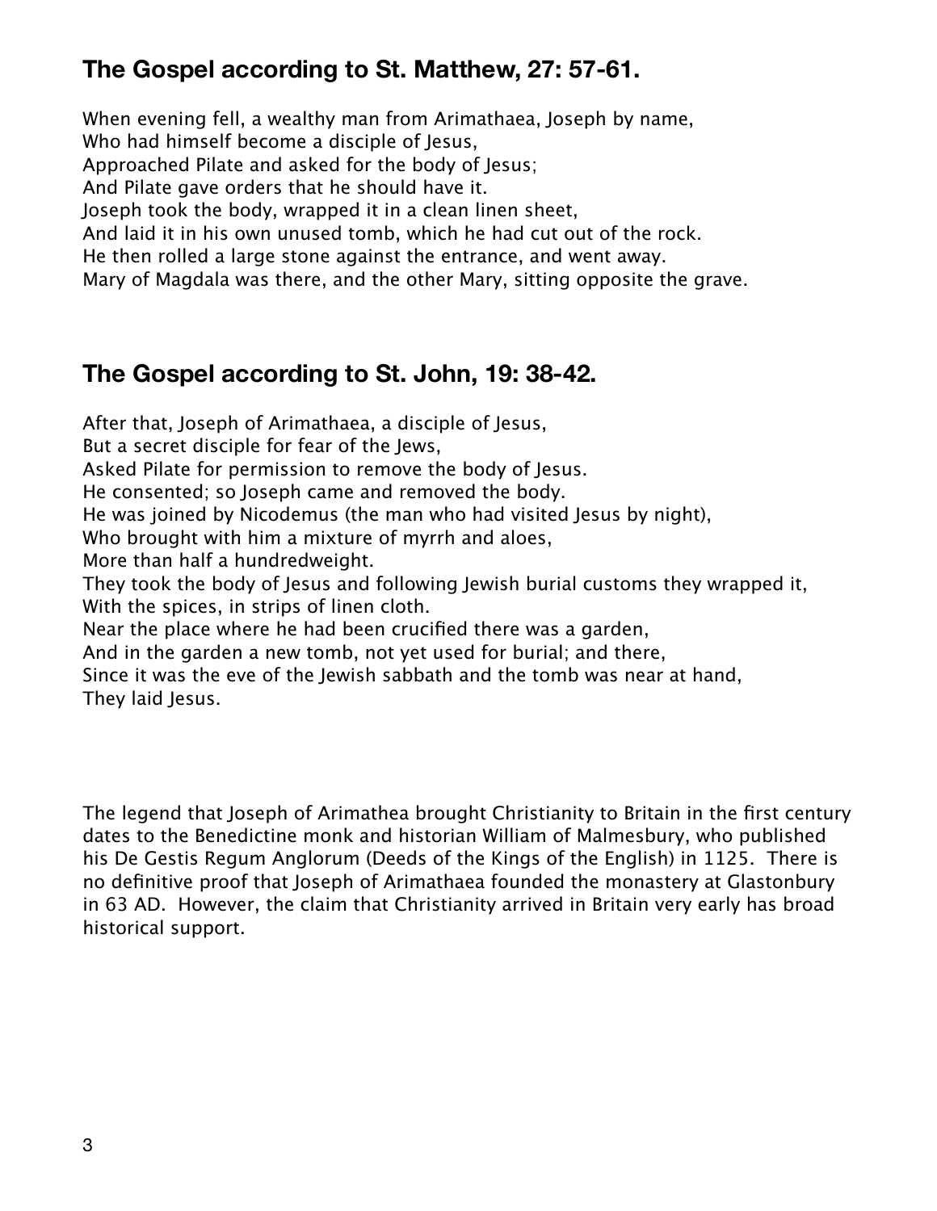## The Gospel according to St. Matthew, 27: 57-61.

When evening fell, a wealthy man from Arimathaea, Joseph by name,
Who had himself become a disciple of Jesus,
Approached Pilate and asked for the body of Jesus;
And Pilate gave orders that he should have it.
Joseph took the body, wrapped it in a clean linen sheet,
And laid it in his own unused tomb, which he had cut out of the rock.
He then rolled a large stone against the entrance, and went away.
Mary of Magdala was there, and the other Mary, sitting opposite the grave.

## The Gospel according to St. John, 19: 38-42.

After that, Joseph of Arimathaea, a disciple of Jesus,
But a secret disciple for fear of the Jews,
Asked Pilate for permission to remove the body of Jesus.
He consented; so Joseph came and removed the body.
He was joined by Nicodemus (the man who had visited Jesus by night),
Who brought with him a mixture of myrrh and aloes,
More than half a hundredweight.
They took the body of Jesus and following Jewish burial customs they wrapped it,
With the spices, in strips of linen cloth.
Near the place where he had been crucified there was a garden,
And in the garden a new tomb, not yet used for burial; and there,
Since it was the eve of the Jewish sabbath and the tomb was near at hand,
They laid Jesus.

The legend that Joseph of Arimathea brought Christianity to Britain in the first century dates to the Benedictine monk and historian William of Malmesbury, who published his De Gestis Regum Anglorum (Deeds of the Kings of the English) in 1125. There is no definitive proof that Joseph of Arimathaea founded the monastery at Glastonbury in 63 AD. However, the claim that Christianity arrived in Britain very early has broad historical support.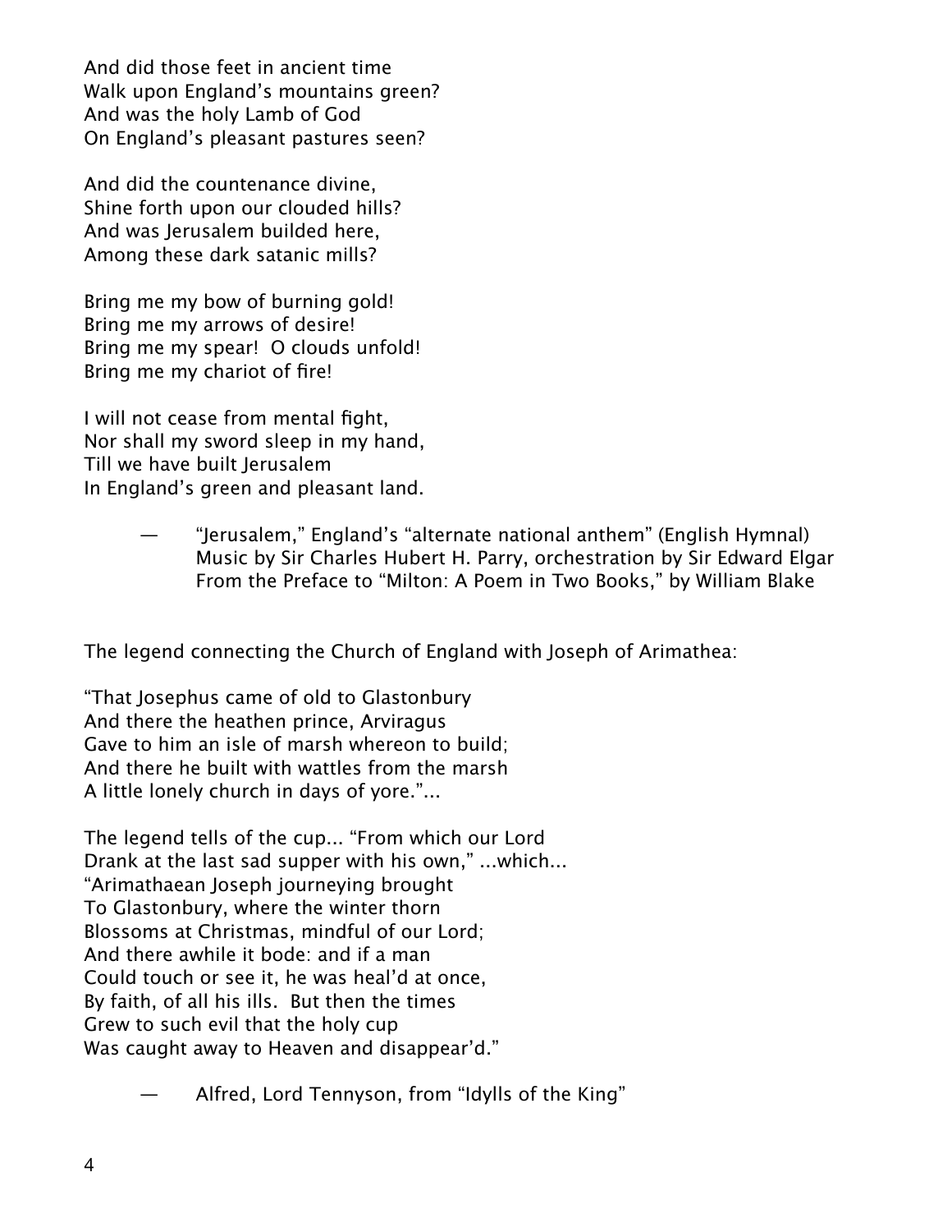And did those feet in ancient time  
Walk upon England's mountains green?  
And was the holy Lamb of God  
On England's pleasant pastures seen?

And did the countenance divine,  
Shine forth upon our clouded hills?  
And was Jerusalem builded here,  
Among these dark satanic mills?

Bring me my bow of burning gold!  
Bring me my arrows of desire!  
Bring me my spear! O clouds unfold!  
Bring me my chariot of fire!

I will not cease from mental fight,  
Nor shall my sword sleep in my hand,  
Till we have built Jerusalem  
In England's green and pleasant land.

> — "Jerusalem," England's "alternate national anthem" (English Hymnal)  
> Music by Sir Charles Hubert H. Parry, orchestration by Sir Edward Elgar  
> From the Preface to "Milton: A Poem in Two Books," by William Blake

The legend connecting the Church of England with Joseph of Arimathea:

"That Josephus came of old to Glastonbury  
And there the heathen prince, Arviragus  
Gave to him an isle of marsh whereon to build;  
And there he built with wattles from the marsh  
A little lonely church in days of yore."...

The legend tells of the cup... "From which our Lord  
Drank at the last sad supper with his own," ...which...  
"Arimathaean Joseph journeying brought  
To Glastonbury, where the winter thorn  
Blossoms at Christmas, mindful of our Lord;  
And there awhile it bode: and if a man  
Could touch or see it, he was heal'd at once,  
By faith, of all his ills. But then the times  
Grew to such evil that the holy cup  
Was caught away to Heaven and disappear'd."

> — Alfred, Lord Tennyson, from "Idylls of the King"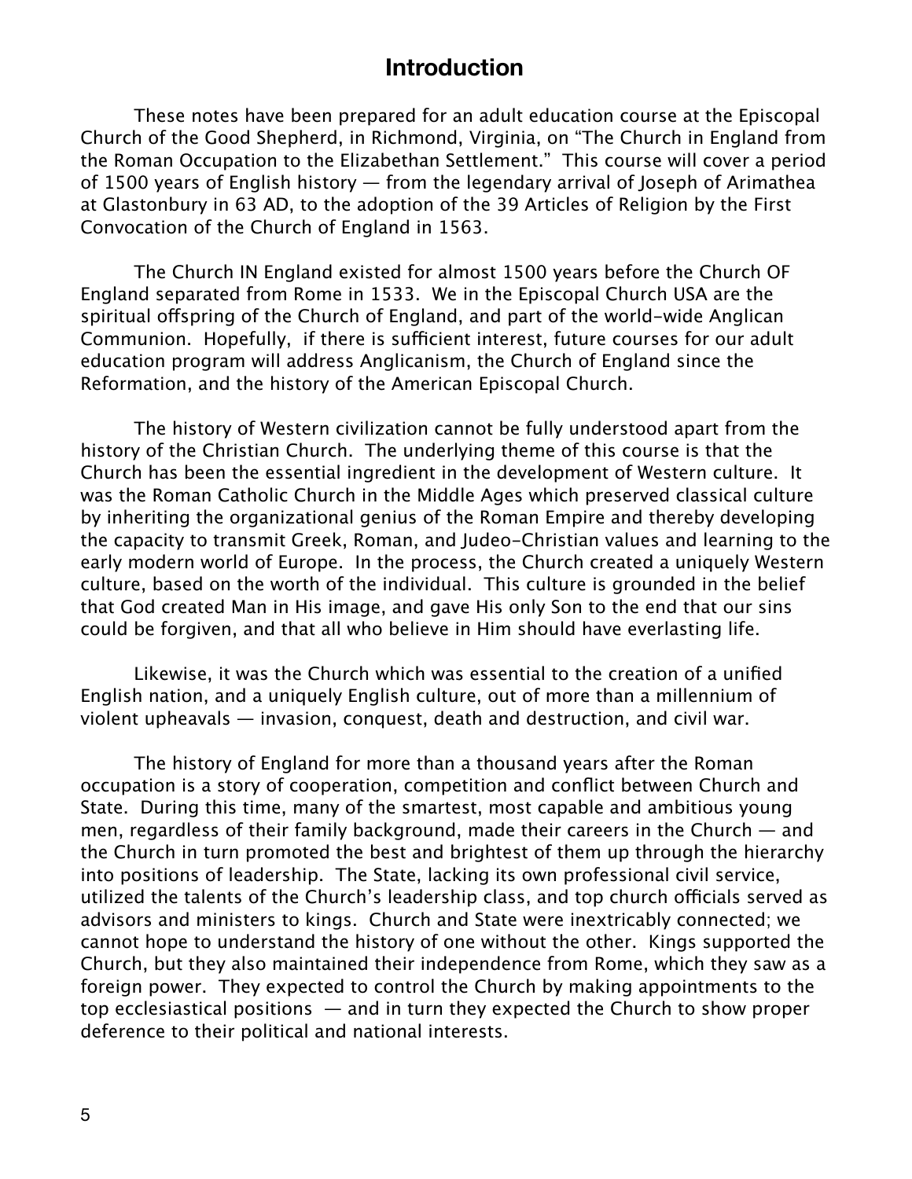# Introduction

These notes have been prepared for an adult education course at the Episcopal Church of the Good Shepherd, in Richmond, Virginia, on "The Church in England from the Roman Occupation to the Elizabethan Settlement." This course will cover a period of 1500 years of English history — from the legendary arrival of Joseph of Arimathea at Glastonbury in 63 AD, to the adoption of the 39 Articles of Religion by the First Convocation of the Church of England in 1563.

The Church IN England existed for almost 1500 years before the Church OF England separated from Rome in 1533. We in the Episcopal Church USA are the spiritual offspring of the Church of England, and part of the world-wide Anglican Communion. Hopefully, if there is sufficient interest, future courses for our adult education program will address Anglicanism, the Church of England since the Reformation, and the history of the American Episcopal Church.

The history of Western civilization cannot be fully understood apart from the history of the Christian Church. The underlying theme of this course is that the Church has been the essential ingredient in the development of Western culture. It was the Roman Catholic Church in the Middle Ages which preserved classical culture by inheriting the organizational genius of the Roman Empire and thereby developing the capacity to transmit Greek, Roman, and Judeo-Christian values and learning to the early modern world of Europe. In the process, the Church created a uniquely Western culture, based on the worth of the individual. This culture is grounded in the belief that God created Man in His image, and gave His only Son to the end that our sins could be forgiven, and that all who believe in Him should have everlasting life.

Likewise, it was the Church which was essential to the creation of a unified English nation, and a uniquely English culture, out of more than a millennium of violent upheavals — invasion, conquest, death and destruction, and civil war.

The history of England for more than a thousand years after the Roman occupation is a story of cooperation, competition and conflict between Church and State. During this time, many of the smartest, most capable and ambitious young men, regardless of their family background, made their careers in the Church — and the Church in turn promoted the best and brightest of them up through the hierarchy into positions of leadership. The State, lacking its own professional civil service, utilized the talents of the Church's leadership class, and top church officials served as advisors and ministers to kings. Church and State were inextricably connected; we cannot hope to understand the history of one without the other. Kings supported the Church, but they also maintained their independence from Rome, which they saw as a foreign power. They expected to control the Church by making appointments to the top ecclesiastical positions — and in turn they expected the Church to show proper deference to their political and national interests.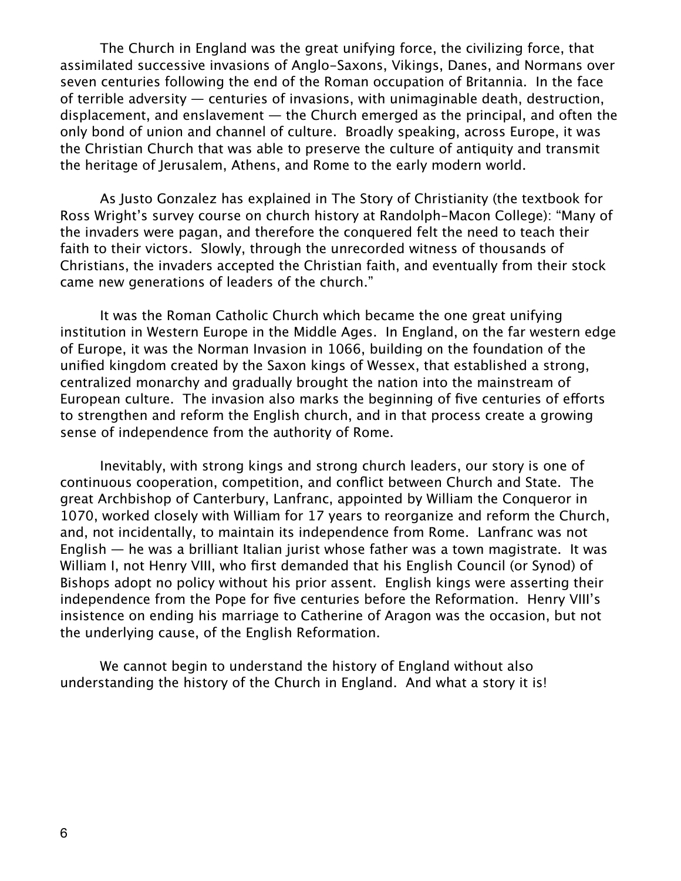The Church in England was the great unifying force, the civilizing force, that assimilated successive invasions of Anglo-Saxons, Vikings, Danes, and Normans over seven centuries following the end of the Roman occupation of Britannia. In the face of terrible adversity — centuries of invasions, with unimaginable death, destruction, displacement, and enslavement — the Church emerged as the principal, and often the only bond of union and channel of culture. Broadly speaking, across Europe, it was the Christian Church that was able to preserve the culture of antiquity and transmit the heritage of Jerusalem, Athens, and Rome to the early modern world.

As Justo Gonzalez has explained in The Story of Christianity (the textbook for Ross Wright's survey course on church history at Randolph-Macon College): "Many of the invaders were pagan, and therefore the conquered felt the need to teach their faith to their victors. Slowly, through the unrecorded witness of thousands of Christians, the invaders accepted the Christian faith, and eventually from their stock came new generations of leaders of the church."

It was the Roman Catholic Church which became the one great unifying institution in Western Europe in the Middle Ages. In England, on the far western edge of Europe, it was the Norman Invasion in 1066, building on the foundation of the unified kingdom created by the Saxon kings of Wessex, that established a strong, centralized monarchy and gradually brought the nation into the mainstream of European culture. The invasion also marks the beginning of five centuries of efforts to strengthen and reform the English church, and in that process create a growing sense of independence from the authority of Rome.

Inevitably, with strong kings and strong church leaders, our story is one of continuous cooperation, competition, and conflict between Church and State. The great Archbishop of Canterbury, Lanfranc, appointed by William the Conqueror in 1070, worked closely with William for 17 years to reorganize and reform the Church, and, not incidentally, to maintain its independence from Rome. Lanfranc was not English — he was a brilliant Italian jurist whose father was a town magistrate. It was William I, not Henry VIII, who first demanded that his English Council (or Synod) of Bishops adopt no policy without his prior assent. English kings were asserting their independence from the Pope for five centuries before the Reformation. Henry VIII's insistence on ending his marriage to Catherine of Aragon was the occasion, but not the underlying cause, of the English Reformation.

We cannot begin to understand the history of England without also understanding the history of the Church in England. And what a story it is!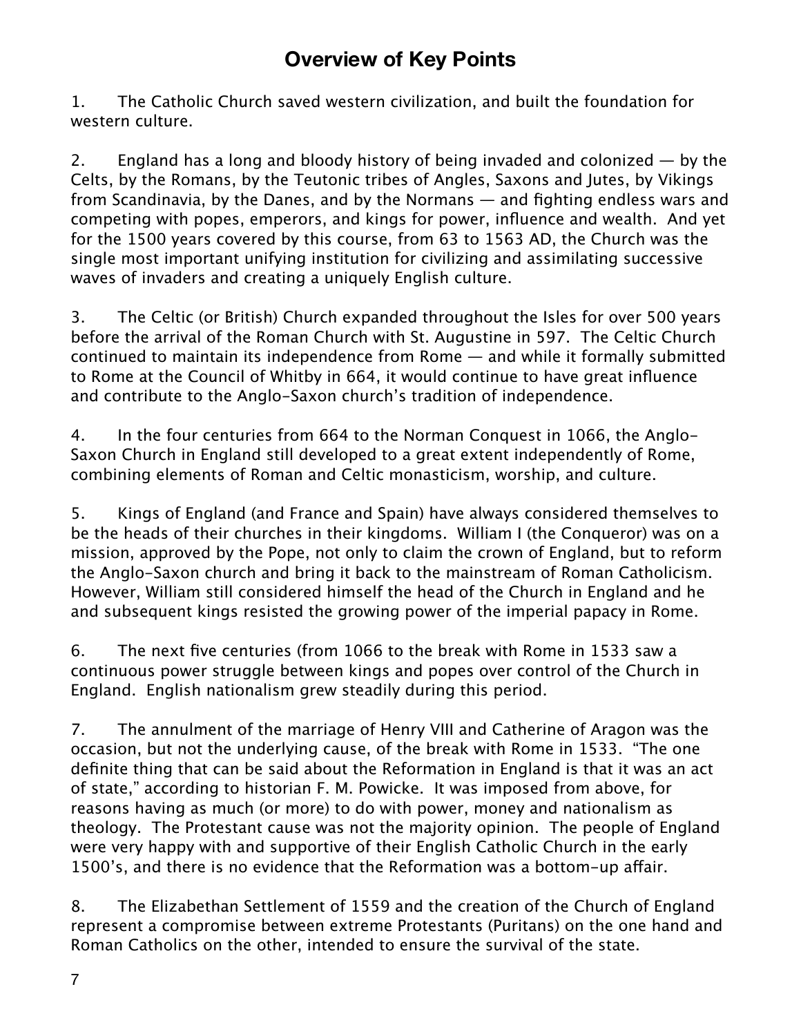# Overview of Key Points

1. The Catholic Church saved western civilization, and built the foundation for western culture.

2. England has a long and bloody history of being invaded and colonized — by the Celts, by the Romans, by the Teutonic tribes of Angles, Saxons and Jutes, by Vikings from Scandinavia, by the Danes, and by the Normans — and fighting endless wars and competing with popes, emperors, and kings for power, influence and wealth. And yet for the 1500 years covered by this course, from 63 to 1563 AD, the Church was the single most important unifying institution for civilizing and assimilating successive waves of invaders and creating a uniquely English culture.

3. The Celtic (or British) Church expanded throughout the Isles for over 500 years before the arrival of the Roman Church with St. Augustine in 597. The Celtic Church continued to maintain its independence from Rome — and while it formally submitted to Rome at the Council of Whitby in 664, it would continue to have great influence and contribute to the Anglo-Saxon church's tradition of independence.

4. In the four centuries from 664 to the Norman Conquest in 1066, the Anglo-Saxon Church in England still developed to a great extent independently of Rome, combining elements of Roman and Celtic monasticism, worship, and culture.

5. Kings of England (and France and Spain) have always considered themselves to be the heads of their churches in their kingdoms. William I (the Conqueror) was on a mission, approved by the Pope, not only to claim the crown of England, but to reform the Anglo-Saxon church and bring it back to the mainstream of Roman Catholicism. However, William still considered himself the head of the Church in England and he and subsequent kings resisted the growing power of the imperial papacy in Rome.

6. The next five centuries (from 1066 to the break with Rome in 1533 saw a continuous power struggle between kings and popes over control of the Church in England. English nationalism grew steadily during this period.

7. The annulment of the marriage of Henry VIII and Catherine of Aragon was the occasion, but not the underlying cause, of the break with Rome in 1533. "The one definite thing that can be said about the Reformation in England is that it was an act of state," according to historian F. M. Powicke. It was imposed from above, for reasons having as much (or more) to do with power, money and nationalism as theology. The Protestant cause was not the majority opinion. The people of England were very happy with and supportive of their English Catholic Church in the early 1500's, and there is no evidence that the Reformation was a bottom-up affair.

8. The Elizabethan Settlement of 1559 and the creation of the Church of England represent a compromise between extreme Protestants (Puritans) on the one hand and Roman Catholics on the other, intended to ensure the survival of the state.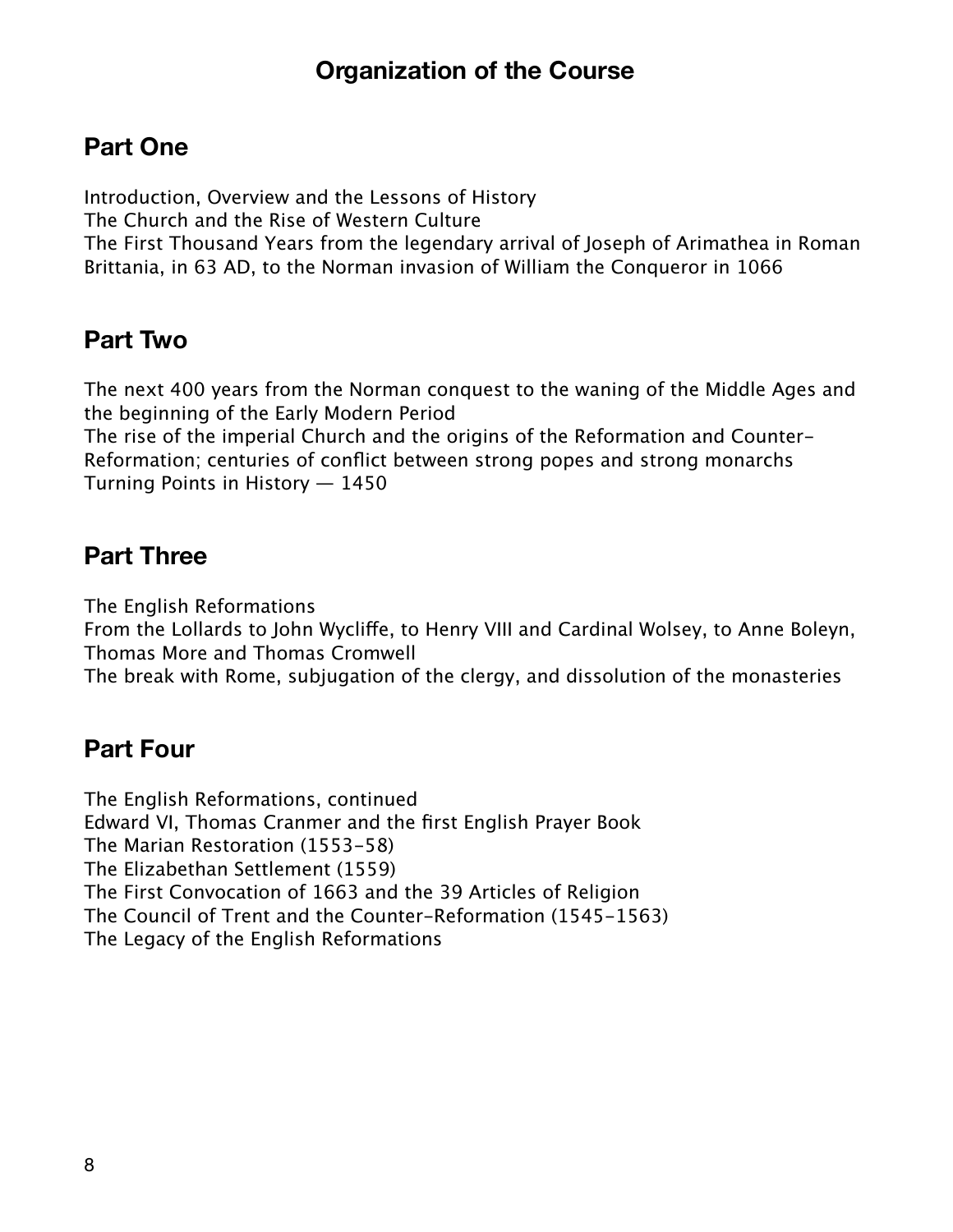# Organization of the Course

## Part One

Introduction, Overview and the Lessons of History
The Church and the Rise of Western Culture
The First Thousand Years from the legendary arrival of Joseph of Arimathea in Roman Brittania, in 63 AD, to the Norman invasion of William the Conqueror in 1066

## Part Two

The next 400 years from the Norman conquest to the waning of the Middle Ages and the beginning of the Early Modern Period
The rise of the imperial Church and the origins of the Reformation and Counter-Reformation; centuries of conflict between strong popes and strong monarchs
Turning Points in History — 1450

## Part Three

The English Reformations
From the Lollards to John Wycliffe, to Henry VIII and Cardinal Wolsey, to Anne Boleyn, Thomas More and Thomas Cromwell
The break with Rome, subjugation of the clergy, and dissolution of the monasteries

## Part Four

The English Reformations, continued
Edward VI, Thomas Cranmer and the first English Prayer Book
The Marian Restoration (1553-58)
The Elizabethan Settlement (1559)
The First Convocation of 1663 and the 39 Articles of Religion
The Council of Trent and the Counter-Reformation (1545-1563)
The Legacy of the English Reformations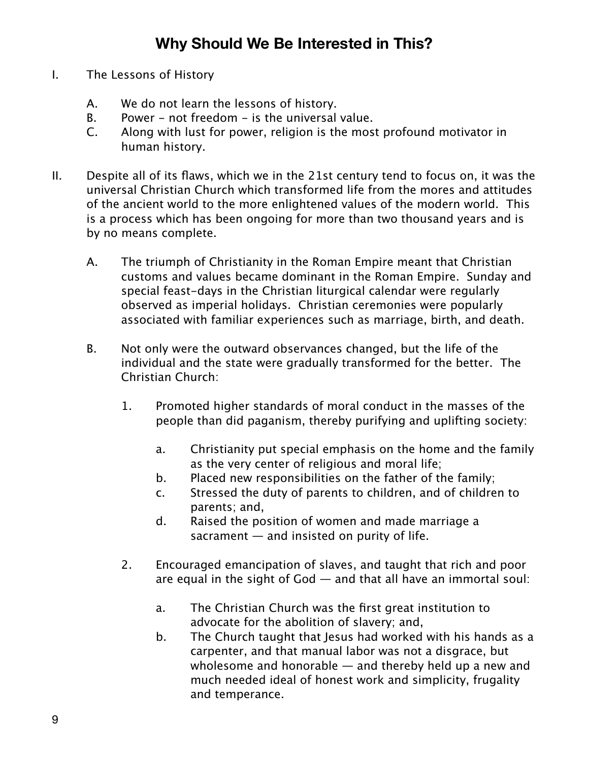# Why Should We Be Interested in This?

I. The Lessons of History

   A. We do not learn the lessons of history.
   B. Power - not freedom - is the universal value.
   C. Along with lust for power, religion is the most profound motivator in human history.

II. Despite all of its flaws, which we in the 21st century tend to focus on, it was the universal Christian Church which transformed life from the mores and attitudes of the ancient world to the more enlightened values of the modern world. This is a process which has been ongoing for more than two thousand years and is by no means complete.

   A. The triumph of Christianity in the Roman Empire meant that Christian customs and values became dominant in the Roman Empire. Sunday and special feast-days in the Christian liturgical calendar were regularly observed as imperial holidays. Christian ceremonies were popularly associated with familiar experiences such as marriage, birth, and death.

   B. Not only were the outward observances changed, but the life of the individual and the state were gradually transformed for the better. The Christian Church:

      1. Promoted higher standards of moral conduct in the masses of the people than did paganism, thereby purifying and uplifting society:

         a. Christianity put special emphasis on the home and the family as the very center of religious and moral life;
         b. Placed new responsibilities on the father of the family;
         c. Stressed the duty of parents to children, and of children to parents; and,
         d. Raised the position of women and made marriage a sacrament — and insisted on purity of life.

      2. Encouraged emancipation of slaves, and taught that rich and poor are equal in the sight of God — and that all have an immortal soul:

         a. The Christian Church was the first great institution to advocate for the abolition of slavery; and,
         b. The Church taught that Jesus had worked with his hands as a carpenter, and that manual labor was not a disgrace, but wholesome and honorable — and thereby held up a new and much needed ideal of honest work and simplicity, frugality and temperance.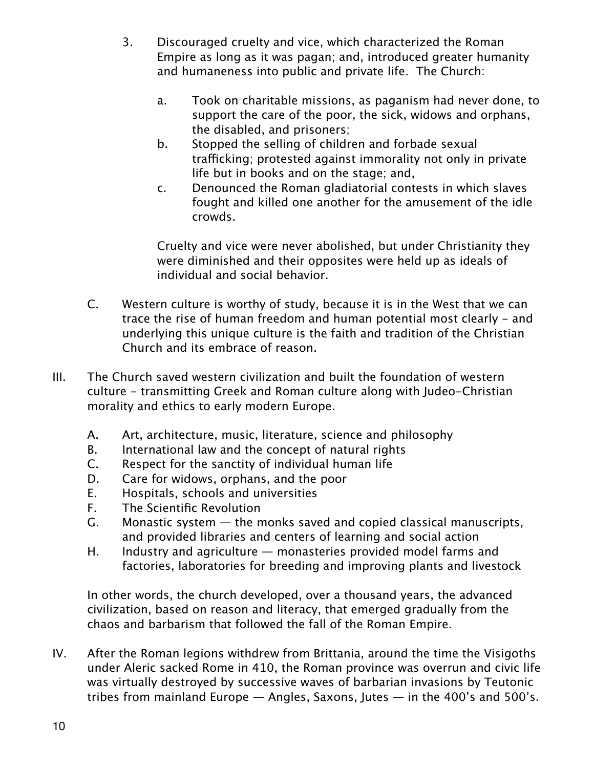3. Discouraged cruelty and vice, which characterized the Roman Empire as long as it was pagan; and, introduced greater humanity and humaneness into public and private life. The Church:

    a. Took on charitable missions, as paganism had never done, to support the care of the poor, the sick, widows and orphans, the disabled, and prisoners;
    b. Stopped the selling of children and forbade sexual trafficking; protested against immorality not only in private life but in books and on the stage; and,
    c. Denounced the Roman gladiatorial contests in which slaves fought and killed one another for the amusement of the idle crowds.

    Cruelty and vice were never abolished, but under Christianity they were diminished and their opposites were held up as ideals of individual and social behavior.

C. Western culture is worthy of study, because it is in the West that we can trace the rise of human freedom and human potential most clearly - and underlying this unique culture is the faith and tradition of the Christian Church and its embrace of reason.

III. The Church saved western civilization and built the foundation of western culture - transmitting Greek and Roman culture along with Judeo-Christian morality and ethics to early modern Europe.

A. Art, architecture, music, literature, science and philosophy
B. International law and the concept of natural rights
C. Respect for the sanctity of individual human life
D. Care for widows, orphans, and the poor
E. Hospitals, schools and universities
F. The Scientific Revolution
G. Monastic system — the monks saved and copied classical manuscripts, and provided libraries and centers of learning and social action
H. Industry and agriculture — monasteries provided model farms and factories, laboratories for breeding and improving plants and livestock

In other words, the church developed, over a thousand years, the advanced civilization, based on reason and literacy, that emerged gradually from the chaos and barbarism that followed the fall of the Roman Empire.

IV. After the Roman legions withdrew from Brittania, around the time the Visigoths under Aleric sacked Rome in 410, the Roman province was overrun and civic life was virtually destroyed by successive waves of barbarian invasions by Teutonic tribes from mainland Europe — Angles, Saxons, Jutes — in the 400's and 500's.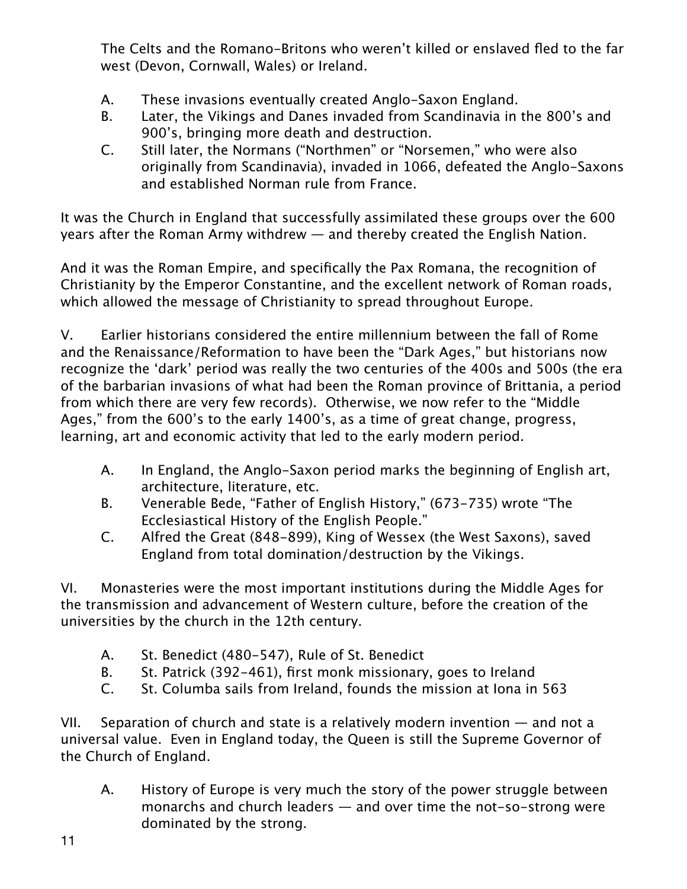The Celts and the Romano-Britons who weren't killed or enslaved fled to the far west (Devon, Cornwall, Wales) or Ireland.

A. These invasions eventually created Anglo-Saxon England.
B. Later, the Vikings and Danes invaded from Scandinavia in the 800's and 900's, bringing more death and destruction.
C. Still later, the Normans ("Northmen" or "Norsemen," who were also originally from Scandinavia), invaded in 1066, defeated the Anglo-Saxons and established Norman rule from France.

It was the Church in England that successfully assimilated these groups over the 600 years after the Roman Army withdrew — and thereby created the English Nation.

And it was the Roman Empire, and specifically the Pax Romana, the recognition of Christianity by the Emperor Constantine, and the excellent network of Roman roads, which allowed the message of Christianity to spread throughout Europe.

V. Earlier historians considered the entire millennium between the fall of Rome and the Renaissance/Reformation to have been the "Dark Ages," but historians now recognize the 'dark' period was really the two centuries of the 400s and 500s (the era of the barbarian invasions of what had been the Roman province of Brittania, a period from which there are very few records). Otherwise, we now refer to the "Middle Ages," from the 600's to the early 1400's, as a time of great change, progress, learning, art and economic activity that led to the early modern period.

A. In England, the Anglo-Saxon period marks the beginning of English art, architecture, literature, etc.
B. Venerable Bede, "Father of English History," (673-735) wrote "The Ecclesiastical History of the English People."
C. Alfred the Great (848-899), King of Wessex (the West Saxons), saved England from total domination/destruction by the Vikings.

VI. Monasteries were the most important institutions during the Middle Ages for the transmission and advancement of Western culture, before the creation of the universities by the church in the 12th century.

A. St. Benedict (480-547), Rule of St. Benedict
B. St. Patrick (392-461), first monk missionary, goes to Ireland
C. St. Columba sails from Ireland, founds the mission at Iona in 563

VII. Separation of church and state is a relatively modern invention — and not a universal value. Even in England today, the Queen is still the Supreme Governor of the Church of England.

A. History of Europe is very much the story of the power struggle between monarchs and church leaders — and over time the not-so-strong were dominated by the strong.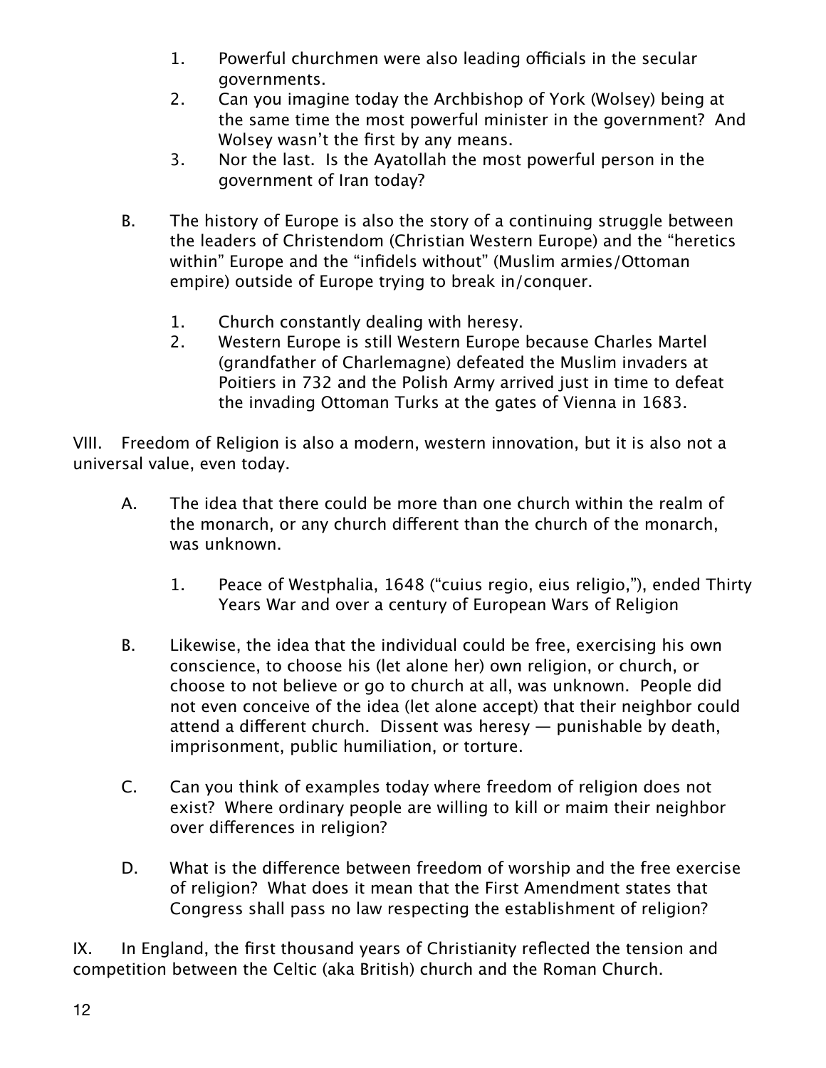1. Powerful churchmen were also leading officials in the secular governments.
2. Can you imagine today the Archbishop of York (Wolsey) being at the same time the most powerful minister in the government? And Wolsey wasn't the first by any means.
3. Nor the last. Is the Ayatollah the most powerful person in the government of Iran today?

B. The history of Europe is also the story of a continuing struggle between the leaders of Christendom (Christian Western Europe) and the "heretics within" Europe and the "infidels without" (Muslim armies/Ottoman empire) outside of Europe trying to break in/conquer.

1. Church constantly dealing with heresy.
2. Western Europe is still Western Europe because Charles Martel (grandfather of Charlemagne) defeated the Muslim invaders at Poitiers in 732 and the Polish Army arrived just in time to defeat the invading Ottoman Turks at the gates of Vienna in 1683.

VIII. Freedom of Religion is also a modern, western innovation, but it is also not a universal value, even today.

A. The idea that there could be more than one church within the realm of the monarch, or any church different than the church of the monarch, was unknown.

1. Peace of Westphalia, 1648 ("cuius regio, eius religio,"), ended Thirty Years War and over a century of European Wars of Religion

B. Likewise, the idea that the individual could be free, exercising his own conscience, to choose his (let alone her) own religion, or church, or choose to not believe or go to church at all, was unknown. People did not even conceive of the idea (let alone accept) that their neighbor could attend a different church. Dissent was heresy — punishable by death, imprisonment, public humiliation, or torture.

C. Can you think of examples today where freedom of religion does not exist? Where ordinary people are willing to kill or maim their neighbor over differences in religion?

D. What is the difference between freedom of worship and the free exercise of religion? What does it mean that the First Amendment states that Congress shall pass no law respecting the establishment of religion?

IX. In England, the first thousand years of Christianity reflected the tension and competition between the Celtic (aka British) church and the Roman Church.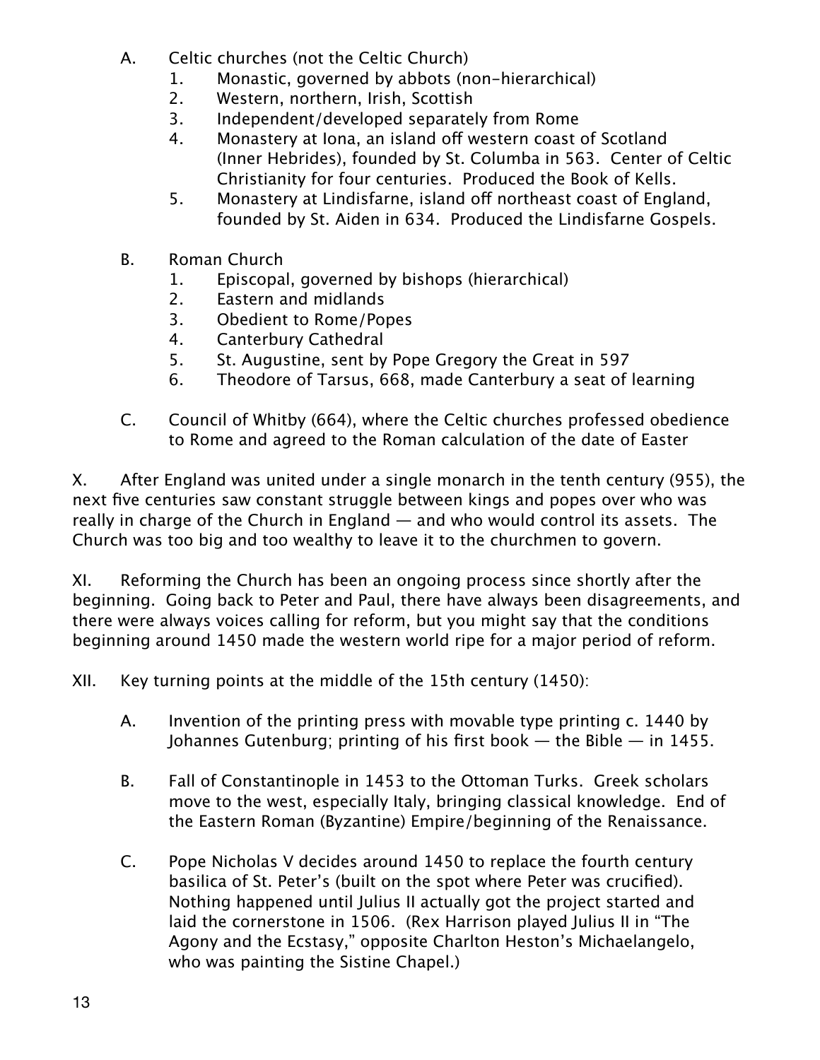A. Celtic churches (not the Celtic Church)
   1. Monastic, governed by abbots (non-hierarchical)
   2. Western, northern, Irish, Scottish
   3. Independent/developed separately from Rome
   4. Monastery at Iona, an island off western coast of Scotland (Inner Hebrides), founded by St. Columba in 563. Center of Celtic Christianity for four centuries. Produced the Book of Kells.
   5. Monastery at Lindisfarne, island off northeast coast of England, founded by St. Aiden in 634. Produced the Lindisfarne Gospels.

B. Roman Church
   1. Episcopal, governed by bishops (hierarchical)
   2. Eastern and midlands
   3. Obedient to Rome/Popes
   4. Canterbury Cathedral
   5. St. Augustine, sent by Pope Gregory the Great in 597
   6. Theodore of Tarsus, 668, made Canterbury a seat of learning

C. Council of Whitby (664), where the Celtic churches professed obedience to Rome and agreed to the Roman calculation of the date of Easter

X. After England was united under a single monarch in the tenth century (955), the next five centuries saw constant struggle between kings and popes over who was really in charge of the Church in England — and who would control its assets. The Church was too big and too wealthy to leave it to the churchmen to govern.

XI. Reforming the Church has been an ongoing process since shortly after the beginning. Going back to Peter and Paul, there have always been disagreements, and there were always voices calling for reform, but you might say that the conditions beginning around 1450 made the western world ripe for a major period of reform.

XII. Key turning points at the middle of the 15th century (1450):

A. Invention of the printing press with movable type printing c. 1440 by Johannes Gutenburg; printing of his first book — the Bible — in 1455.

B. Fall of Constantinople in 1453 to the Ottoman Turks. Greek scholars move to the west, especially Italy, bringing classical knowledge. End of the Eastern Roman (Byzantine) Empire/beginning of the Renaissance.

C. Pope Nicholas V decides around 1450 to replace the fourth century basilica of St. Peter's (built on the spot where Peter was crucified). Nothing happened until Julius II actually got the project started and laid the cornerstone in 1506. (Rex Harrison played Julius II in "The Agony and the Ecstasy," opposite Charlton Heston's Michaelangelo, who was painting the Sistine Chapel.)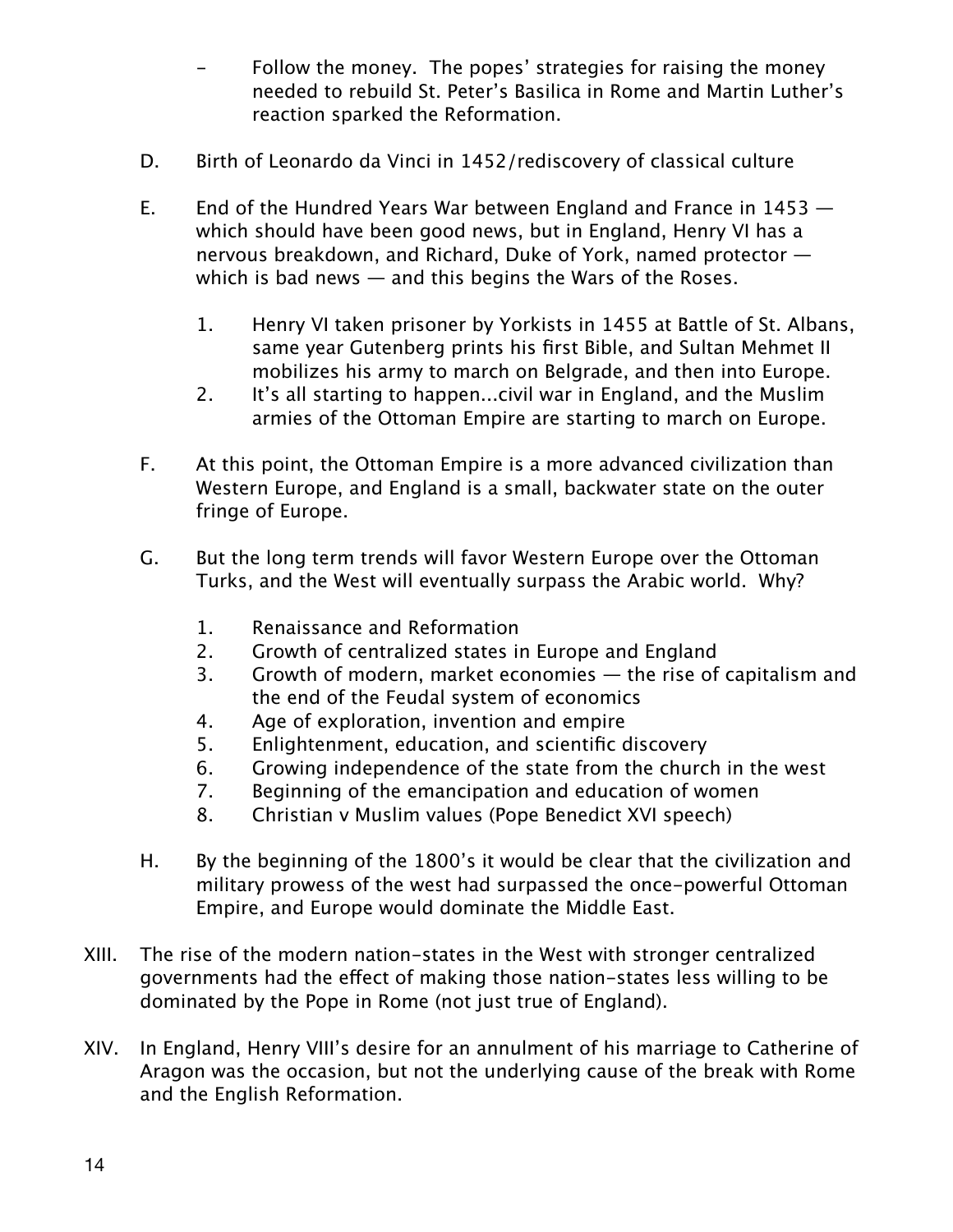- Follow the money. The popes' strategies for raising the money needed to rebuild St. Peter's Basilica in Rome and Martin Luther's reaction sparked the Reformation.

D. Birth of Leonardo da Vinci in 1452/rediscovery of classical culture

E. End of the Hundred Years War between England and France in 1453 — which should have been good news, but in England, Henry VI has a nervous breakdown, and Richard, Duke of York, named protector — which is bad news — and this begins the Wars of the Roses.

   1. Henry VI taken prisoner by Yorkists in 1455 at Battle of St. Albans, same year Gutenberg prints his first Bible, and Sultan Mehmet II mobilizes his army to march on Belgrade, and then into Europe.
   2. It's all starting to happen...civil war in England, and the Muslim armies of the Ottoman Empire are starting to march on Europe.

F. At this point, the Ottoman Empire is a more advanced civilization than Western Europe, and England is a small, backwater state on the outer fringe of Europe.

G. But the long term trends will favor Western Europe over the Ottoman Turks, and the West will eventually surpass the Arabic world. Why?

   1. Renaissance and Reformation
   2. Growth of centralized states in Europe and England
   3. Growth of modern, market economies — the rise of capitalism and the end of the Feudal system of economics
   4. Age of exploration, invention and empire
   5. Enlightenment, education, and scientific discovery
   6. Growing independence of the state from the church in the west
   7. Beginning of the emancipation and education of women
   8. Christian v Muslim values (Pope Benedict XVI speech)

H. By the beginning of the 1800's it would be clear that the civilization and military prowess of the west had surpassed the once-powerful Ottoman Empire, and Europe would dominate the Middle East.

XIII. The rise of the modern nation-states in the West with stronger centralized governments had the effect of making those nation-states less willing to be dominated by the Pope in Rome (not just true of England).

XIV. In England, Henry VIII's desire for an annulment of his marriage to Catherine of Aragon was the occasion, but not the underlying cause of the break with Rome and the English Reformation.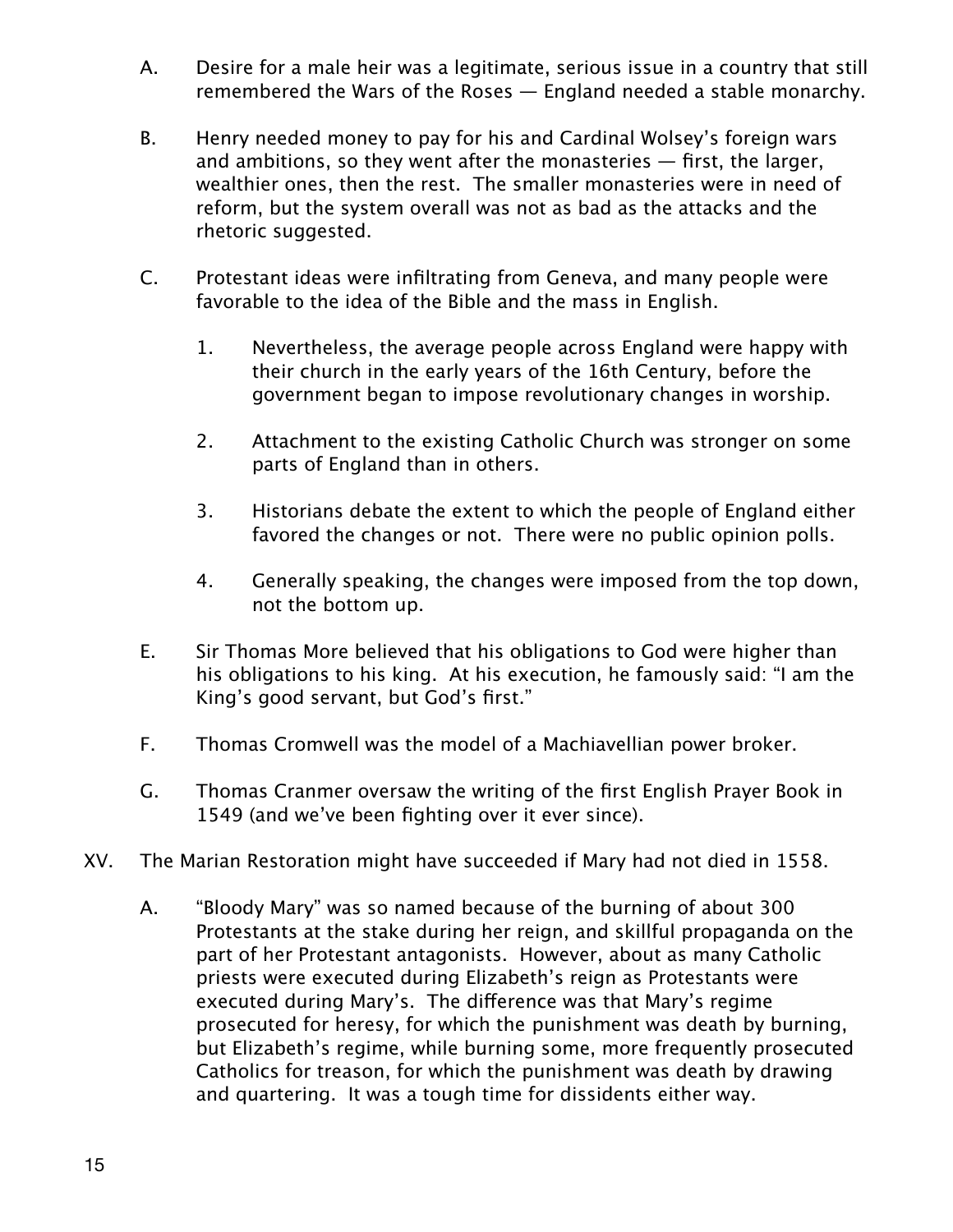A. Desire for a male heir was a legitimate, serious issue in a country that still remembered the Wars of the Roses — England needed a stable monarchy.

B. Henry needed money to pay for his and Cardinal Wolsey's foreign wars and ambitions, so they went after the monasteries — first, the larger, wealthier ones, then the rest. The smaller monasteries were in need of reform, but the system overall was not as bad as the attacks and the rhetoric suggested.

C. Protestant ideas were infiltrating from Geneva, and many people were favorable to the idea of the Bible and the mass in English.

   1. Nevertheless, the average people across England were happy with their church in the early years of the 16th Century, before the government began to impose revolutionary changes in worship.

   2. Attachment to the existing Catholic Church was stronger on some parts of England than in others.

   3. Historians debate the extent to which the people of England either favored the changes or not. There were no public opinion polls.

   4. Generally speaking, the changes were imposed from the top down, not the bottom up.

E. Sir Thomas More believed that his obligations to God were higher than his obligations to his king. At his execution, he famously said: "I am the King's good servant, but God's first."

F. Thomas Cromwell was the model of a Machiavellian power broker.

G. Thomas Cranmer oversaw the writing of the first English Prayer Book in 1549 (and we've been fighting over it ever since).

XV. The Marian Restoration might have succeeded if Mary had not died in 1558.

A. "Bloody Mary" was so named because of the burning of about 300 Protestants at the stake during her reign, and skillful propaganda on the part of her Protestant antagonists. However, about as many Catholic priests were executed during Elizabeth's reign as Protestants were executed during Mary's. The difference was that Mary's regime prosecuted for heresy, for which the punishment was death by burning, but Elizabeth's regime, while burning some, more frequently prosecuted Catholics for treason, for which the punishment was death by drawing and quartering. It was a tough time for dissidents either way.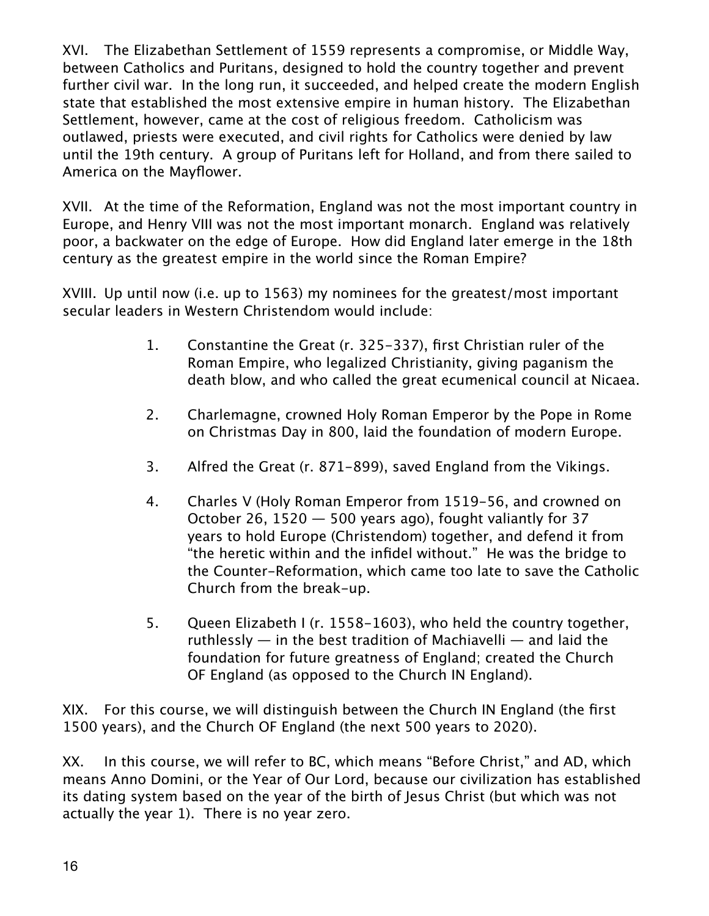XVI. The Elizabethan Settlement of 1559 represents a compromise, or Middle Way, between Catholics and Puritans, designed to hold the country together and prevent further civil war. In the long run, it succeeded, and helped create the modern English state that established the most extensive empire in human history. The Elizabethan Settlement, however, came at the cost of religious freedom. Catholicism was outlawed, priests were executed, and civil rights for Catholics were denied by law until the 19th century. A group of Puritans left for Holland, and from there sailed to America on the Mayflower.

XVII. At the time of the Reformation, England was not the most important country in Europe, and Henry VIII was not the most important monarch. England was relatively poor, a backwater on the edge of Europe. How did England later emerge in the 18th century as the greatest empire in the world since the Roman Empire?

XVIII. Up until now (i.e. up to 1563) my nominees for the greatest/most important secular leaders in Western Christendom would include:

1. Constantine the Great (r. 325-337), first Christian ruler of the Roman Empire, who legalized Christianity, giving paganism the death blow, and who called the great ecumenical council at Nicaea.

2. Charlemagne, crowned Holy Roman Emperor by the Pope in Rome on Christmas Day in 800, laid the foundation of modern Europe.

3. Alfred the Great (r. 871-899), saved England from the Vikings.

4. Charles V (Holy Roman Emperor from 1519-56, and crowned on October 26, 1520 — 500 years ago), fought valiantly for 37 years to hold Europe (Christendom) together, and defend it from "the heretic within and the infidel without." He was the bridge to the Counter-Reformation, which came too late to save the Catholic Church from the break-up.

5. Queen Elizabeth I (r. 1558-1603), who held the country together, ruthlessly — in the best tradition of Machiavelli — and laid the foundation for future greatness of England; created the Church OF England (as opposed to the Church IN England).

XIX. For this course, we will distinguish between the Church IN England (the first 1500 years), and the Church OF England (the next 500 years to 2020).

XX. In this course, we will refer to BC, which means "Before Christ," and AD, which means Anno Domini, or the Year of Our Lord, because our civilization has established its dating system based on the year of the birth of Jesus Christ (but which was not actually the year 1). There is no year zero.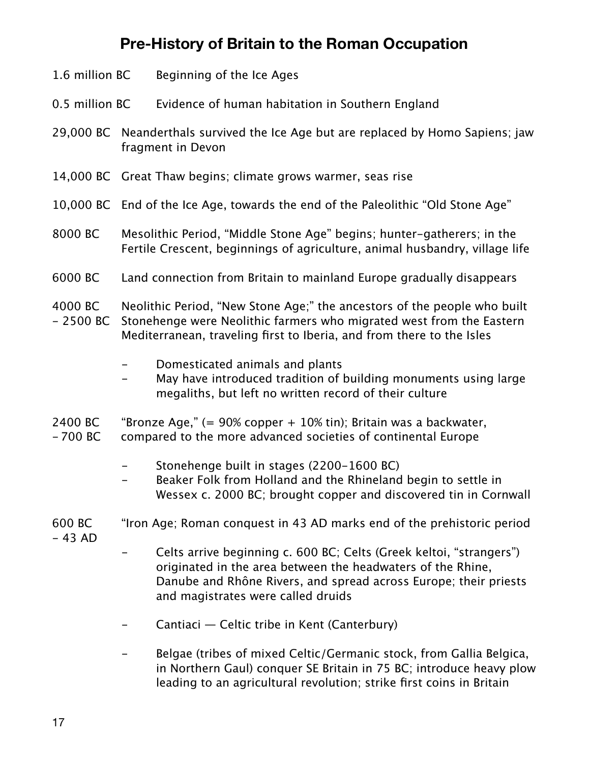# Pre-History of Britain to the Roman Occupation

1.6 million BC — Beginning of the Ice Ages

0.5 million BC — Evidence of human habitation in Southern England

29,000 BC — Neanderthals survived the Ice Age but are replaced by Homo Sapiens; jaw fragment in Devon

14,000 BC — Great Thaw begins; climate grows warmer, seas rise

10,000 BC — End of the Ice Age, towards the end of the Paleolithic "Old Stone Age"

8000 BC — Mesolithic Period, "Middle Stone Age" begins; hunter-gatherers; in the Fertile Crescent, beginnings of agriculture, animal husbandry, village life

6000 BC — Land connection from Britain to mainland Europe gradually disappears

4000 BC – 2500 BC — Neolithic Period, "New Stone Age;" the ancestors of the people who built Stonehenge were Neolithic farmers who migrated west from the Eastern Mediterranean, traveling first to Iberia, and from there to the Isles

- Domesticated animals and plants
- May have introduced tradition of building monuments using large megaliths, but left no written record of their culture

2400 BC – 700 BC — "Bronze Age," (= 90% copper + 10% tin); Britain was a backwater, compared to the more advanced societies of continental Europe

- Stonehenge built in stages (2200–1600 BC)
- Beaker Folk from Holland and the Rhineland begin to settle in Wessex c. 2000 BC; brought copper and discovered tin in Cornwall

600 BC – 43 AD — "Iron Age; Roman conquest in 43 AD marks end of the prehistoric period

- Celts arrive beginning c. 600 BC; Celts (Greek keltoi, "strangers") originated in the area between the headwaters of the Rhine, Danube and Rhône Rivers, and spread across Europe; their priests and magistrates were called druids
- Cantiaci — Celtic tribe in Kent (Canterbury)
- Belgae (tribes of mixed Celtic/Germanic stock, from Gallia Belgica, in Northern Gaul) conquer SE Britain in 75 BC; introduce heavy plow leading to an agricultural revolution; strike first coins in Britain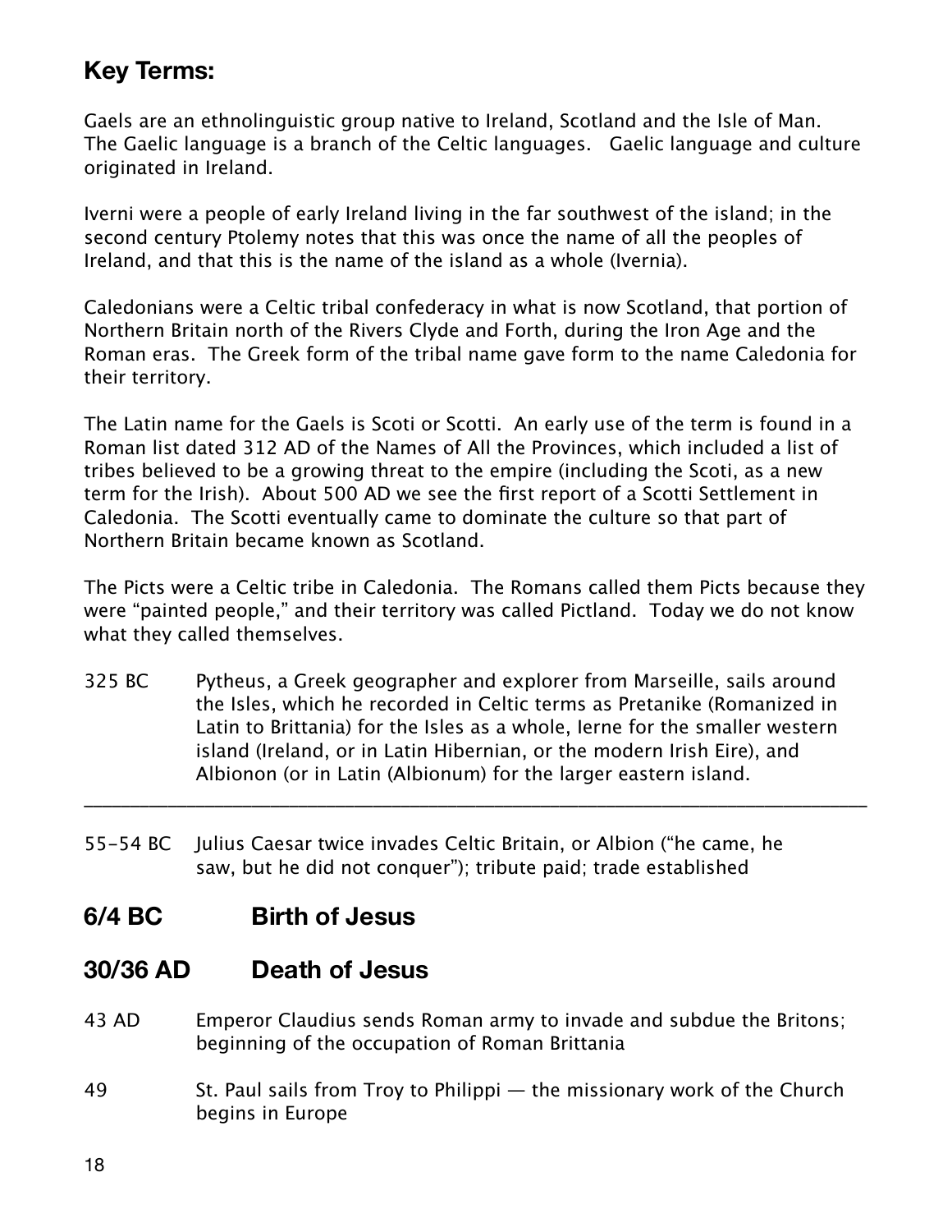## Key Terms:

Gaels are an ethnolinguistic group native to Ireland, Scotland and the Isle of Man. The Gaelic language is a branch of the Celtic languages. Gaelic language and culture originated in Ireland.

Iverni were a people of early Ireland living in the far southwest of the island; in the second century Ptolemy notes that this was once the name of all the peoples of Ireland, and that this is the name of the island as a whole (Ivernia).

Caledonians were a Celtic tribal confederacy in what is now Scotland, that portion of Northern Britain north of the Rivers Clyde and Forth, during the Iron Age and the Roman eras. The Greek form of the tribal name gave form to the name Caledonia for their territory.

The Latin name for the Gaels is Scoti or Scotti. An early use of the term is found in a Roman list dated 312 AD of the Names of All the Provinces, which included a list of tribes believed to be a growing threat to the empire (including the Scoti, as a new term for the Irish). About 500 AD we see the first report of a Scotti Settlement in Caledonia. The Scotti eventually came to dominate the culture so that part of Northern Britain became known as Scotland.

The Picts were a Celtic tribe in Caledonia. The Romans called them Picts because they were "painted people," and their territory was called Pictland. Today we do not know what they called themselves.

325 BC Pytheus, a Greek geographer and explorer from Marseille, sails around the Isles, which he recorded in Celtic terms as Pretanike (Romanized in Latin to Brittania) for the Isles as a whole, Ierne for the smaller western island (Ireland, or in Latin Hibernian, or the modern Irish Eire), and Albionon (or in Latin (Albionum) for the larger eastern island.

---

55-54 BC Julius Caesar twice invades Celtic Britain, or Albion ("he came, he saw, but he did not conquer"); tribute paid; trade established

## 6/4 BC Birth of Jesus

## 30/36 AD Death of Jesus

43 AD Emperor Claudius sends Roman army to invade and subdue the Britons; beginning of the occupation of Roman Brittania

49 St. Paul sails from Troy to Philippi — the missionary work of the Church begins in Europe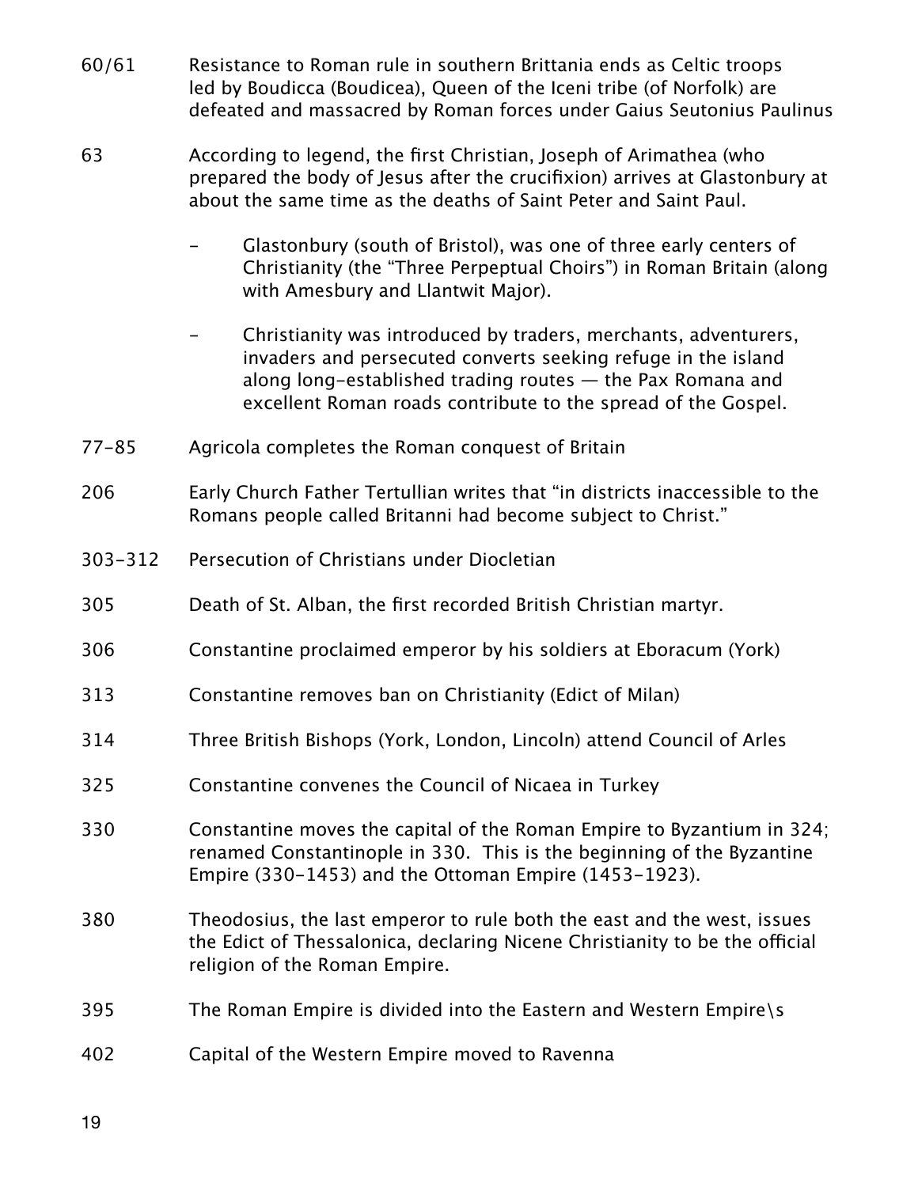60/61 Resistance to Roman rule in southern Brittania ends as Celtic troops led by Boudicca (Boudicea), Queen of the Iceni tribe (of Norfolk) are defeated and massacred by Roman forces under Gaius Seutonius Paulinus

63 According to legend, the first Christian, Joseph of Arimathea (who prepared the body of Jesus after the crucifixion) arrives at Glastonbury at about the same time as the deaths of Saint Peter and Saint Paul.

- Glastonbury (south of Bristol), was one of three early centers of Christianity (the "Three Perpeptual Choirs") in Roman Britain (along with Amesbury and Llantwit Major).

- Christianity was introduced by traders, merchants, adventurers, invaders and persecuted converts seeking refuge in the island along long-established trading routes — the Pax Romana and excellent Roman roads contribute to the spread of the Gospel.

77–85 Agricola completes the Roman conquest of Britain

206 Early Church Father Tertullian writes that "in districts inaccessible to the Romans people called Britanni had become subject to Christ."

303–312 Persecution of Christians under Diocletian

305 Death of St. Alban, the first recorded British Christian martyr.

306 Constantine proclaimed emperor by his soldiers at Eboracum (York)

313 Constantine removes ban on Christianity (Edict of Milan)

314 Three British Bishops (York, London, Lincoln) attend Council of Arles

325 Constantine convenes the Council of Nicaea in Turkey

330 Constantine moves the capital of the Roman Empire to Byzantium in 324; renamed Constantinople in 330. This is the beginning of the Byzantine Empire (330–1453) and the Ottoman Empire (1453–1923).

380 Theodosius, the last emperor to rule both the east and the west, issues the Edict of Thessalonica, declaring Nicene Christianity to be the official religion of the Roman Empire.

395 The Roman Empire is divided into the Eastern and Western Empire\s

402 Capital of the Western Empire moved to Ravenna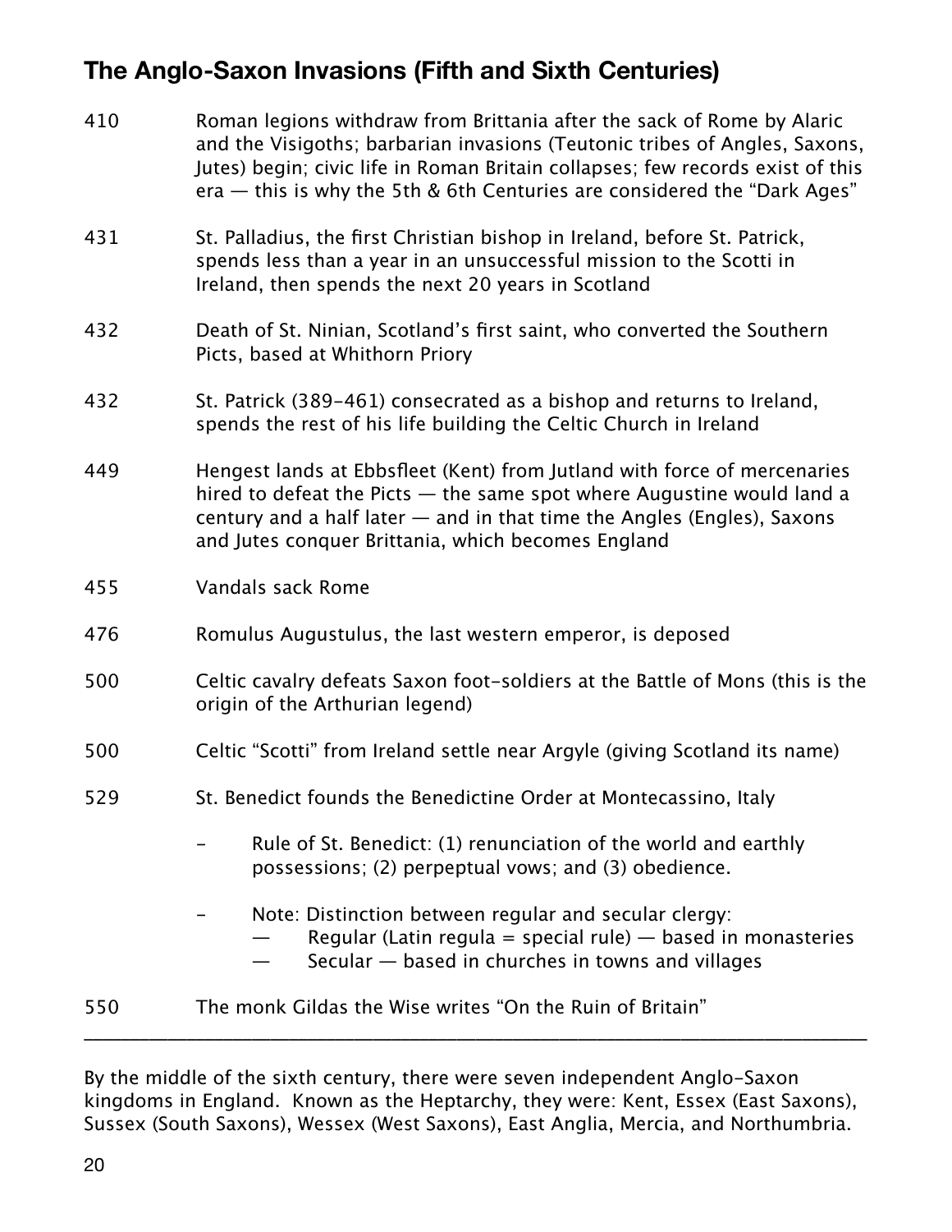## The Anglo-Saxon Invasions (Fifth and Sixth Centuries)

410 Roman legions withdraw from Brittania after the sack of Rome by Alaric and the Visigoths; barbarian invasions (Teutonic tribes of Angles, Saxons, Jutes) begin; civic life in Roman Britain collapses; few records exist of this era — this is why the 5th & 6th Centuries are considered the "Dark Ages"

431 St. Palladius, the first Christian bishop in Ireland, before St. Patrick, spends less than a year in an unsuccessful mission to the Scotti in Ireland, then spends the next 20 years in Scotland

432 Death of St. Ninian, Scotland's first saint, who converted the Southern Picts, based at Whithorn Priory

432 St. Patrick (389-461) consecrated as a bishop and returns to Ireland, spends the rest of his life building the Celtic Church in Ireland

449 Hengest lands at Ebbsfleet (Kent) from Jutland with force of mercenaries hired to defeat the Picts — the same spot where Augustine would land a century and a half later — and in that time the Angles (Engles), Saxons and Jutes conquer Brittania, which becomes England

455 Vandals sack Rome

476 Romulus Augustulus, the last western emperor, is deposed

500 Celtic cavalry defeats Saxon foot-soldiers at the Battle of Mons (this is the origin of the Arthurian legend)

500 Celtic "Scotti" from Ireland settle near Argyle (giving Scotland its name)

529 St. Benedict founds the Benedictine Order at Montecassino, Italy

- Rule of St. Benedict: (1) renunciation of the world and earthly possessions; (2) perpeptual vows; and (3) obedience.
- Note: Distinction between regular and secular clergy:
    - Regular (Latin regula = special rule) — based in monasteries
    - Secular — based in churches in towns and villages

550 The monk Gildas the Wise writes "On the Ruin of Britain"

---

By the middle of the sixth century, there were seven independent Anglo-Saxon kingdoms in England. Known as the Heptarchy, they were: Kent, Essex (East Saxons), Sussex (South Saxons), Wessex (West Saxons), East Anglia, Mercia, and Northumbria.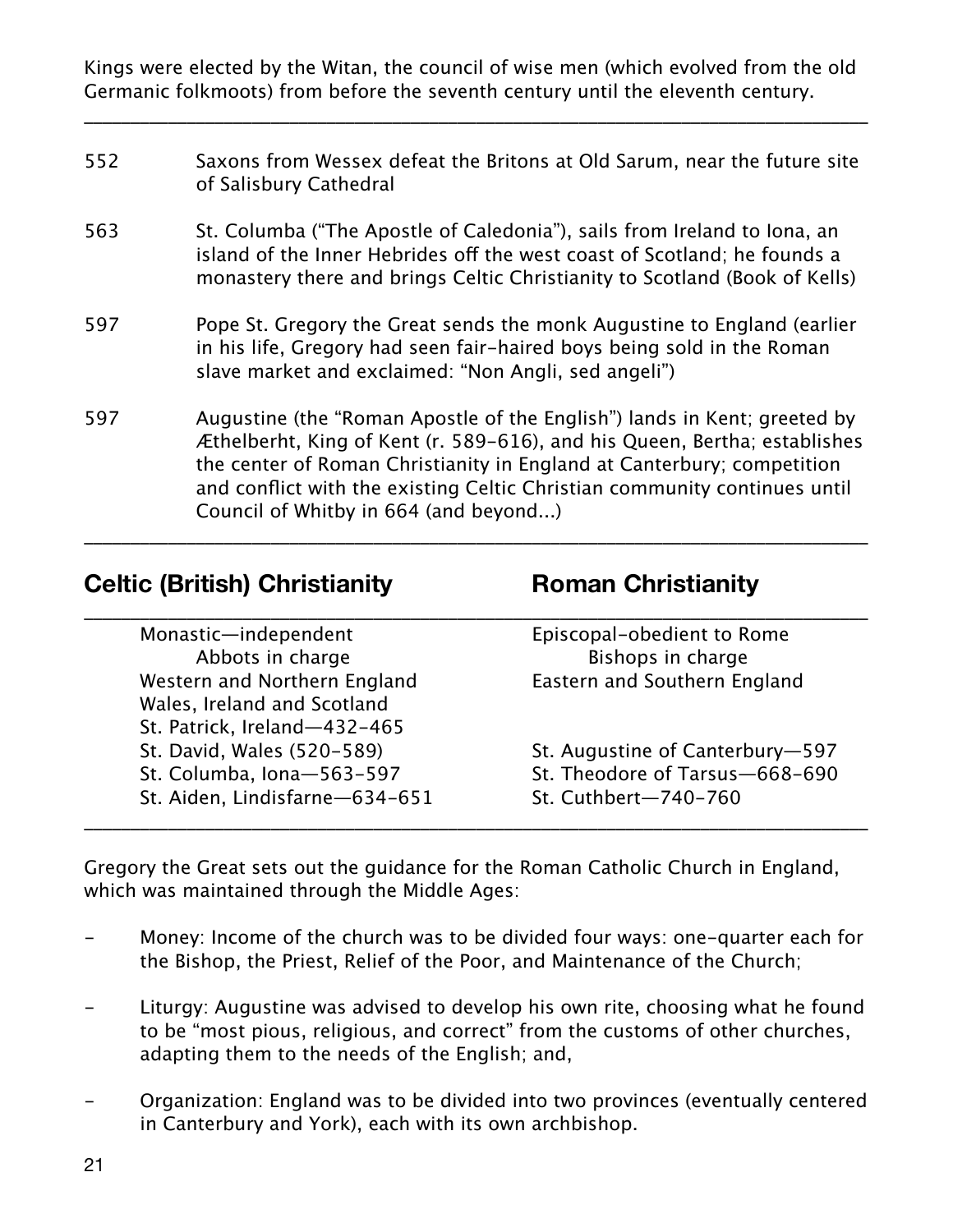Kings were elected by the Witan, the council of wise men (which evolved from the old Germanic folkmoots) from before the seventh century until the eleventh century.

---

| | |
|---|---|
| 552 | Saxons from Wessex defeat the Britons at Old Sarum, near the future site of Salisbury Cathedral |
| 563 | St. Columba ("The Apostle of Caledonia"), sails from Ireland to Iona, an island of the Inner Hebrides off the west coast of Scotland; he founds a monastery there and brings Celtic Christianity to Scotland (Book of Kells) |
| 597 | Pope St. Gregory the Great sends the monk Augustine to England (earlier in his life, Gregory had seen fair-haired boys being sold in the Roman slave market and exclaimed: "Non Angli, sed angeli") |
| 597 | Augustine (the "Roman Apostle of the English") lands in Kent; greeted by Æthelberht, King of Kent (r. 589–616), and his Queen, Bertha; establishes the center of Roman Christianity in England at Canterbury; competition and conflict with the existing Celtic Christian community continues until Council of Whitby in 664 (and beyond...) |

---

| **Celtic (British) Christianity** | **Roman Christianity** |
|---|---|
| Monastic—independent | Episcopal-obedient to Rome |
| Abbots in charge | Bishops in charge |
| Western and Northern England | Eastern and Southern England |
| Wales, Ireland and Scotland | |
| St. Patrick, Ireland—432–465 | |
| St. David, Wales (520–589) | St. Augustine of Canterbury—597 |
| St. Columba, Iona—563–597 | St. Theodore of Tarsus—668–690 |
| St. Aiden, Lindisfarne—634–651 | St. Cuthbert—740–760 |

Gregory the Great sets out the guidance for the Roman Catholic Church in England, which was maintained through the Middle Ages:

- Money: Income of the church was to be divided four ways: one-quarter each for the Bishop, the Priest, Relief of the Poor, and Maintenance of the Church;
- Liturgy: Augustine was advised to develop his own rite, choosing what he found to be "most pious, religious, and correct" from the customs of other churches, adapting them to the needs of the English; and,
- Organization: England was to be divided into two provinces (eventually centered in Canterbury and York), each with its own archbishop.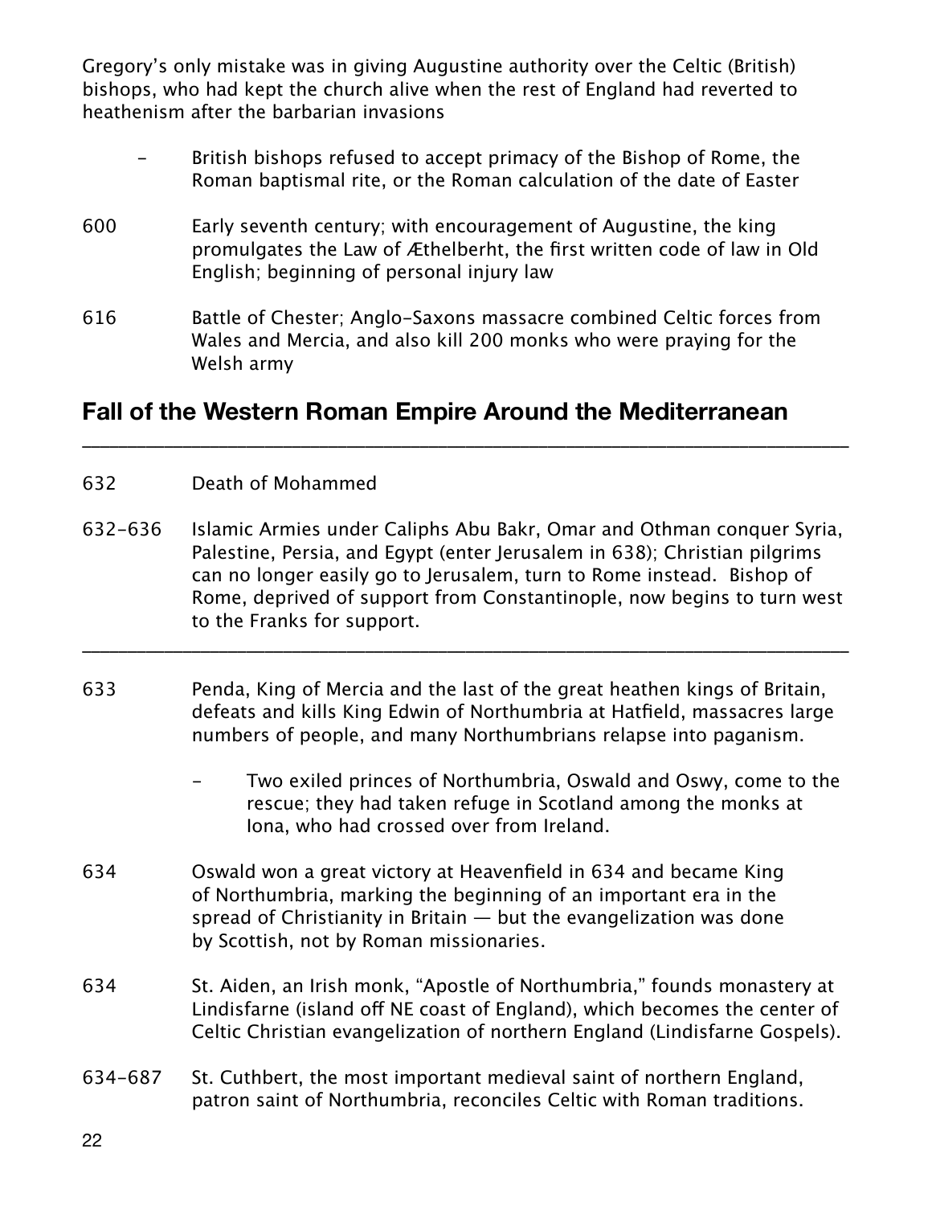Gregory's only mistake was in giving Augustine authority over the Celtic (British) bishops, who had kept the church alive when the rest of England had reverted to heathenism after the barbarian invasions

- British bishops refused to accept primacy of the Bishop of Rome, the Roman baptismal rite, or the Roman calculation of the date of Easter

600 Early seventh century; with encouragement of Augustine, the king promulgates the Law of Æthelberht, the first written code of law in Old English; beginning of personal injury law

616 Battle of Chester; Anglo-Saxons massacre combined Celtic forces from Wales and Mercia, and also kill 200 monks who were praying for the Welsh army

## Fall of the Western Roman Empire Around the Mediterranean

---

632 Death of Mohammed

632–636 Islamic Armies under Caliphs Abu Bakr, Omar and Othman conquer Syria, Palestine, Persia, and Egypt (enter Jerusalem in 638); Christian pilgrims can no longer easily go to Jerusalem, turn to Rome instead. Bishop of Rome, deprived of support from Constantinople, now begins to turn west to the Franks for support.

---

633 Penda, King of Mercia and the last of the great heathen kings of Britain, defeats and kills King Edwin of Northumbria at Hatfield, massacres large numbers of people, and many Northumbrians relapse into paganism.

- Two exiled princes of Northumbria, Oswald and Oswy, come to the rescue; they had taken refuge in Scotland among the monks at Iona, who had crossed over from Ireland.

634 Oswald won a great victory at Heavenfield in 634 and became King of Northumbria, marking the beginning of an important era in the spread of Christianity in Britain — but the evangelization was done by Scottish, not by Roman missionaries.

634 St. Aiden, an Irish monk, "Apostle of Northumbria," founds monastery at Lindisfarne (island off NE coast of England), which becomes the center of Celtic Christian evangelization of northern England (Lindisfarne Gospels).

634–687 St. Cuthbert, the most important medieval saint of northern England, patron saint of Northumbria, reconciles Celtic with Roman traditions.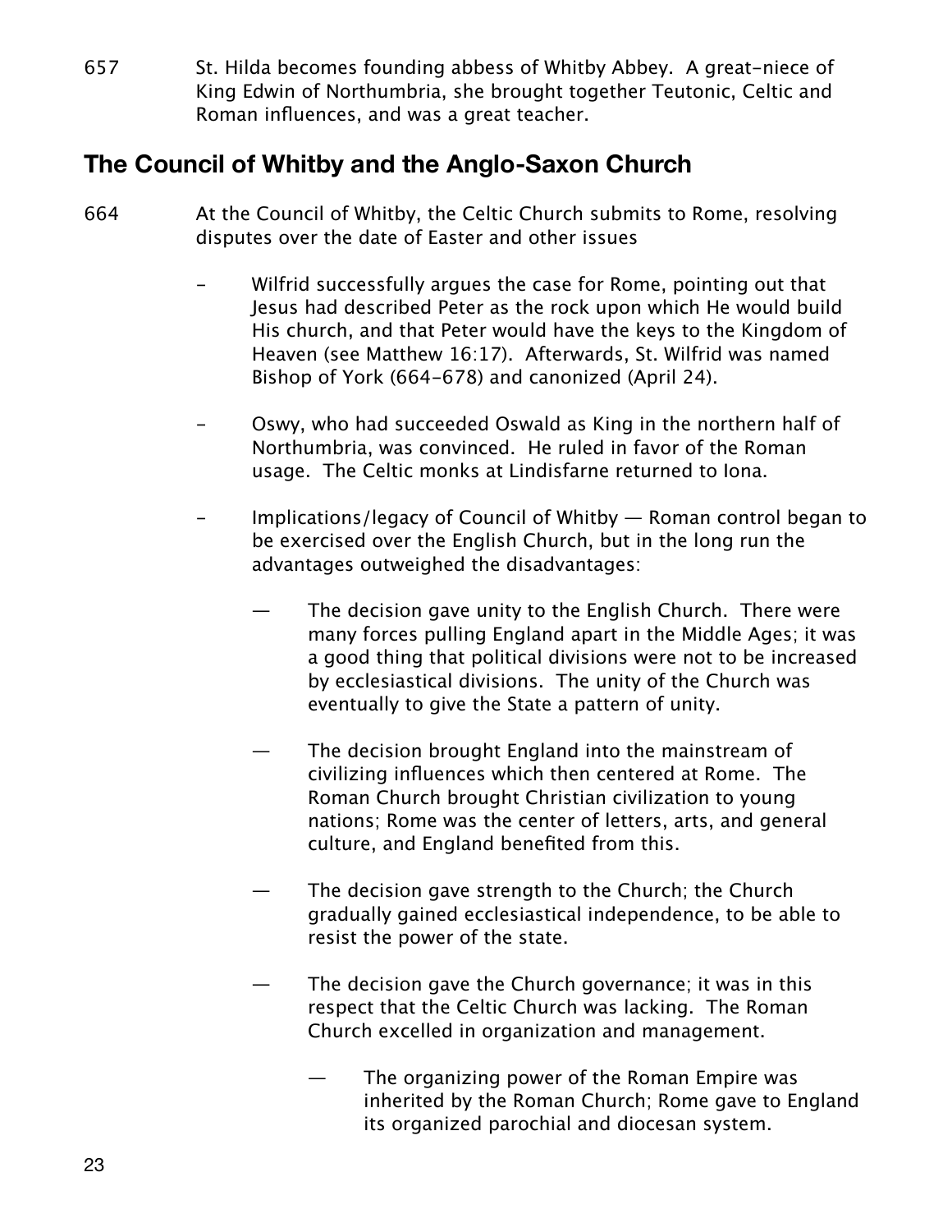657 St. Hilda becomes founding abbess of Whitby Abbey. A great-niece of King Edwin of Northumbria, she brought together Teutonic, Celtic and Roman influences, and was a great teacher.

## The Council of Whitby and the Anglo-Saxon Church

664 At the Council of Whitby, the Celtic Church submits to Rome, resolving disputes over the date of Easter and other issues

- Wilfrid successfully argues the case for Rome, pointing out that Jesus had described Peter as the rock upon which He would build His church, and that Peter would have the keys to the Kingdom of Heaven (see Matthew 16:17). Afterwards, St. Wilfrid was named Bishop of York (664-678) and canonized (April 24).

- Oswy, who had succeeded Oswald as King in the northern half of Northumbria, was convinced. He ruled in favor of the Roman usage. The Celtic monks at Lindisfarne returned to Iona.

- Implications/legacy of Council of Whitby — Roman control began to be exercised over the English Church, but in the long run the advantages outweighed the disadvantages:

  — The decision gave unity to the English Church. There were many forces pulling England apart in the Middle Ages; it was a good thing that political divisions were not to be increased by ecclesiastical divisions. The unity of the Church was eventually to give the State a pattern of unity.

  — The decision brought England into the mainstream of civilizing influences which then centered at Rome. The Roman Church brought Christian civilization to young nations; Rome was the center of letters, arts, and general culture, and England benefited from this.

  — The decision gave strength to the Church; the Church gradually gained ecclesiastical independence, to be able to resist the power of the state.

  — The decision gave the Church governance; it was in this respect that the Celtic Church was lacking. The Roman Church excelled in organization and management.

    — The organizing power of the Roman Empire was inherited by the Roman Church; Rome gave to England its organized parochial and diocesan system.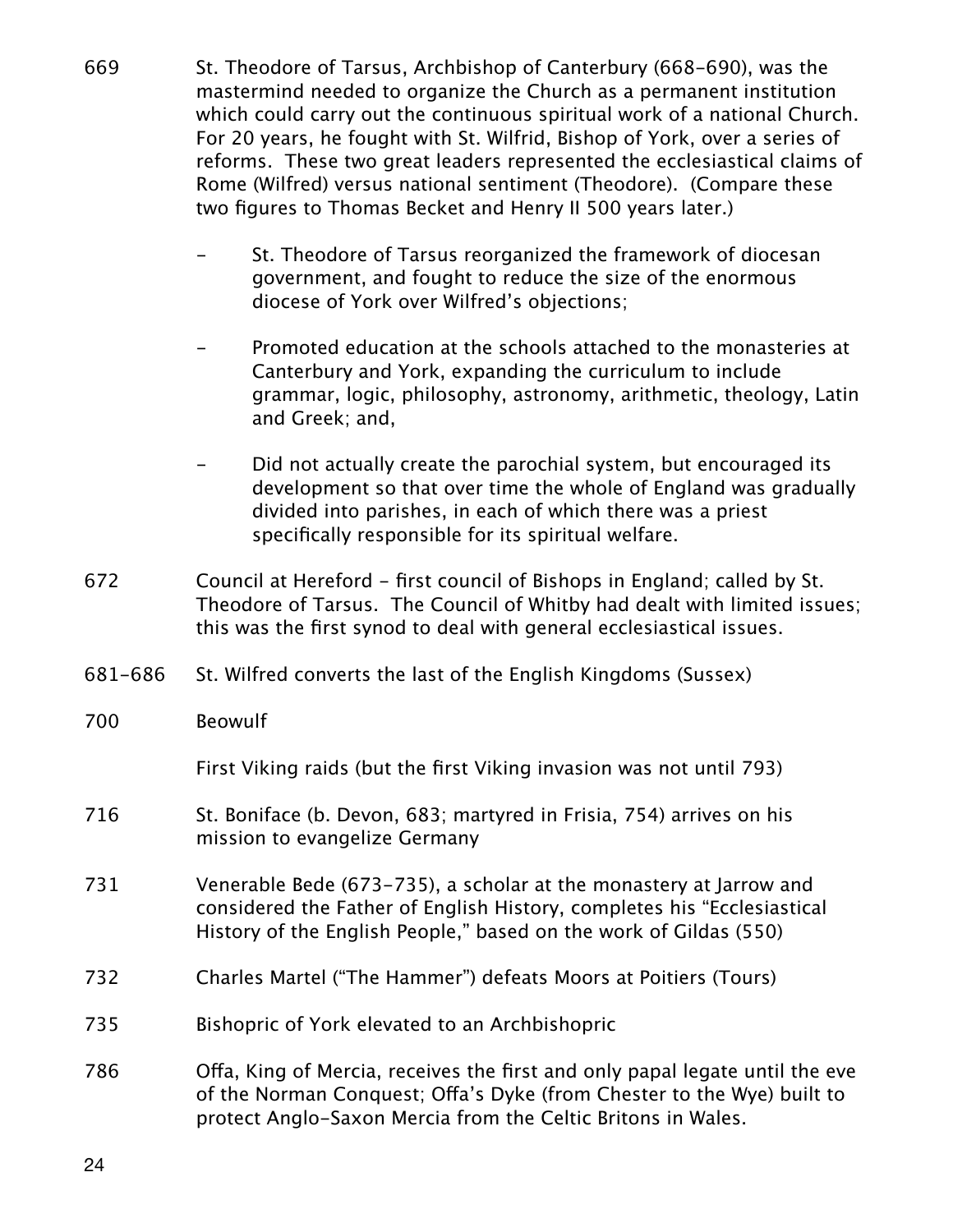669 St. Theodore of Tarsus, Archbishop of Canterbury (668-690), was the mastermind needed to organize the Church as a permanent institution which could carry out the continuous spiritual work of a national Church. For 20 years, he fought with St. Wilfrid, Bishop of York, over a series of reforms. These two great leaders represented the ecclesiastical claims of Rome (Wilfred) versus national sentiment (Theodore). (Compare these two figures to Thomas Becket and Henry II 500 years later.)

- St. Theodore of Tarsus reorganized the framework of diocesan government, and fought to reduce the size of the enormous diocese of York over Wilfred's objections;
- Promoted education at the schools attached to the monasteries at Canterbury and York, expanding the curriculum to include grammar, logic, philosophy, astronomy, arithmetic, theology, Latin and Greek; and,
- Did not actually create the parochial system, but encouraged its development so that over time the whole of England was gradually divided into parishes, in each of which there was a priest specifically responsible for its spiritual welfare.

672 Council at Hereford - first council of Bishops in England; called by St. Theodore of Tarsus. The Council of Whitby had dealt with limited issues; this was the first synod to deal with general ecclesiastical issues.

681-686 St. Wilfred converts the last of the English Kingdoms (Sussex)

700 Beowulf

First Viking raids (but the first Viking invasion was not until 793)

716 St. Boniface (b. Devon, 683; martyred in Frisia, 754) arrives on his mission to evangelize Germany

731 Venerable Bede (673-735), a scholar at the monastery at Jarrow and considered the Father of English History, completes his "Ecclesiastical History of the English People," based on the work of Gildas (550)

732 Charles Martel ("The Hammer") defeats Moors at Poitiers (Tours)

735 Bishopric of York elevated to an Archbishopric

786 Offa, King of Mercia, receives the first and only papal legate until the eve of the Norman Conquest; Offa's Dyke (from Chester to the Wye) built to protect Anglo-Saxon Mercia from the Celtic Britons in Wales.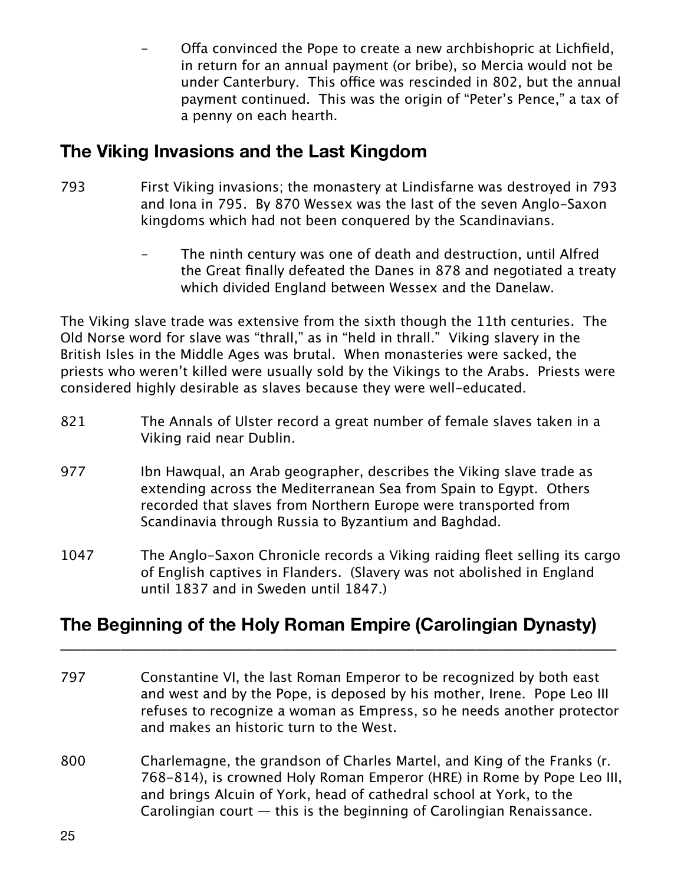- Offa convinced the Pope to create a new archbishopric at Lichfield, in return for an annual payment (or bribe), so Mercia would not be under Canterbury. This office was rescinded in 802, but the annual payment continued. This was the origin of "Peter's Pence," a tax of a penny on each hearth.

## The Viking Invasions and the Last Kingdom

793 First Viking invasions; the monastery at Lindisfarne was destroyed in 793 and Iona in 795. By 870 Wessex was the last of the seven Anglo-Saxon kingdoms which had not been conquered by the Scandinavians.

- The ninth century was one of death and destruction, until Alfred the Great finally defeated the Danes in 878 and negotiated a treaty which divided England between Wessex and the Danelaw.

The Viking slave trade was extensive from the sixth though the 11th centuries. The Old Norse word for slave was "thrall," as in "held in thrall." Viking slavery in the British Isles in the Middle Ages was brutal. When monasteries were sacked, the priests who weren't killed were usually sold by the Vikings to the Arabs. Priests were considered highly desirable as slaves because they were well-educated.

821 The Annals of Ulster record a great number of female slaves taken in a Viking raid near Dublin.

977 Ibn Hawqual, an Arab geographer, describes the Viking slave trade as extending across the Mediterranean Sea from Spain to Egypt. Others recorded that slaves from Northern Europe were transported from Scandinavia through Russia to Byzantium and Baghdad.

1047 The Anglo-Saxon Chronicle records a Viking raiding fleet selling its cargo of English captives in Flanders. (Slavery was not abolished in England until 1837 and in Sweden until 1847.)

## The Beginning of the Holy Roman Empire (Carolingian Dynasty)

797 Constantine VI, the last Roman Emperor to be recognized by both east and west and by the Pope, is deposed by his mother, Irene. Pope Leo III refuses to recognize a woman as Empress, so he needs another protector and makes an historic turn to the West.

800 Charlemagne, the grandson of Charles Martel, and King of the Franks (r. 768-814), is crowned Holy Roman Emperor (HRE) in Rome by Pope Leo III, and brings Alcuin of York, head of cathedral school at York, to the Carolingian court — this is the beginning of Carolingian Renaissance.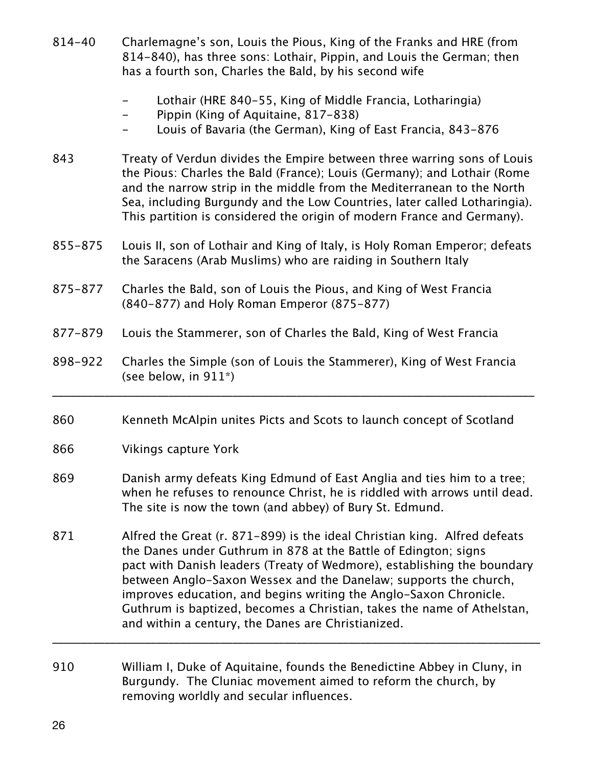814–40 Charlemagne's son, Louis the Pious, King of the Franks and HRE (from 814–840), has three sons: Lothair, Pippin, and Louis the German; then has a fourth son, Charles the Bald, by his second wife

- Lothair (HRE 840–55, King of Middle Francia, Lotharingia)
- Pippin (King of Aquitaine, 817–838)
- Louis of Bavaria (the German), King of East Francia, 843–876

843 Treaty of Verdun divides the Empire between three warring sons of Louis the Pious: Charles the Bald (France); Louis (Germany); and Lothair (Rome and the narrow strip in the middle from the Mediterranean to the North Sea, including Burgundy and the Low Countries, later called Lotharingia). This partition is considered the origin of modern France and Germany).

855–875 Louis II, son of Lothair and King of Italy, is Holy Roman Emperor; defeats the Saracens (Arab Muslims) who are raiding in Southern Italy

875–877 Charles the Bald, son of Louis the Pious, and King of West Francia (840–877) and Holy Roman Emperor (875–877)

877–879 Louis the Stammerer, son of Charles the Bald, King of West Francia

898–922 Charles the Simple (son of Louis the Stammerer), King of West Francia (see below, in 911*)

---

860 Kenneth McAlpin unites Picts and Scots to launch concept of Scotland

866 Vikings capture York

869 Danish army defeats King Edmund of East Anglia and ties him to a tree; when he refuses to renounce Christ, he is riddled with arrows until dead. The site is now the town (and abbey) of Bury St. Edmund.

871 Alfred the Great (r. 871–899) is the ideal Christian king. Alfred defeats the Danes under Guthrum in 878 at the Battle of Edington; signs pact with Danish leaders (Treaty of Wedmore), establishing the boundary between Anglo-Saxon Wessex and the Danelaw; supports the church, improves education, and begins writing the Anglo-Saxon Chronicle. Guthrum is baptized, becomes a Christian, takes the name of Athelstan, and within a century, the Danes are Christianized.

---

910 William I, Duke of Aquitaine, founds the Benedictine Abbey in Cluny, in Burgundy. The Cluniac movement aimed to reform the church, by removing worldly and secular influences.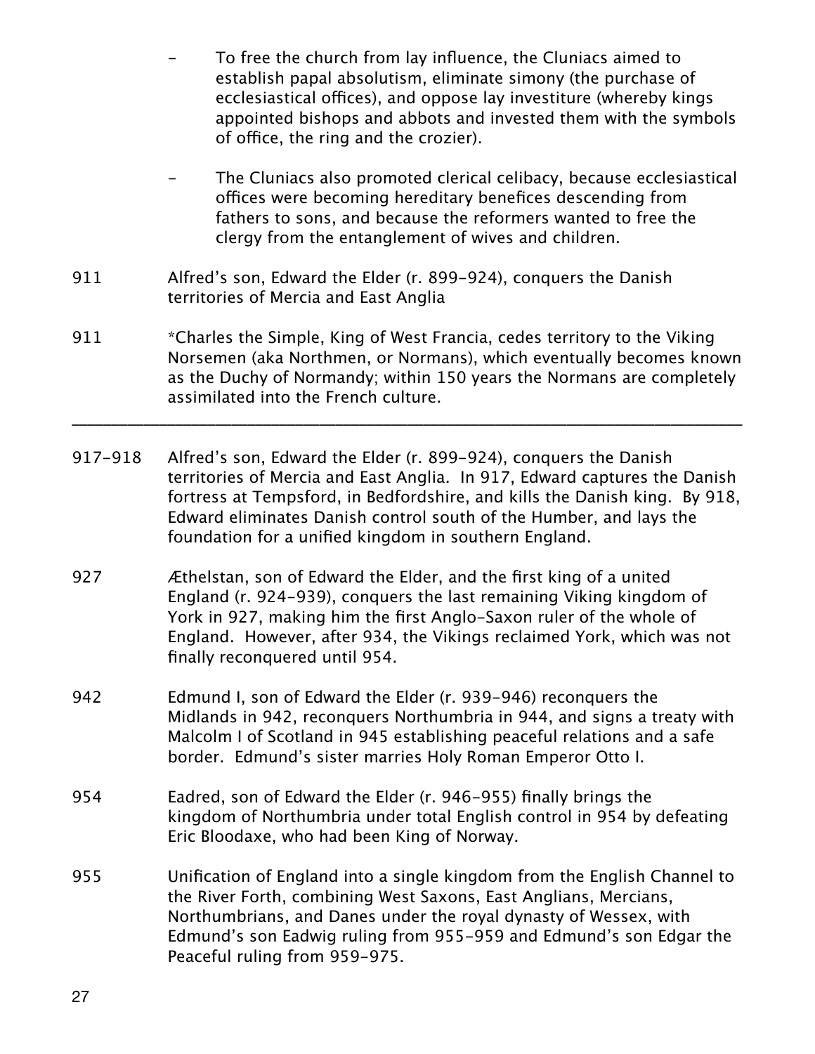- To free the church from lay influence, the Cluniacs aimed to establish papal absolutism, eliminate simony (the purchase of ecclesiastical offices), and oppose lay investiture (whereby kings appointed bishops and abbots and invested them with the symbols of office, the ring and the crozier).

- The Cluniacs also promoted clerical celibacy, because ecclesiastical offices were becoming hereditary benefices descending from fathers to sons, and because the reformers wanted to free the clergy from the entanglement of wives and children.

911 Alfred's son, Edward the Elder (r. 899-924), conquers the Danish territories of Mercia and East Anglia

911 *Charles the Simple, King of West Francia, cedes territory to the Viking Norsemen (aka Northmen, or Normans), which eventually becomes known as the Duchy of Normandy; within 150 years the Normans are completely assimilated into the French culture.

---

917-918 Alfred's son, Edward the Elder (r. 899-924), conquers the Danish territories of Mercia and East Anglia. In 917, Edward captures the Danish fortress at Tempsford, in Bedfordshire, and kills the Danish king. By 918, Edward eliminates Danish control south of the Humber, and lays the foundation for a unified kingdom in southern England.

927 Æthelstan, son of Edward the Elder, and the first king of a united England (r. 924-939), conquers the last remaining Viking kingdom of York in 927, making him the first Anglo-Saxon ruler of the whole of England. However, after 934, the Vikings reclaimed York, which was not finally reconquered until 954.

942 Edmund I, son of Edward the Elder (r. 939-946) reconquers the Midlands in 942, reconquers Northumbria in 944, and signs a treaty with Malcolm I of Scotland in 945 establishing peaceful relations and a safe border. Edmund's sister marries Holy Roman Emperor Otto I.

954 Eadred, son of Edward the Elder (r. 946-955) finally brings the kingdom of Northumbria under total English control in 954 by defeating Eric Bloodaxe, who had been King of Norway.

955 Unification of England into a single kingdom from the English Channel to the River Forth, combining West Saxons, East Anglians, Mercians, Northumbrians, and Danes under the royal dynasty of Wessex, with Edmund's son Eadwig ruling from 955-959 and Edmund's son Edgar the Peaceful ruling from 959-975.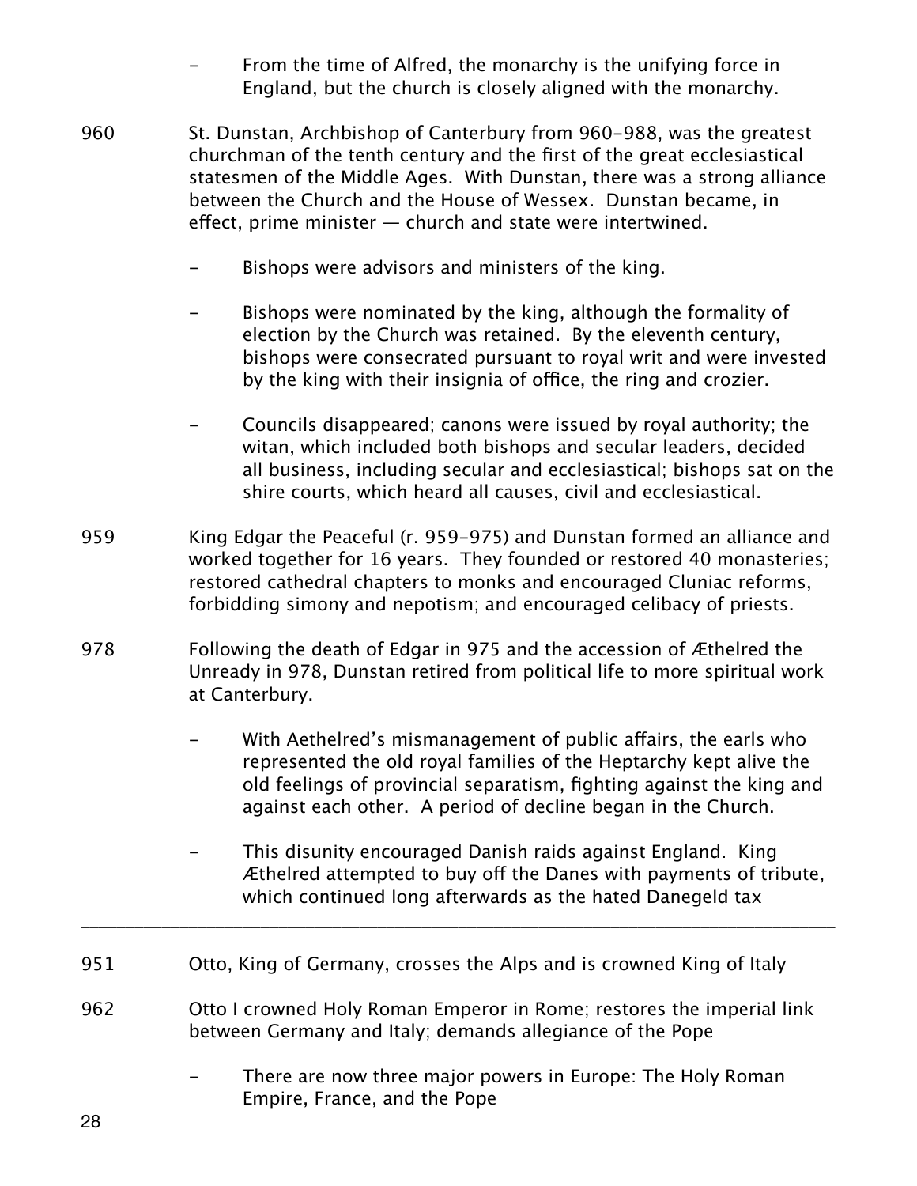- From the time of Alfred, the monarchy is the unifying force in England, but the church is closely aligned with the monarchy.

960 St. Dunstan, Archbishop of Canterbury from 960–988, was the greatest churchman of the tenth century and the first of the great ecclesiastical statesmen of the Middle Ages. With Dunstan, there was a strong alliance between the Church and the House of Wessex. Dunstan became, in effect, prime minister — church and state were intertwined.

- Bishops were advisors and ministers of the king.
- Bishops were nominated by the king, although the formality of election by the Church was retained. By the eleventh century, bishops were consecrated pursuant to royal writ and were invested by the king with their insignia of office, the ring and crozier.
- Councils disappeared; canons were issued by royal authority; the witan, which included both bishops and secular leaders, decided all business, including secular and ecclesiastical; bishops sat on the shire courts, which heard all causes, civil and ecclesiastical.

959 King Edgar the Peaceful (r. 959–975) and Dunstan formed an alliance and worked together for 16 years. They founded or restored 40 monasteries; restored cathedral chapters to monks and encouraged Cluniac reforms, forbidding simony and nepotism; and encouraged celibacy of priests.

978 Following the death of Edgar in 975 and the accession of Æthelred the Unready in 978, Dunstan retired from political life to more spiritual work at Canterbury.

- With Aethelred's mismanagement of public affairs, the earls who represented the old royal families of the Heptarchy kept alive the old feelings of provincial separatism, fighting against the king and against each other. A period of decline began in the Church.
- This disunity encouraged Danish raids against England. King Æthelred attempted to buy off the Danes with payments of tribute, which continued long afterwards as the hated Danegeld tax

---

951 Otto, King of Germany, crosses the Alps and is crowned King of Italy

962 Otto I crowned Holy Roman Emperor in Rome; restores the imperial link between Germany and Italy; demands allegiance of the Pope

- There are now three major powers in Europe: The Holy Roman Empire, France, and the Pope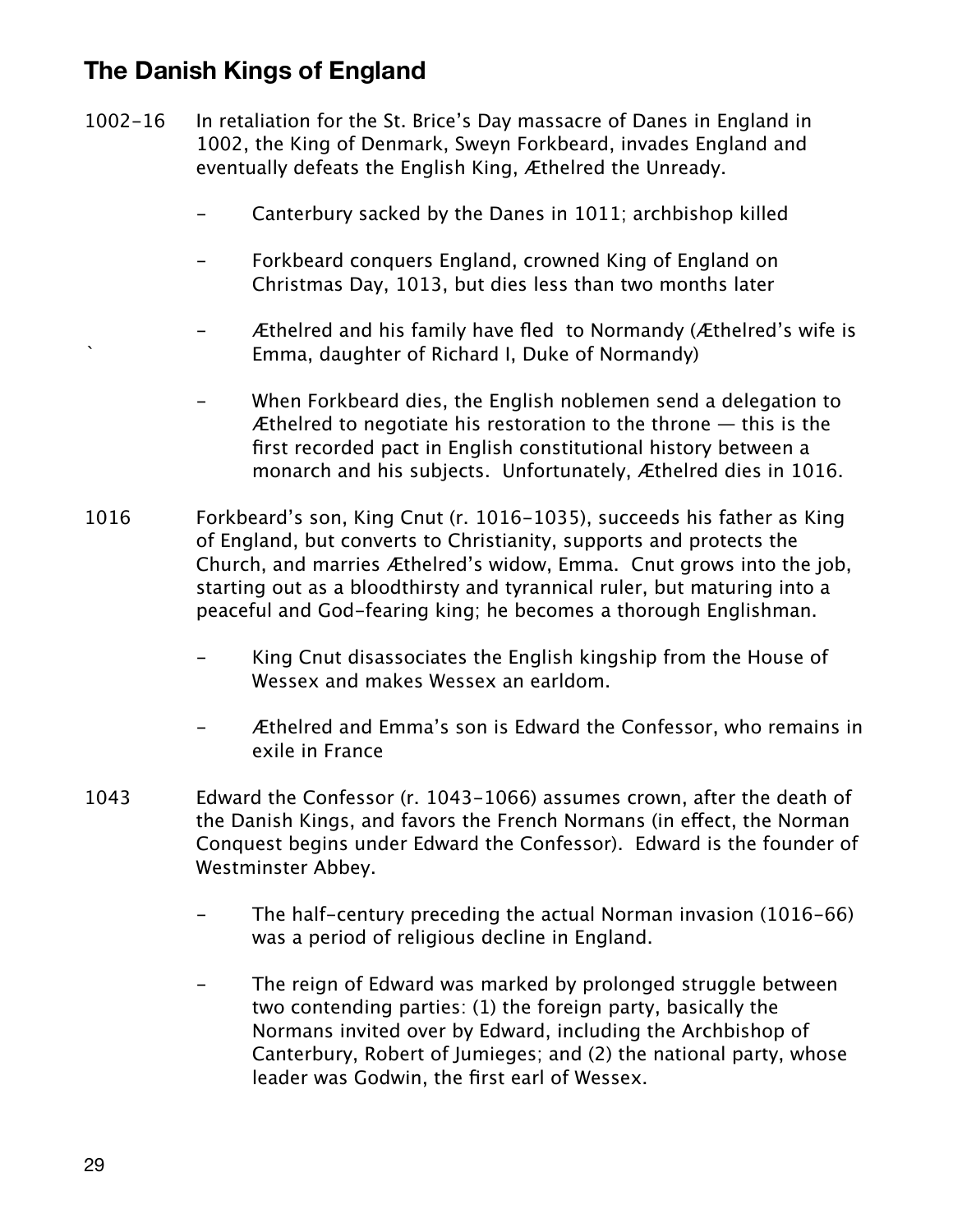## The Danish Kings of England

1002–16 In retaliation for the St. Brice's Day massacre of Danes in England in 1002, the King of Denmark, Sweyn Forkbeard, invades England and eventually defeats the English King, Æthelred the Unready.

- Canterbury sacked by the Danes in 1011; archbishop killed
- Forkbeard conquers England, crowned King of England on Christmas Day, 1013, but dies less than two months later
- Æthelred and his family have fled to Normandy (Æthelred's wife is Emma, daughter of Richard I, Duke of Normandy)
- When Forkbeard dies, the English noblemen send a delegation to Æthelred to negotiate his restoration to the throne — this is the first recorded pact in English constitutional history between a monarch and his subjects. Unfortunately, Æthelred dies in 1016.

1016 Forkbeard's son, King Cnut (r. 1016–1035), succeeds his father as King of England, but converts to Christianity, supports and protects the Church, and marries Æthelred's widow, Emma. Cnut grows into the job, starting out as a bloodthirsty and tyrannical ruler, but maturing into a peaceful and God-fearing king; he becomes a thorough Englishman.

- King Cnut disassociates the English kingship from the House of Wessex and makes Wessex an earldom.
- Æthelred and Emma's son is Edward the Confessor, who remains in exile in France

1043 Edward the Confessor (r. 1043–1066) assumes crown, after the death of the Danish Kings, and favors the French Normans (in effect, the Norman Conquest begins under Edward the Confessor). Edward is the founder of Westminster Abbey.

- The half-century preceding the actual Norman invasion (1016–66) was a period of religious decline in England.
- The reign of Edward was marked by prolonged struggle between two contending parties: (1) the foreign party, basically the Normans invited over by Edward, including the Archbishop of Canterbury, Robert of Jumieges; and (2) the national party, whose leader was Godwin, the first earl of Wessex.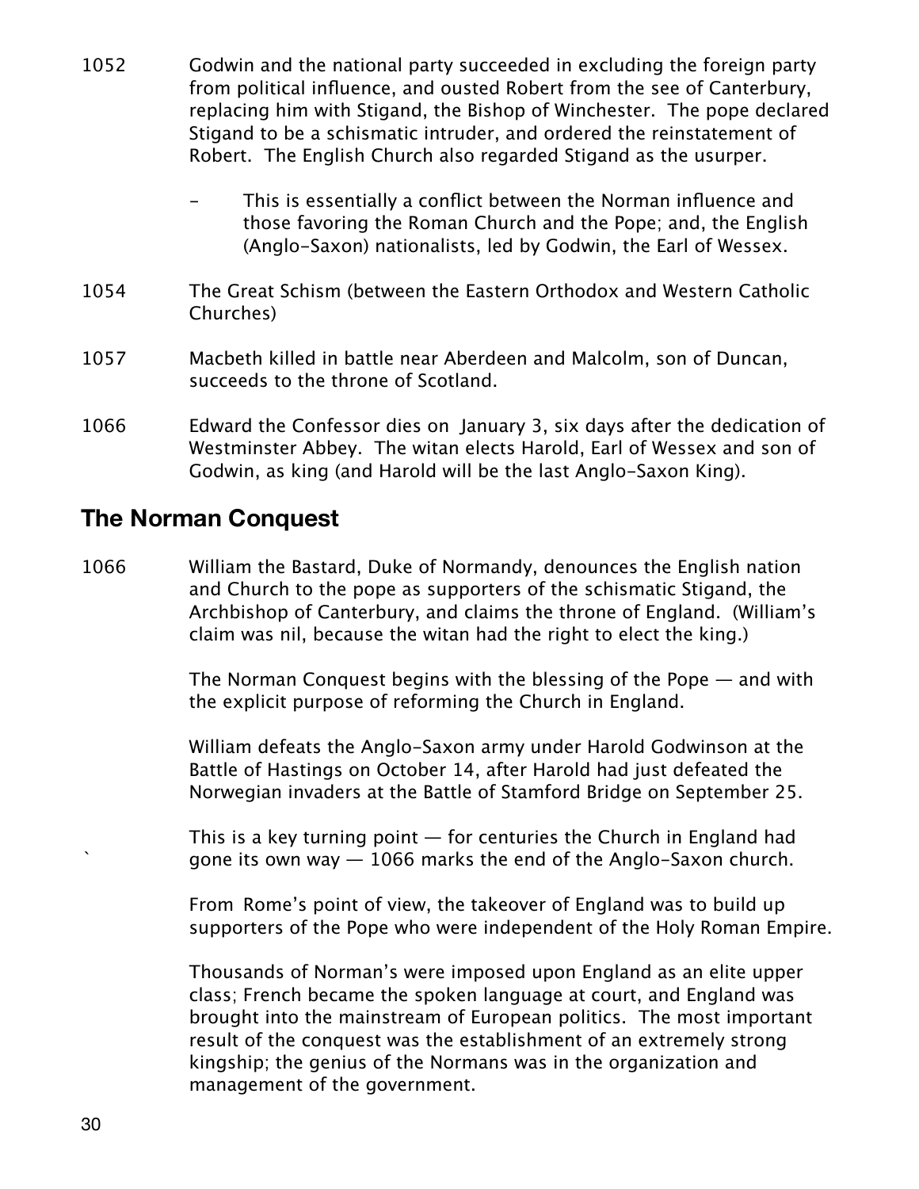1052 Godwin and the national party succeeded in excluding the foreign party from political influence, and ousted Robert from the see of Canterbury, replacing him with Stigand, the Bishop of Winchester. The pope declared Stigand to be a schismatic intruder, and ordered the reinstatement of Robert. The English Church also regarded Stigand as the usurper.

- This is essentially a conflict between the Norman influence and those favoring the Roman Church and the Pope; and, the English (Anglo-Saxon) nationalists, led by Godwin, the Earl of Wessex.

1054 The Great Schism (between the Eastern Orthodox and Western Catholic Churches)

1057 Macbeth killed in battle near Aberdeen and Malcolm, son of Duncan, succeeds to the throne of Scotland.

1066 Edward the Confessor dies on January 3, six days after the dedication of Westminster Abbey. The witan elects Harold, Earl of Wessex and son of Godwin, as king (and Harold will be the last Anglo-Saxon King).

## The Norman Conquest

1066 William the Bastard, Duke of Normandy, denounces the English nation and Church to the pope as supporters of the schismatic Stigand, the Archbishop of Canterbury, and claims the throne of England. (William's claim was nil, because the witan had the right to elect the king.)

The Norman Conquest begins with the blessing of the Pope — and with the explicit purpose of reforming the Church in England.

William defeats the Anglo-Saxon army under Harold Godwinson at the Battle of Hastings on October 14, after Harold had just defeated the Norwegian invaders at the Battle of Stamford Bridge on September 25.

This is a key turning point — for centuries the Church in England had gone its own way — 1066 marks the end of the Anglo-Saxon church.

From Rome's point of view, the takeover of England was to build up supporters of the Pope who were independent of the Holy Roman Empire.

Thousands of Norman's were imposed upon England as an elite upper class; French became the spoken language at court, and England was brought into the mainstream of European politics. The most important result of the conquest was the establishment of an extremely strong kingship; the genius of the Normans was in the organization and management of the government.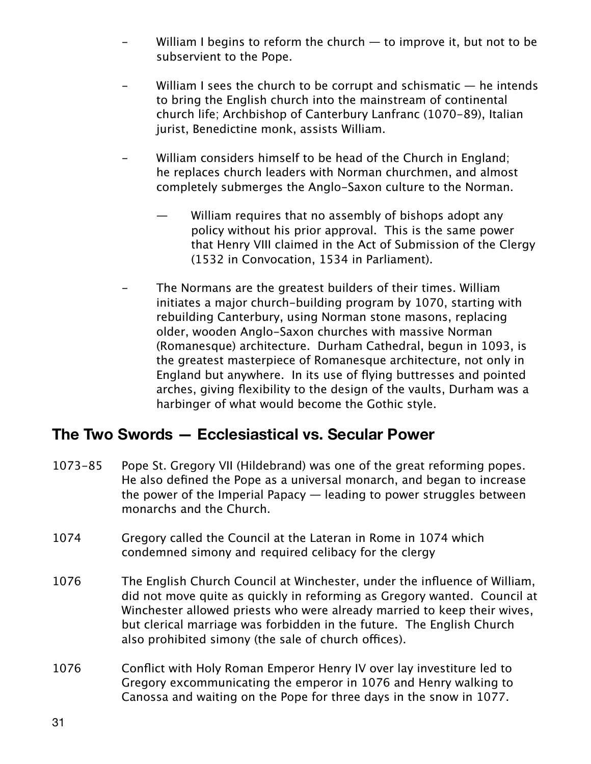- William I begins to reform the church — to improve it, but not to be subservient to the Pope.

- William I sees the church to be corrupt and schismatic — he intends to bring the English church into the mainstream of continental church life; Archbishop of Canterbury Lanfranc (1070-89), Italian jurist, Benedictine monk, assists William.

- William considers himself to be head of the Church in England; he replaces church leaders with Norman churchmen, and almost completely submerges the Anglo-Saxon culture to the Norman.

  — William requires that no assembly of bishops adopt any policy without his prior approval. This is the same power that Henry VIII claimed in the Act of Submission of the Clergy (1532 in Convocation, 1534 in Parliament).

- The Normans are the greatest builders of their times. William initiates a major church-building program by 1070, starting with rebuilding Canterbury, using Norman stone masons, replacing older, wooden Anglo-Saxon churches with massive Norman (Romanesque) architecture. Durham Cathedral, begun in 1093, is the greatest masterpiece of Romanesque architecture, not only in England but anywhere. In its use of flying buttresses and pointed arches, giving flexibility to the design of the vaults, Durham was a harbinger of what would become the Gothic style.

## The Two Swords — Ecclesiastical vs. Secular Power

1073-85 Pope St. Gregory VII (Hildebrand) was one of the great reforming popes. He also defined the Pope as a universal monarch, and began to increase the power of the Imperial Papacy — leading to power struggles between monarchs and the Church.

1074 Gregory called the Council at the Lateran in Rome in 1074 which condemned simony and required celibacy for the clergy

1076 The English Church Council at Winchester, under the influence of William, did not move quite as quickly in reforming as Gregory wanted. Council at Winchester allowed priests who were already married to keep their wives, but clerical marriage was forbidden in the future. The English Church also prohibited simony (the sale of church offices).

1076 Conflict with Holy Roman Emperor Henry IV over lay investiture led to Gregory excommunicating the emperor in 1076 and Henry walking to Canossa and waiting on the Pope for three days in the snow in 1077.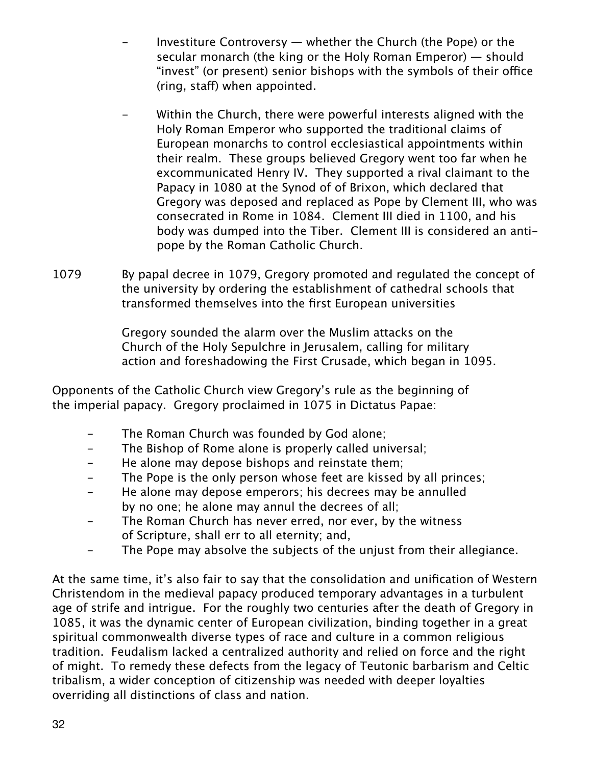- Investiture Controversy — whether the Church (the Pope) or the secular monarch (the king or the Holy Roman Emperor) — should "invest" (or present) senior bishops with the symbols of their office (ring, staff) when appointed.

- Within the Church, there were powerful interests aligned with the Holy Roman Emperor who supported the traditional claims of European monarchs to control ecclesiastical appointments within their realm. These groups believed Gregory went too far when he excommunicated Henry IV. They supported a rival claimant to the Papacy in 1080 at the Synod of of Brixon, which declared that Gregory was deposed and replaced as Pope by Clement III, who was consecrated in Rome in 1084. Clement III died in 1100, and his body was dumped into the Tiber. Clement III is considered an anti-pope by the Roman Catholic Church.

1079 By papal decree in 1079, Gregory promoted and regulated the concept of the university by ordering the establishment of cathedral schools that transformed themselves into the first European universities

Gregory sounded the alarm over the Muslim attacks on the Church of the Holy Sepulchre in Jerusalem, calling for military action and foreshadowing the First Crusade, which began in 1095.

Opponents of the Catholic Church view Gregory's rule as the beginning of the imperial papacy. Gregory proclaimed in 1075 in Dictatus Papae:

- The Roman Church was founded by God alone;
- The Bishop of Rome alone is properly called universal;
- He alone may depose bishops and reinstate them;
- The Pope is the only person whose feet are kissed by all princes;
- He alone may depose emperors; his decrees may be annulled by no one; he alone may annul the decrees of all;
- The Roman Church has never erred, nor ever, by the witness of Scripture, shall err to all eternity; and,
- The Pope may absolve the subjects of the unjust from their allegiance.

At the same time, it's also fair to say that the consolidation and unification of Western Christendom in the medieval papacy produced temporary advantages in a turbulent age of strife and intrigue. For the roughly two centuries after the death of Gregory in 1085, it was the dynamic center of European civilization, binding together in a great spiritual commonwealth diverse types of race and culture in a common religious tradition. Feudalism lacked a centralized authority and relied on force and the right of might. To remedy these defects from the legacy of Teutonic barbarism and Celtic tribalism, a wider conception of citizenship was needed with deeper loyalties overriding all distinctions of class and nation.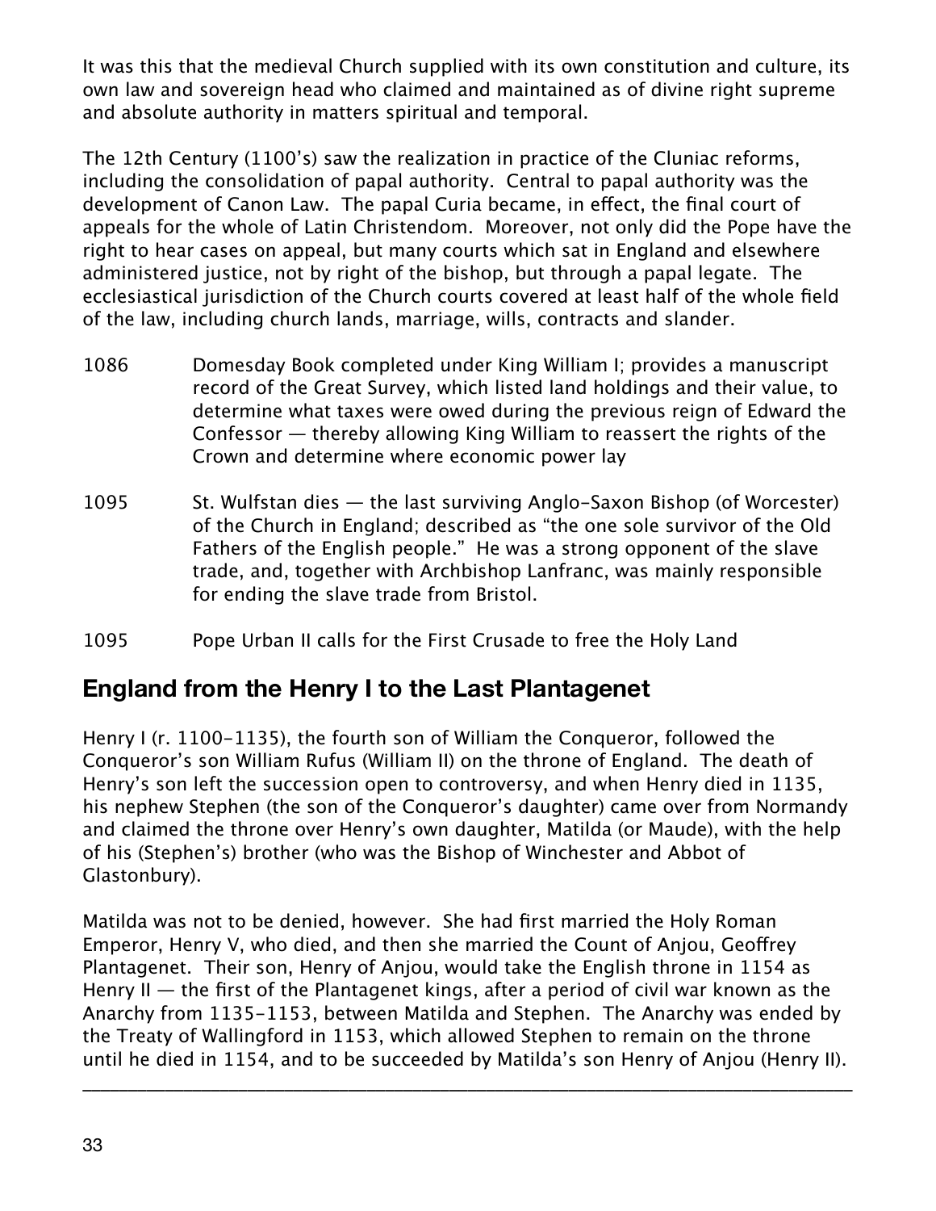It was this that the medieval Church supplied with its own constitution and culture, its own law and sovereign head who claimed and maintained as of divine right supreme and absolute authority in matters spiritual and temporal.

The 12th Century (1100's) saw the realization in practice of the Cluniac reforms, including the consolidation of papal authority. Central to papal authority was the development of Canon Law. The papal Curia became, in effect, the final court of appeals for the whole of Latin Christendom. Moreover, not only did the Pope have the right to hear cases on appeal, but many courts which sat in England and elsewhere administered justice, not by right of the bishop, but through a papal legate. The ecclesiastical jurisdiction of the Church courts covered at least half of the whole field of the law, including church lands, marriage, wills, contracts and slander.

1086 Domesday Book completed under King William I; provides a manuscript record of the Great Survey, which listed land holdings and their value, to determine what taxes were owed during the previous reign of Edward the Confessor — thereby allowing King William to reassert the rights of the Crown and determine where economic power lay

1095 St. Wulfstan dies — the last surviving Anglo-Saxon Bishop (of Worcester) of the Church in England; described as "the one sole survivor of the Old Fathers of the English people." He was a strong opponent of the slave trade, and, together with Archbishop Lanfranc, was mainly responsible for ending the slave trade from Bristol.

1095 Pope Urban II calls for the First Crusade to free the Holy Land

## England from the Henry I to the Last Plantagenet

Henry I (r. 1100-1135), the fourth son of William the Conqueror, followed the Conqueror's son William Rufus (William II) on the throne of England. The death of Henry's son left the succession open to controversy, and when Henry died in 1135, his nephew Stephen (the son of the Conqueror's daughter) came over from Normandy and claimed the throne over Henry's own daughter, Matilda (or Maude), with the help of his (Stephen's) brother (who was the Bishop of Winchester and Abbot of Glastonbury).

Matilda was not to be denied, however. She had first married the Holy Roman Emperor, Henry V, who died, and then she married the Count of Anjou, Geoffrey Plantagenet. Their son, Henry of Anjou, would take the English throne in 1154 as Henry II — the first of the Plantagenet kings, after a period of civil war known as the Anarchy from 1135-1153, between Matilda and Stephen. The Anarchy was ended by the Treaty of Wallingford in 1153, which allowed Stephen to remain on the throne until he died in 1154, and to be succeeded by Matilda's son Henry of Anjou (Henry II).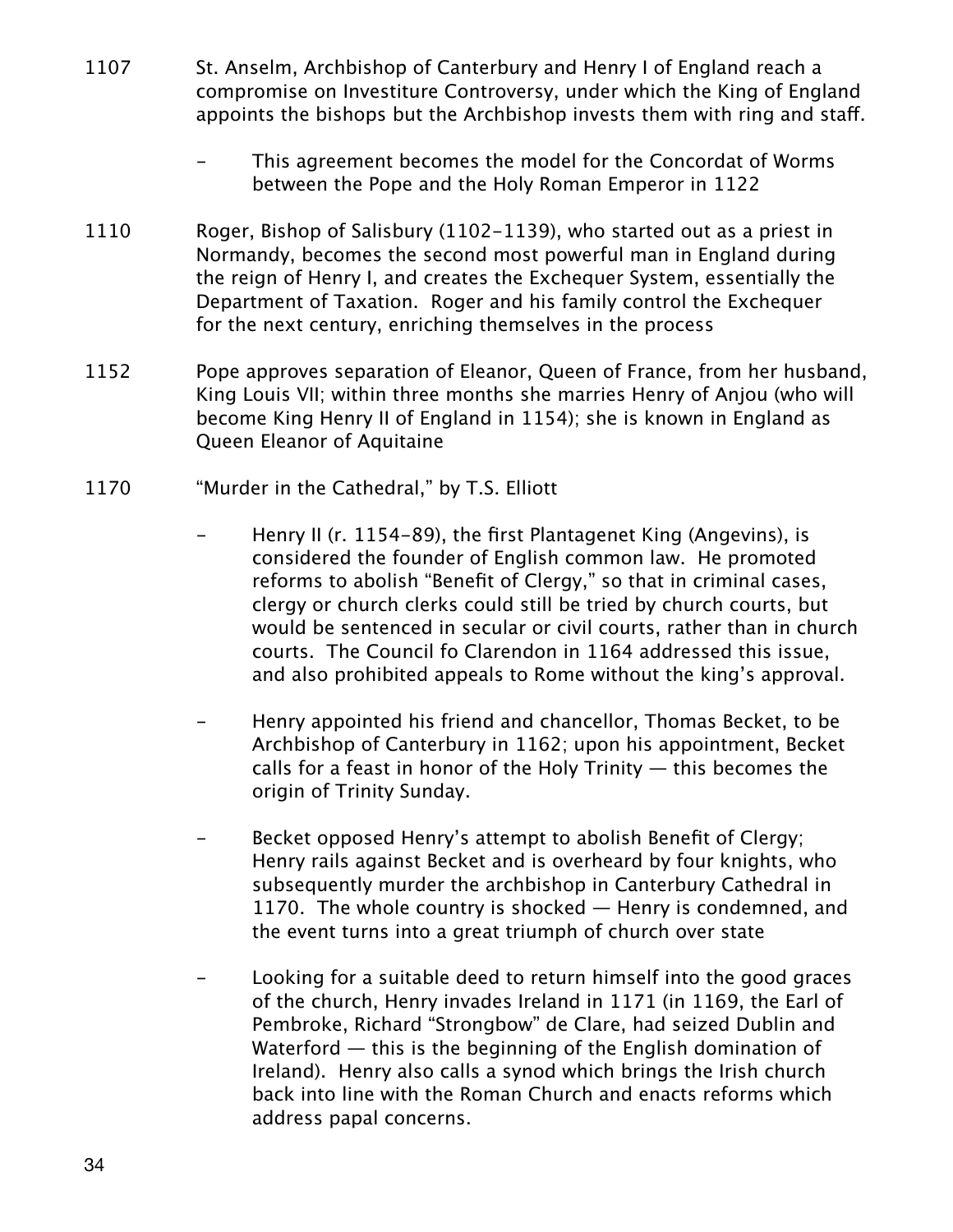1107 St. Anselm, Archbishop of Canterbury and Henry I of England reach a compromise on Investiture Controversy, under which the King of England appoints the bishops but the Archbishop invests them with ring and staff.

- This agreement becomes the model for the Concordat of Worms between the Pope and the Holy Roman Emperor in 1122

1110 Roger, Bishop of Salisbury (1102-1139), who started out as a priest in Normandy, becomes the second most powerful man in England during the reign of Henry I, and creates the Exchequer System, essentially the Department of Taxation. Roger and his family control the Exchequer for the next century, enriching themselves in the process

1152 Pope approves separation of Eleanor, Queen of France, from her husband, King Louis VII; within three months she marries Henry of Anjou (who will become King Henry II of England in 1154); she is known in England as Queen Eleanor of Aquitaine

1170 "Murder in the Cathedral," by T.S. Elliott

- Henry II (r. 1154-89), the first Plantagenet King (Angevins), is considered the founder of English common law. He promoted reforms to abolish "Benefit of Clergy," so that in criminal cases, clergy or church clerks could still be tried by church courts, but would be sentenced in secular or civil courts, rather than in church courts. The Council fo Clarendon in 1164 addressed this issue, and also prohibited appeals to Rome without the king's approval.
- Henry appointed his friend and chancellor, Thomas Becket, to be Archbishop of Canterbury in 1162; upon his appointment, Becket calls for a feast in honor of the Holy Trinity — this becomes the origin of Trinity Sunday.
- Becket opposed Henry's attempt to abolish Benefit of Clergy; Henry rails against Becket and is overheard by four knights, who subsequently murder the archbishop in Canterbury Cathedral in 1170. The whole country is shocked — Henry is condemned, and the event turns into a great triumph of church over state
- Looking for a suitable deed to return himself into the good graces of the church, Henry invades Ireland in 1171 (in 1169, the Earl of Pembroke, Richard "Strongbow" de Clare, had seized Dublin and Waterford — this is the beginning of the English domination of Ireland). Henry also calls a synod which brings the Irish church back into line with the Roman Church and enacts reforms which address papal concerns.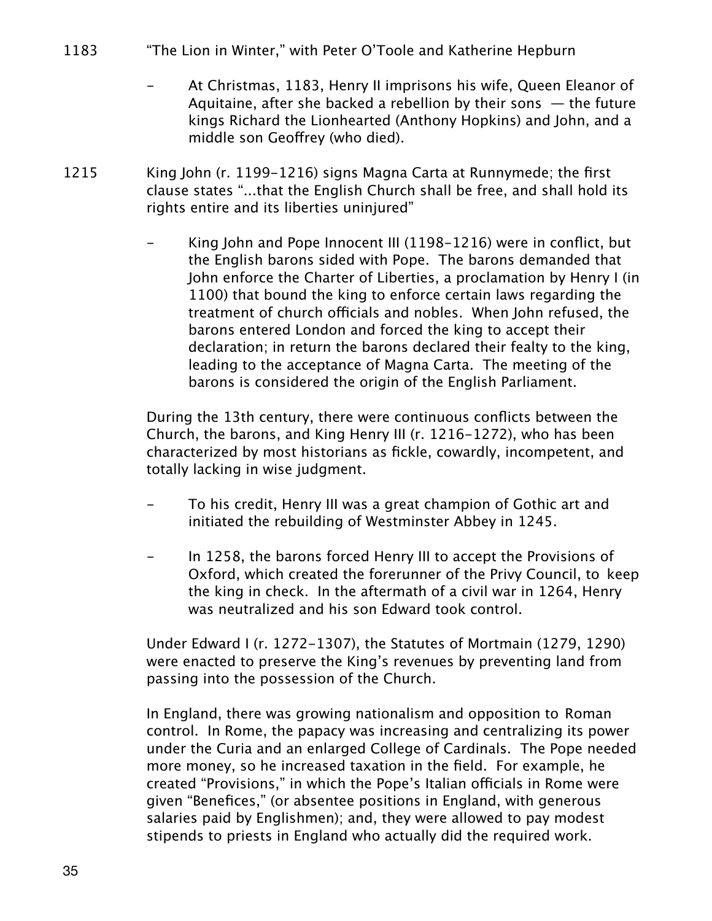1183 "The Lion in Winter," with Peter O'Toole and Katherine Hepburn

- At Christmas, 1183, Henry II imprisons his wife, Queen Eleanor of Aquitaine, after she backed a rebellion by their sons — the future kings Richard the Lionhearted (Anthony Hopkins) and John, and a middle son Geoffrey (who died).

1215 King John (r. 1199–1216) signs Magna Carta at Runnymede; the first clause states "...that the English Church shall be free, and shall hold its rights entire and its liberties uninjured"

- King John and Pope Innocent III (1198–1216) were in conflict, but the English barons sided with Pope. The barons demanded that John enforce the Charter of Liberties, a proclamation by Henry I (in 1100) that bound the king to enforce certain laws regarding the treatment of church officials and nobles. When John refused, the barons entered London and forced the king to accept their declaration; in return the barons declared their fealty to the king, leading to the acceptance of Magna Carta. The meeting of the barons is considered the origin of the English Parliament.

During the 13th century, there were continuous conflicts between the Church, the barons, and King Henry III (r. 1216–1272), who has been characterized by most historians as fickle, cowardly, incompetent, and totally lacking in wise judgment.

- To his credit, Henry III was a great champion of Gothic art and initiated the rebuilding of Westminster Abbey in 1245.

- In 1258, the barons forced Henry III to accept the Provisions of Oxford, which created the forerunner of the Privy Council, to keep the king in check. In the aftermath of a civil war in 1264, Henry was neutralized and his son Edward took control.

Under Edward I (r. 1272–1307), the Statutes of Mortmain (1279, 1290) were enacted to preserve the King's revenues by preventing land from passing into the possession of the Church.

In England, there was growing nationalism and opposition to Roman control. In Rome, the papacy was increasing and centralizing its power under the Curia and an enlarged College of Cardinals. The Pope needed more money, so he increased taxation in the field. For example, he created "Provisions," in which the Pope's Italian officials in Rome were given "Benefices," (or absentee positions in England, with generous salaries paid by Englishmen); and, they were allowed to pay modest stipends to priests in England who actually did the required work.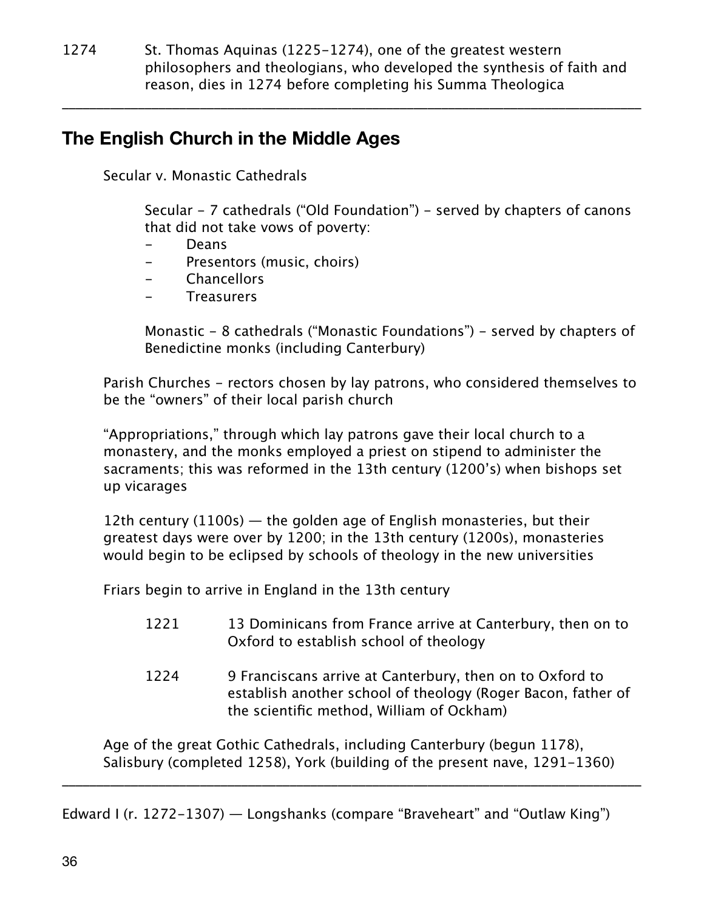1274 St. Thomas Aquinas (1225-1274), one of the greatest western philosophers and theologians, who developed the synthesis of faith and reason, dies in 1274 before completing his Summa Theologica

---

## The English Church in the Middle Ages

Secular v. Monastic Cathedrals

Secular - 7 cathedrals ("Old Foundation") - served by chapters of canons that did not take vows of poverty:

- Deans
- Presentors (music, choirs)
- Chancellors
- Treasurers

Monastic - 8 cathedrals ("Monastic Foundations") - served by chapters of Benedictine monks (including Canterbury)

Parish Churches - rectors chosen by lay patrons, who considered themselves to be the "owners" of their local parish church

"Appropriations," through which lay patrons gave their local church to a monastery, and the monks employed a priest on stipend to administer the sacraments; this was reformed in the 13th century (1200's) when bishops set up vicarages

12th century (1100s) — the golden age of English monasteries, but their greatest days were over by 1200; in the 13th century (1200s), monasteries would begin to be eclipsed by schools of theology in the new universities

Friars begin to arrive in England in the 13th century

1221 13 Dominicans from France arrive at Canterbury, then on to Oxford to establish school of theology

1224 9 Franciscans arrive at Canterbury, then on to Oxford to establish another school of theology (Roger Bacon, father of the scientific method, William of Ockham)

Age of the great Gothic Cathedrals, including Canterbury (begun 1178), Salisbury (completed 1258), York (building of the present nave, 1291-1360)

---

Edward I (r. 1272-1307) — Longshanks (compare "Braveheart" and "Outlaw King")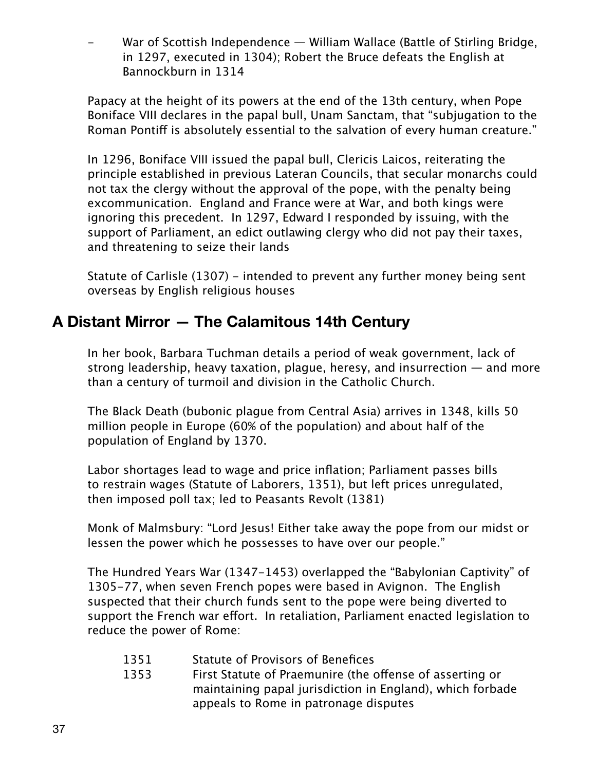- War of Scottish Independence — William Wallace (Battle of Stirling Bridge, in 1297, executed in 1304); Robert the Bruce defeats the English at Bannockburn in 1314

Papacy at the height of its powers at the end of the 13th century, when Pope Boniface VIII declares in the papal bull, Unam Sanctam, that "subjugation to the Roman Pontiff is absolutely essential to the salvation of every human creature."

In 1296, Boniface VIII issued the papal bull, Clericis Laicos, reiterating the principle established in previous Lateran Councils, that secular monarchs could not tax the clergy without the approval of the pope, with the penalty being excommunication. England and France were at War, and both kings were ignoring this precedent. In 1297, Edward I responded by issuing, with the support of Parliament, an edict outlawing clergy who did not pay their taxes, and threatening to seize their lands

Statute of Carlisle (1307) – intended to prevent any further money being sent overseas by English religious houses

## A Distant Mirror — The Calamitous 14th Century

In her book, Barbara Tuchman details a period of weak government, lack of strong leadership, heavy taxation, plague, heresy, and insurrection — and more than a century of turmoil and division in the Catholic Church.

The Black Death (bubonic plague from Central Asia) arrives in 1348, kills 50 million people in Europe (60% of the population) and about half of the population of England by 1370.

Labor shortages lead to wage and price inflation; Parliament passes bills to restrain wages (Statute of Laborers, 1351), but left prices unregulated, then imposed poll tax; led to Peasants Revolt (1381)

Monk of Malmsbury: "Lord Jesus! Either take away the pope from our midst or lessen the power which he possesses to have over our people."

The Hundred Years War (1347–1453) overlapped the "Babylonian Captivity" of 1305–77, when seven French popes were based in Avignon. The English suspected that their church funds sent to the pope were being diverted to support the French war effort. In retaliation, Parliament enacted legislation to reduce the power of Rome:

| | |
|---|---|
| 1351 | Statute of Provisors of Benefices |
| 1353 | First Statute of Praemunire (the offense of asserting or maintaining papal jurisdiction in England), which forbade appeals to Rome in patronage disputes |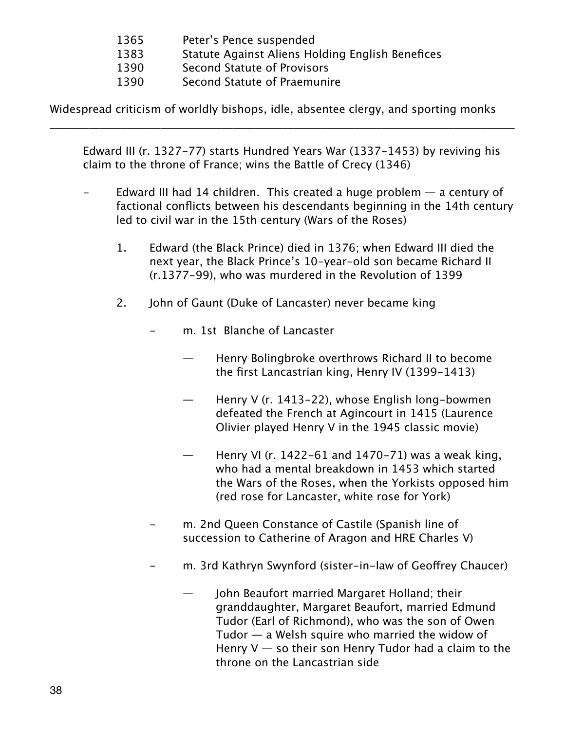1365 Peter's Pence suspended
1383 Statute Against Aliens Holding English Benefices
1390 Second Statute of Provisors
1390 Second Statute of Praemunire

Widespread criticism of worldly bishops, idle, absentee clergy, and sporting monks

---

Edward III (r. 1327–77) starts Hundred Years War (1337–1453) by reviving his claim to the throne of France; wins the Battle of Crecy (1346)

- Edward III had 14 children. This created a huge problem — a century of factional conflicts between his descendants beginning in the 14th century led to civil war in the 15th century (Wars of the Roses)

  1. Edward (the Black Prince) died in 1376; when Edward III died the next year, the Black Prince's 10-year-old son became Richard II (r.1377–99), who was murdered in the Revolution of 1399

  2. John of Gaunt (Duke of Lancaster) never became king

     - m. 1st Blanche of Lancaster

       — Henry Bolingbroke overthrows Richard II to become the first Lancastrian king, Henry IV (1399–1413)

       — Henry V (r. 1413–22), whose English long-bowmen defeated the French at Agincourt in 1415 (Laurence Olivier played Henry V in the 1945 classic movie)

       — Henry VI (r. 1422–61 and 1470–71) was a weak king, who had a mental breakdown in 1453 which started the Wars of the Roses, when the Yorkists opposed him (red rose for Lancaster, white rose for York)

     - m. 2nd Queen Constance of Castile (Spanish line of succession to Catherine of Aragon and HRE Charles V)

     - m. 3rd Kathryn Swynford (sister-in-law of Geoffrey Chaucer)

       — John Beaufort married Margaret Holland; their granddaughter, Margaret Beaufort, married Edmund Tudor (Earl of Richmond), who was the son of Owen Tudor — a Welsh squire who married the widow of Henry V — so their son Henry Tudor had a claim to the throne on the Lancastrian side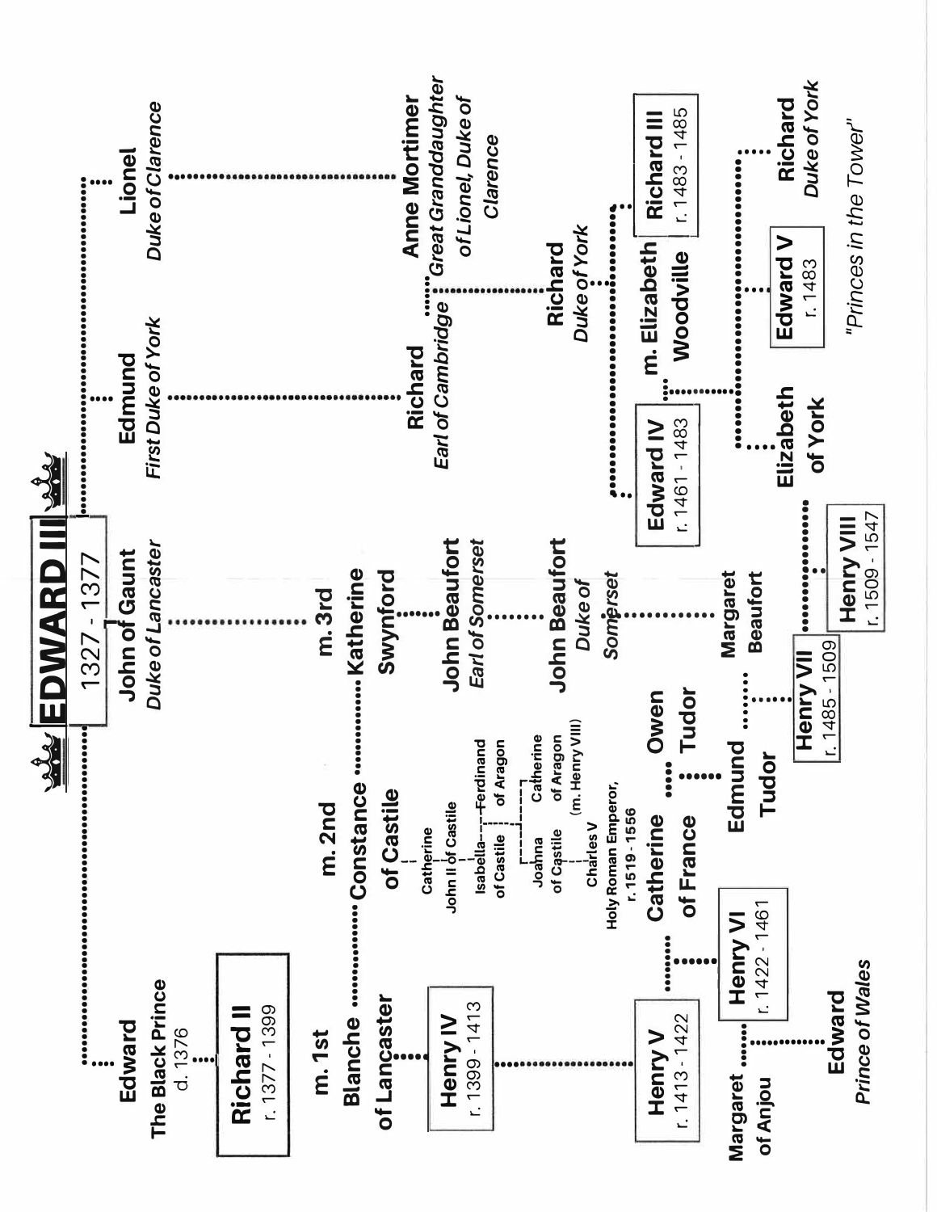# EDWARD III
1327 - 1377

## Edward, The Black Prince
d. 1376

- **Richard II** — r. 1377 - 1399

## John of Gaunt, *Duke of Lancaster*

- m. 1st **Blanche of Lancaster**
  - **Henry IV** — r. 1399 - 1413
    - **Henry V** — r. 1413 - 1422, m. **Catherine of France**
      - **Henry VI** — r. 1422 - 1461, m. **Margaret of Anjou**
        - **Edward**, *Prince of Wales*
- m. 2nd **Constance of Castile**
  - Catherine
    - John II of Castile
      - Isabella of Castile — Ferdinand of Aragon
        - Joanna of Castile
          - Charles V, Holy Roman Emperor, r. 1519 - 1556
        - Catherine of Aragon (m. Henry VIII)
- m. 3rd **Katherine Swynford**
  - **John Beaufort**, *Earl of Somerset*
    - **John Beaufort**, *Duke of Somerset*
      - **Margaret Beaufort**
        - **Henry VII** — r. 1485 - 1509

**Catherine of France** .... **Owen Tudor**
- **Edmund Tudor** .... **Margaret Beaufort**
  - **Henry VII** — r. 1485 - 1509, m. **Elizabeth of York**
    - **Henry VIII** — r. 1509 - 1547

## Edmund, *First Duke of York*

- **Richard**, *Earl of Cambridge* .... **Anne Mortimer**, *Great Granddaughter of Lionel, Duke of Clarence*
  - **Richard**, *Duke of York*
    - **Edward IV** — r. 1461 - 1483, m. **Elizabeth Woodville**
      - **Elizabeth of York**
      - **Edward V** — r. 1483
      - **Richard**, *Duke of York*
      - *"Princes in the Tower"*
    - **Richard III** — r. 1483 - 1485

## Lionel, *Duke of Clarence*

- **Anne Mortimer**, *Great Granddaughter of Lionel, Duke of Clarence*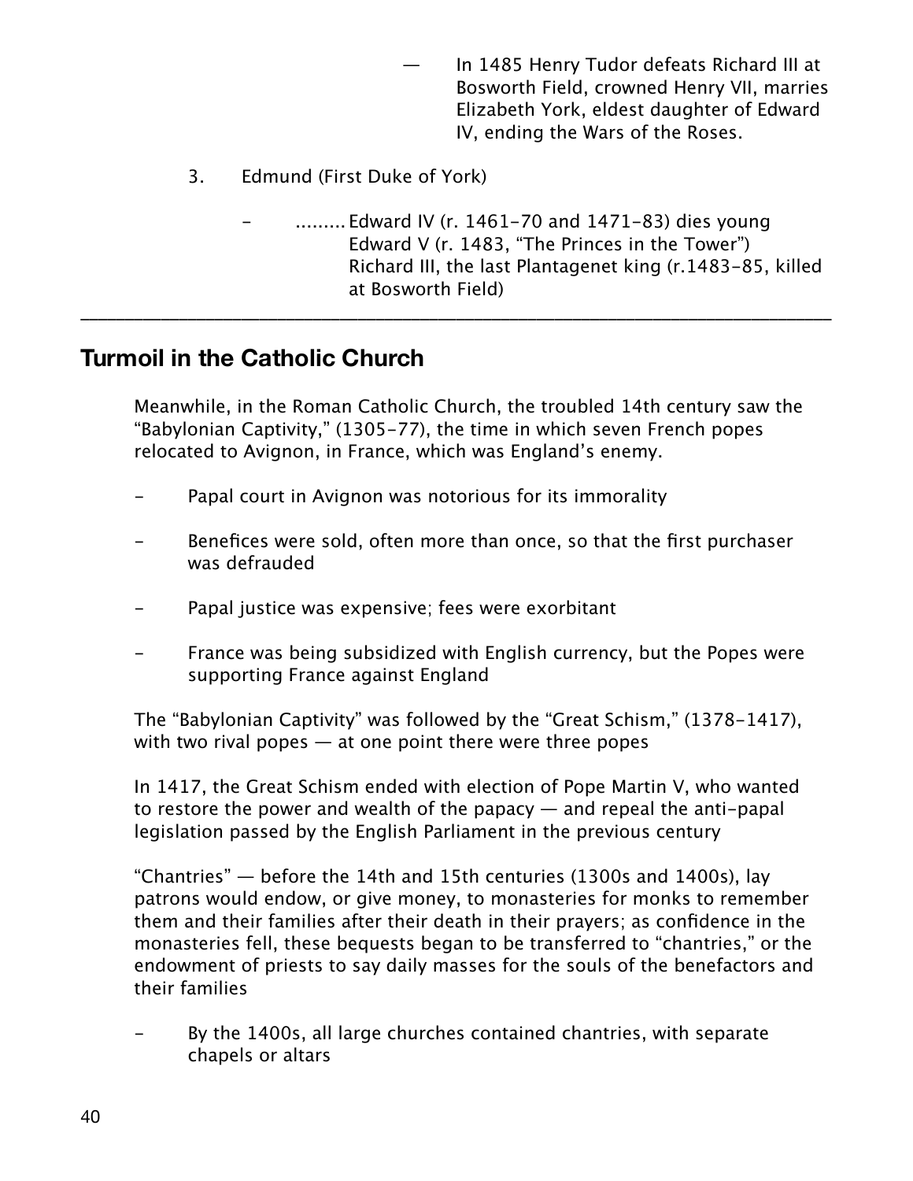- In 1485 Henry Tudor defeats Richard III at Bosworth Field, crowned Henry VII, marries Elizabeth York, eldest daughter of Edward IV, ending the Wars of the Roses.

3. Edmund (First Duke of York)

   - ......... Edward IV (r. 1461–70 and 1471–83) dies young
     Edward V (r. 1483, “The Princes in the Tower”)
     Richard III, the last Plantagenet king (r.1483–85, killed at Bosworth Field)

---

## Turmoil in the Catholic Church

Meanwhile, in the Roman Catholic Church, the troubled 14th century saw the “Babylonian Captivity,” (1305–77), the time in which seven French popes relocated to Avignon, in France, which was England’s enemy.

- Papal court in Avignon was notorious for its immorality
- Benefices were sold, often more than once, so that the first purchaser was defrauded
- Papal justice was expensive; fees were exorbitant
- France was being subsidized with English currency, but the Popes were supporting France against England

The “Babylonian Captivity” was followed by the “Great Schism,” (1378–1417), with two rival popes — at one point there were three popes

In 1417, the Great Schism ended with election of Pope Martin V, who wanted to restore the power and wealth of the papacy — and repeal the anti-papal legislation passed by the English Parliament in the previous century

“Chantries” — before the 14th and 15th centuries (1300s and 1400s), lay patrons would endow, or give money, to monasteries for monks to remember them and their families after their death in their prayers; as confidence in the monasteries fell, these bequests began to be transferred to “chantries,” or the endowment of priests to say daily masses for the souls of the benefactors and their families

- By the 1400s, all large churches contained chantries, with separate chapels or altars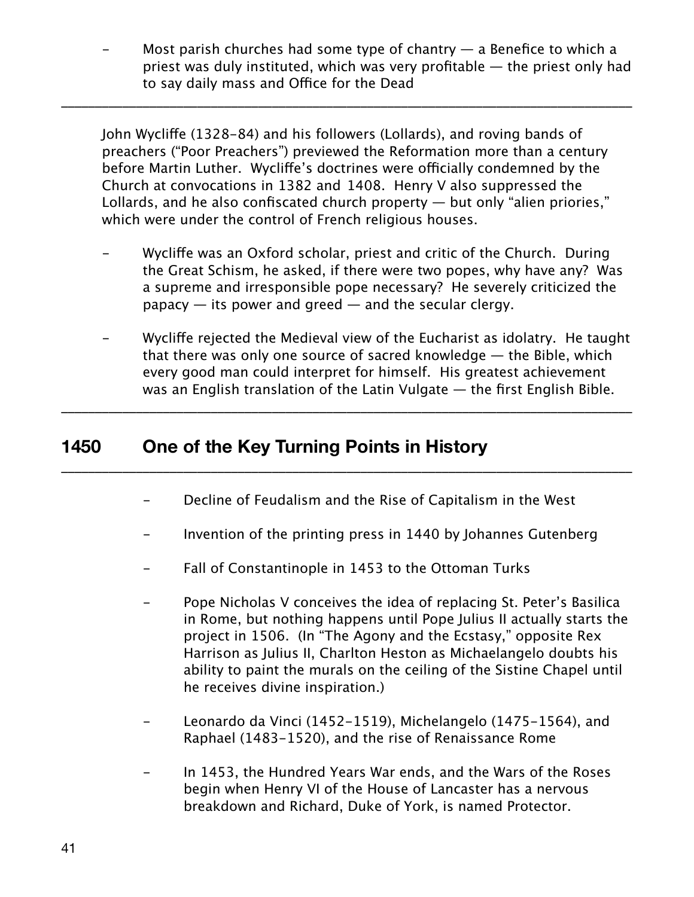- Most parish churches had some type of chantry — a Benefice to which a priest was duly instituted, which was very profitable — the priest only had to say daily mass and Office for the Dead

---

John Wycliffe (1328–84) and his followers (Lollards), and roving bands of preachers ("Poor Preachers") previewed the Reformation more than a century before Martin Luther. Wycliffe's doctrines were officially condemned by the Church at convocations in 1382 and 1408. Henry V also suppressed the Lollards, and he also confiscated church property — but only "alien priories," which were under the control of French religious houses.

- Wycliffe was an Oxford scholar, priest and critic of the Church. During the Great Schism, he asked, if there were two popes, why have any? Was a supreme and irresponsible pope necessary? He severely criticized the papacy — its power and greed — and the secular clergy.

- Wycliffe rejected the Medieval view of the Eucharist as idolatry. He taught that there was only one source of sacred knowledge — the Bible, which every good man could interpret for himself. His greatest achievement was an English translation of the Latin Vulgate — the first English Bible.

---

## 1450 One of the Key Turning Points in History

---

- Decline of Feudalism and the Rise of Capitalism in the West

- Invention of the printing press in 1440 by Johannes Gutenberg

- Fall of Constantinople in 1453 to the Ottoman Turks

- Pope Nicholas V conceives the idea of replacing St. Peter's Basilica in Rome, but nothing happens until Pope Julius II actually starts the project in 1506. (In "The Agony and the Ecstasy," opposite Rex Harrison as Julius II, Charlton Heston as Michaelangelo doubts his ability to paint the murals on the ceiling of the Sistine Chapel until he receives divine inspiration.)

- Leonardo da Vinci (1452–1519), Michelangelo (1475–1564), and Raphael (1483–1520), and the rise of Renaissance Rome

- In 1453, the Hundred Years War ends, and the Wars of the Roses begin when Henry VI of the House of Lancaster has a nervous breakdown and Richard, Duke of York, is named Protector.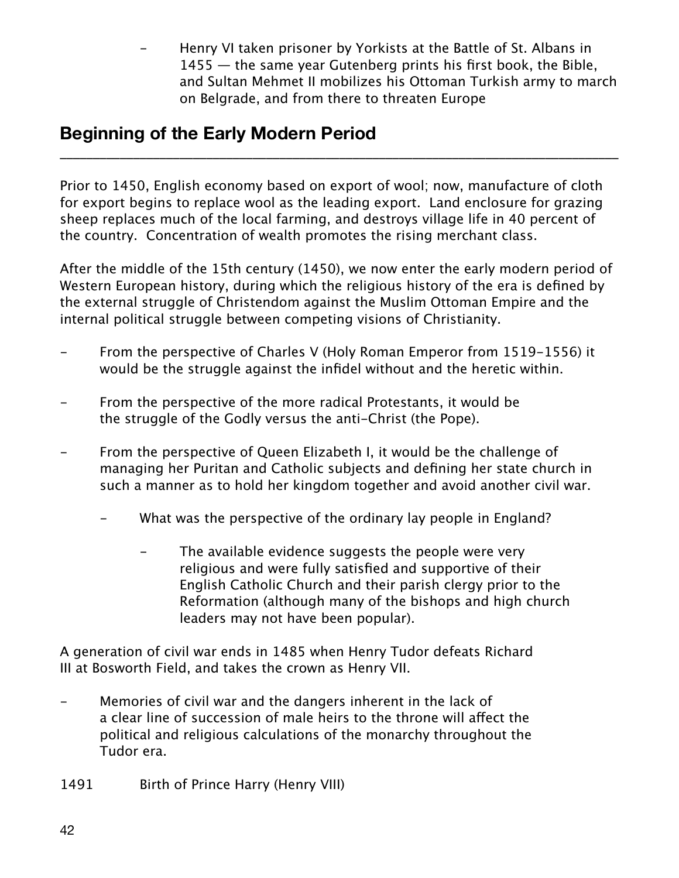- Henry VI taken prisoner by Yorkists at the Battle of St. Albans in 1455 — the same year Gutenberg prints his first book, the Bible, and Sultan Mehmet II mobilizes his Ottoman Turkish army to march on Belgrade, and from there to threaten Europe

## Beginning of the Early Modern Period

Prior to 1450, English economy based on export of wool; now, manufacture of cloth for export begins to replace wool as the leading export. Land enclosure for grazing sheep replaces much of the local farming, and destroys village life in 40 percent of the country. Concentration of wealth promotes the rising merchant class.

After the middle of the 15th century (1450), we now enter the early modern period of Western European history, during which the religious history of the era is defined by the external struggle of Christendom against the Muslim Ottoman Empire and the internal political struggle between competing visions of Christianity.

- From the perspective of Charles V (Holy Roman Emperor from 1519-1556) it would be the struggle against the infidel without and the heretic within.
- From the perspective of the more radical Protestants, it would be the struggle of the Godly versus the anti-Christ (the Pope).
- From the perspective of Queen Elizabeth I, it would be the challenge of managing her Puritan and Catholic subjects and defining her state church in such a manner as to hold her kingdom together and avoid another civil war.
    - What was the perspective of the ordinary lay people in England?
        - The available evidence suggests the people were very religious and were fully satisfied and supportive of their English Catholic Church and their parish clergy prior to the Reformation (although many of the bishops and high church leaders may not have been popular).

A generation of civil war ends in 1485 when Henry Tudor defeats Richard III at Bosworth Field, and takes the crown as Henry VII.

- Memories of civil war and the dangers inherent in the lack of a clear line of succession of male heirs to the throne will affect the political and religious calculations of the monarchy throughout the Tudor era.

1491 Birth of Prince Harry (Henry VIII)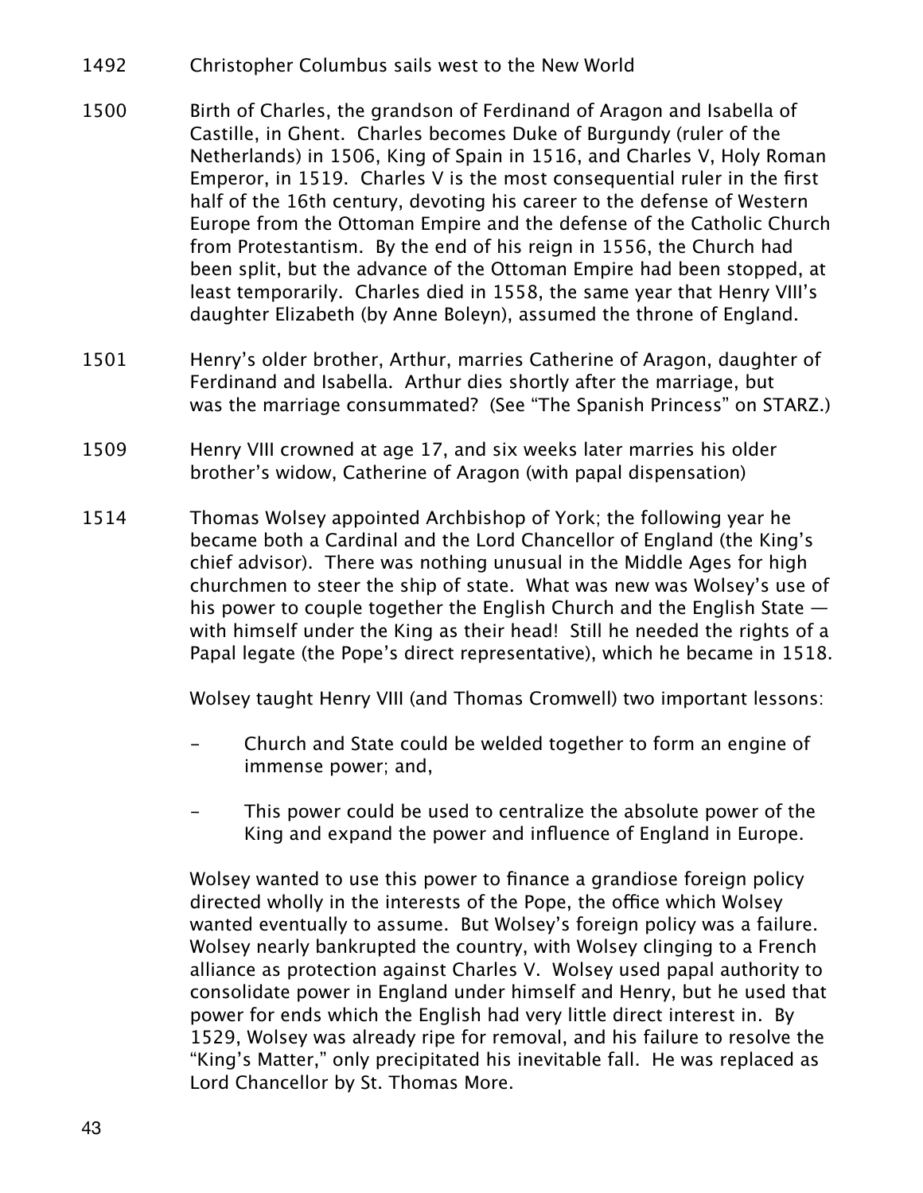1492 Christopher Columbus sails west to the New World

1500 Birth of Charles, the grandson of Ferdinand of Aragon and Isabella of Castille, in Ghent. Charles becomes Duke of Burgundy (ruler of the Netherlands) in 1506, King of Spain in 1516, and Charles V, Holy Roman Emperor, in 1519. Charles V is the most consequential ruler in the first half of the 16th century, devoting his career to the defense of Western Europe from the Ottoman Empire and the defense of the Catholic Church from Protestantism. By the end of his reign in 1556, the Church had been split, but the advance of the Ottoman Empire had been stopped, at least temporarily. Charles died in 1558, the same year that Henry VIII's daughter Elizabeth (by Anne Boleyn), assumed the throne of England.

1501 Henry's older brother, Arthur, marries Catherine of Aragon, daughter of Ferdinand and Isabella. Arthur dies shortly after the marriage, but was the marriage consummated? (See "The Spanish Princess" on STARZ.)

1509 Henry VIII crowned at age 17, and six weeks later marries his older brother's widow, Catherine of Aragon (with papal dispensation)

1514 Thomas Wolsey appointed Archbishop of York; the following year he became both a Cardinal and the Lord Chancellor of England (the King's chief advisor). There was nothing unusual in the Middle Ages for high churchmen to steer the ship of state. What was new was Wolsey's use of his power to couple together the English Church and the English State — with himself under the King as their head! Still he needed the rights of a Papal legate (the Pope's direct representative), which he became in 1518.

Wolsey taught Henry VIII (and Thomas Cromwell) two important lessons:

- Church and State could be welded together to form an engine of immense power; and,
- This power could be used to centralize the absolute power of the King and expand the power and influence of England in Europe.

Wolsey wanted to use this power to finance a grandiose foreign policy directed wholly in the interests of the Pope, the office which Wolsey wanted eventually to assume. But Wolsey's foreign policy was a failure. Wolsey nearly bankrupted the country, with Wolsey clinging to a French alliance as protection against Charles V. Wolsey used papal authority to consolidate power in England under himself and Henry, but he used that power for ends which the English had very little direct interest in. By 1529, Wolsey was already ripe for removal, and his failure to resolve the "King's Matter," only precipitated his inevitable fall. He was replaced as Lord Chancellor by St. Thomas More.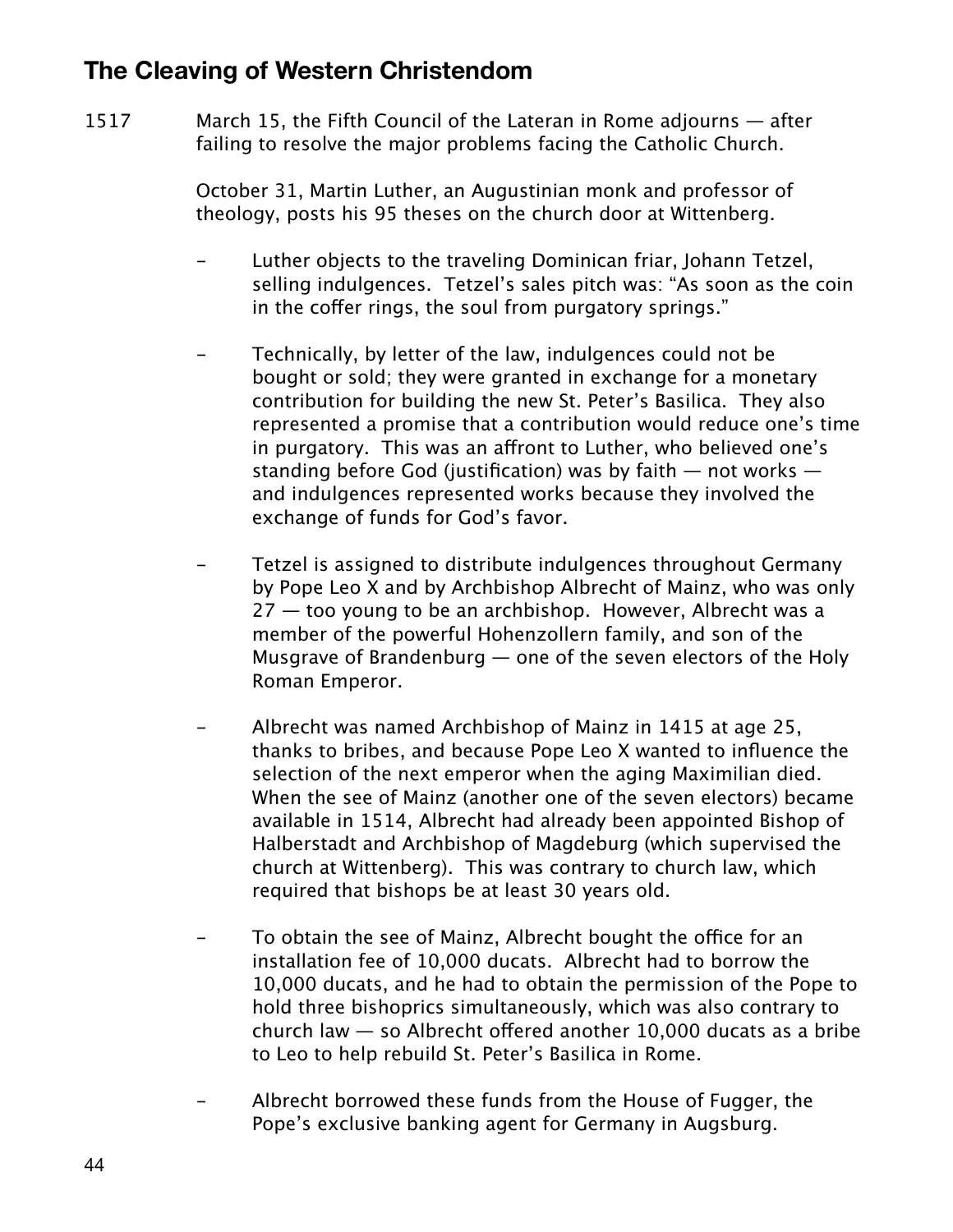## The Cleaving of Western Christendom

1517 March 15, the Fifth Council of the Lateran in Rome adjourns — after failing to resolve the major problems facing the Catholic Church.

October 31, Martin Luther, an Augustinian monk and professor of theology, posts his 95 theses on the church door at Wittenberg.

- Luther objects to the traveling Dominican friar, Johann Tetzel, selling indulgences. Tetzel's sales pitch was: "As soon as the coin in the coffer rings, the soul from purgatory springs."

- Technically, by letter of the law, indulgences could not be bought or sold; they were granted in exchange for a monetary contribution for building the new St. Peter's Basilica. They also represented a promise that a contribution would reduce one's time in purgatory. This was an affront to Luther, who believed one's standing before God (justification) was by faith — not works — and indulgences represented works because they involved the exchange of funds for God's favor.

- Tetzel is assigned to distribute indulgences throughout Germany by Pope Leo X and by Archbishop Albrecht of Mainz, who was only 27 — too young to be an archbishop. However, Albrecht was a member of the powerful Hohenzollern family, and son of the Musgrave of Brandenburg — one of the seven electors of the Holy Roman Emperor.

- Albrecht was named Archbishop of Mainz in 1415 at age 25, thanks to bribes, and because Pope Leo X wanted to influence the selection of the next emperor when the aging Maximilian died. When the see of Mainz (another one of the seven electors) became available in 1514, Albrecht had already been appointed Bishop of Halberstadt and Archbishop of Magdeburg (which supervised the church at Wittenberg). This was contrary to church law, which required that bishops be at least 30 years old.

- To obtain the see of Mainz, Albrecht bought the office for an installation fee of 10,000 ducats. Albrecht had to borrow the 10,000 ducats, and he had to obtain the permission of the Pope to hold three bishoprics simultaneously, which was also contrary to church law — so Albrecht offered another 10,000 ducats as a bribe to Leo to help rebuild St. Peter's Basilica in Rome.

- Albrecht borrowed these funds from the House of Fugger, the Pope's exclusive banking agent for Germany in Augsburg.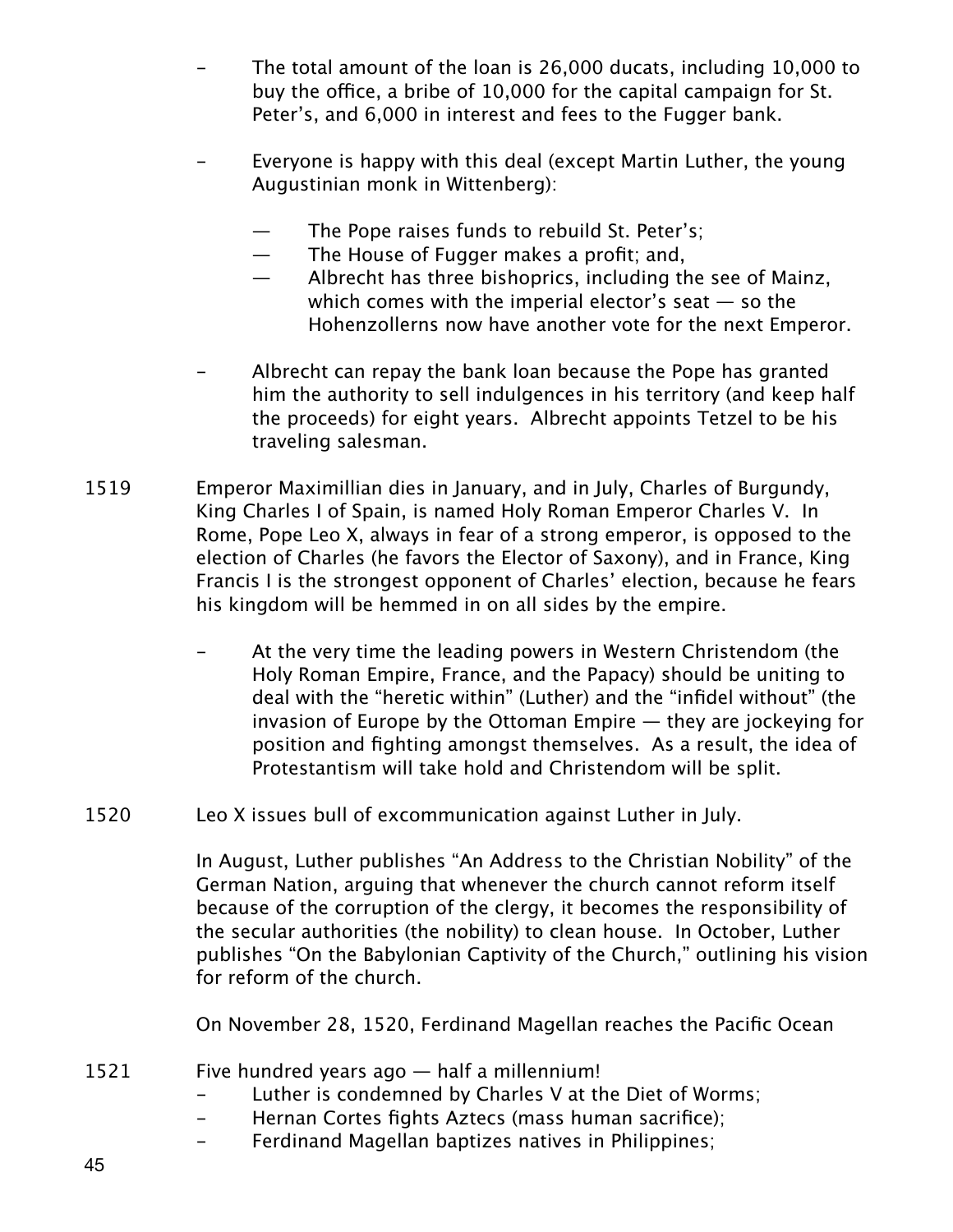- The total amount of the loan is 26,000 ducats, including 10,000 to buy the office, a bribe of 10,000 for the capital campaign for St. Peter's, and 6,000 in interest and fees to the Fugger bank.

- Everyone is happy with this deal (except Martin Luther, the young Augustinian monk in Wittenberg):

  — The Pope raises funds to rebuild St. Peter's;
  — The House of Fugger makes a profit; and,
  — Albrecht has three bishoprics, including the see of Mainz, which comes with the imperial elector's seat — so the Hohenzollerns now have another vote for the next Emperor.

- Albrecht can repay the bank loan because the Pope has granted him the authority to sell indulgences in his territory (and keep half the proceeds) for eight years. Albrecht appoints Tetzel to be his traveling salesman.

1519 Emperor Maximillian dies in January, and in July, Charles of Burgundy, King Charles I of Spain, is named Holy Roman Emperor Charles V. In Rome, Pope Leo X, always in fear of a strong emperor, is opposed to the election of Charles (he favors the Elector of Saxony), and in France, King Francis I is the strongest opponent of Charles' election, because he fears his kingdom will be hemmed in on all sides by the empire.

- At the very time the leading powers in Western Christendom (the Holy Roman Empire, France, and the Papacy) should be uniting to deal with the "heretic within" (Luther) and the "infidel without" (the invasion of Europe by the Ottoman Empire — they are jockeying for position and fighting amongst themselves. As a result, the idea of Protestantism will take hold and Christendom will be split.

1520 Leo X issues bull of excommunication against Luther in July.

In August, Luther publishes "An Address to the Christian Nobility" of the German Nation, arguing that whenever the church cannot reform itself because of the corruption of the clergy, it becomes the responsibility of the secular authorities (the nobility) to clean house. In October, Luther publishes "On the Babylonian Captivity of the Church," outlining his vision for reform of the church.

On November 28, 1520, Ferdinand Magellan reaches the Pacific Ocean

1521 Five hundred years ago — half a millennium!

- Luther is condemned by Charles V at the Diet of Worms;
- Hernan Cortes fights Aztecs (mass human sacrifice);
- Ferdinand Magellan baptizes natives in Philippines;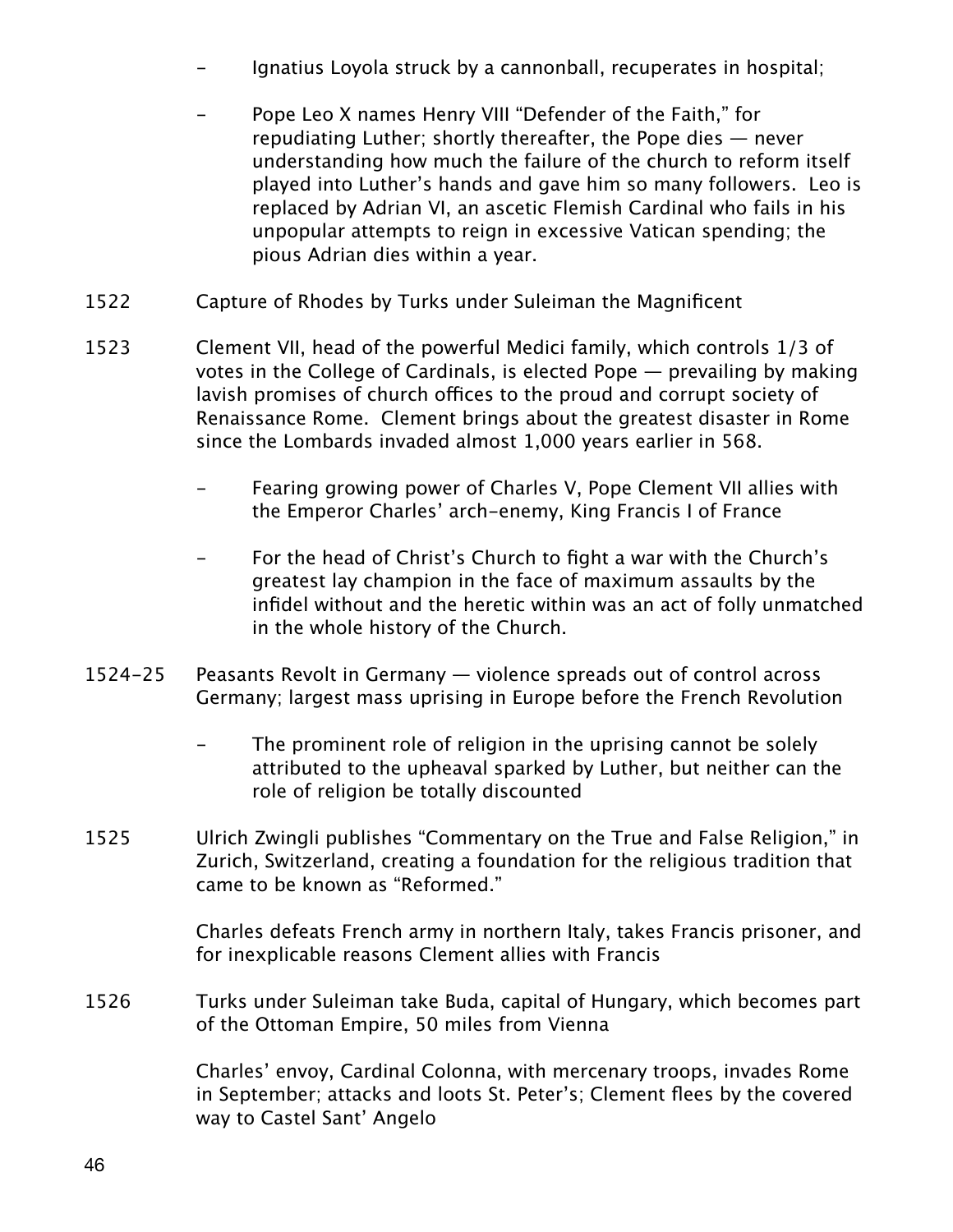- Ignatius Loyola struck by a cannonball, recuperates in hospital;

- Pope Leo X names Henry VIII "Defender of the Faith," for repudiating Luther; shortly thereafter, the Pope dies — never understanding how much the failure of the church to reform itself played into Luther's hands and gave him so many followers. Leo is replaced by Adrian VI, an ascetic Flemish Cardinal who fails in his unpopular attempts to reign in excessive Vatican spending; the pious Adrian dies within a year.

1522 Capture of Rhodes by Turks under Suleiman the Magnificent

1523 Clement VII, head of the powerful Medici family, which controls 1/3 of votes in the College of Cardinals, is elected Pope — prevailing by making lavish promises of church offices to the proud and corrupt society of Renaissance Rome. Clement brings about the greatest disaster in Rome since the Lombards invaded almost 1,000 years earlier in 568.

- Fearing growing power of Charles V, Pope Clement VII allies with the Emperor Charles' arch-enemy, King Francis I of France

- For the head of Christ's Church to fight a war with the Church's greatest lay champion in the face of maximum assaults by the infidel without and the heretic within was an act of folly unmatched in the whole history of the Church.

1524-25 Peasants Revolt in Germany — violence spreads out of control across Germany; largest mass uprising in Europe before the French Revolution

- The prominent role of religion in the uprising cannot be solely attributed to the upheaval sparked by Luther, but neither can the role of religion be totally discounted

1525 Ulrich Zwingli publishes "Commentary on the True and False Religion," in Zurich, Switzerland, creating a foundation for the religious tradition that came to be known as "Reformed."

Charles defeats French army in northern Italy, takes Francis prisoner, and for inexplicable reasons Clement allies with Francis

1526 Turks under Suleiman take Buda, capital of Hungary, which becomes part of the Ottoman Empire, 50 miles from Vienna

Charles' envoy, Cardinal Colonna, with mercenary troops, invades Rome in September; attacks and loots St. Peter's; Clement flees by the covered way to Castel Sant' Angelo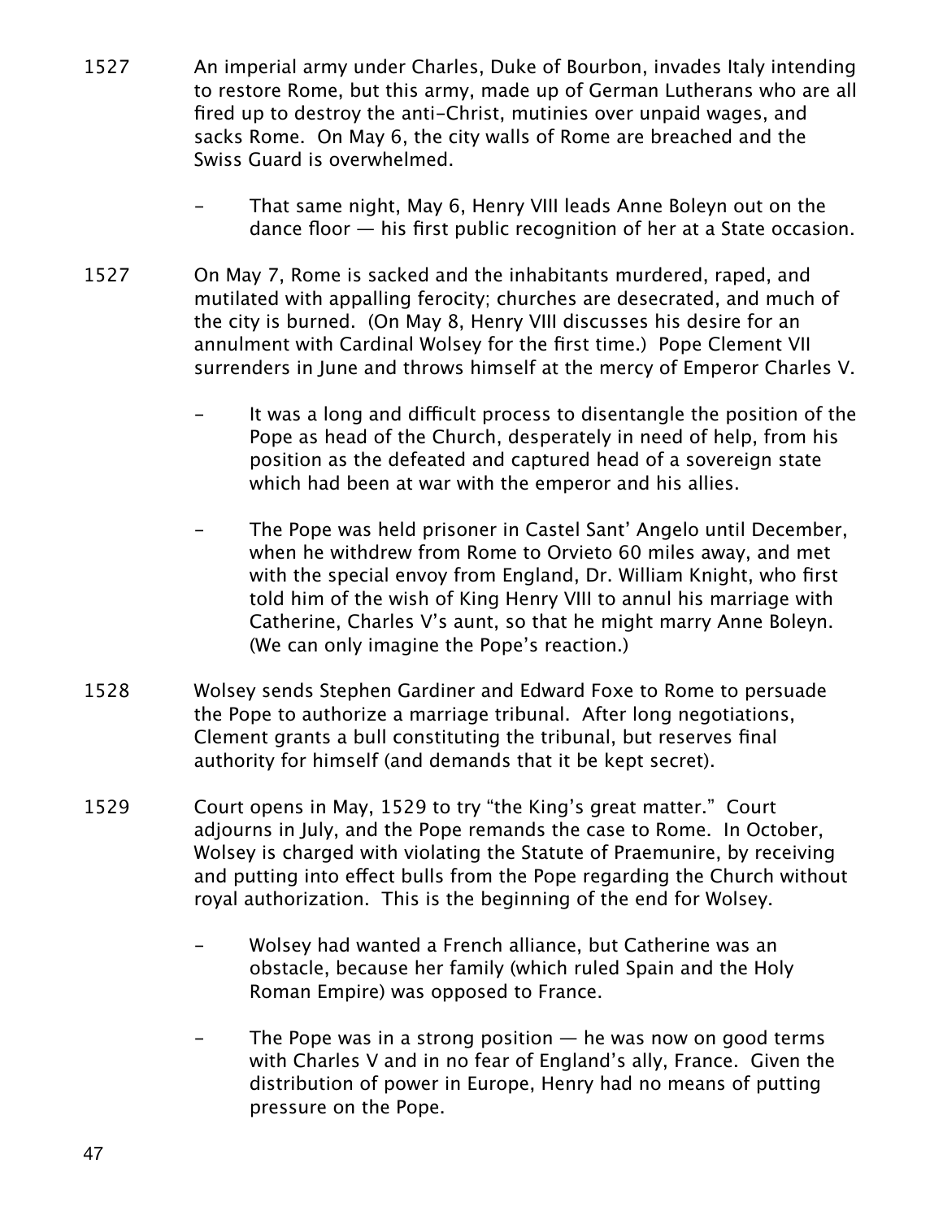1527 An imperial army under Charles, Duke of Bourbon, invades Italy intending to restore Rome, but this army, made up of German Lutherans who are all fired up to destroy the anti-Christ, mutinies over unpaid wages, and sacks Rome. On May 6, the city walls of Rome are breached and the Swiss Guard is overwhelmed.

- That same night, May 6, Henry VIII leads Anne Boleyn out on the dance floor — his first public recognition of her at a State occasion.

1527 On May 7, Rome is sacked and the inhabitants murdered, raped, and mutilated with appalling ferocity; churches are desecrated, and much of the city is burned. (On May 8, Henry VIII discusses his desire for an annulment with Cardinal Wolsey for the first time.) Pope Clement VII surrenders in June and throws himself at the mercy of Emperor Charles V.

- It was a long and difficult process to disentangle the position of the Pope as head of the Church, desperately in need of help, from his position as the defeated and captured head of a sovereign state which had been at war with the emperor and his allies.
- The Pope was held prisoner in Castel Sant' Angelo until December, when he withdrew from Rome to Orvieto 60 miles away, and met with the special envoy from England, Dr. William Knight, who first told him of the wish of King Henry VIII to annul his marriage with Catherine, Charles V's aunt, so that he might marry Anne Boleyn. (We can only imagine the Pope's reaction.)

1528 Wolsey sends Stephen Gardiner and Edward Foxe to Rome to persuade the Pope to authorize a marriage tribunal. After long negotiations, Clement grants a bull constituting the tribunal, but reserves final authority for himself (and demands that it be kept secret).

1529 Court opens in May, 1529 to try "the King's great matter." Court adjourns in July, and the Pope remands the case to Rome. In October, Wolsey is charged with violating the Statute of Praemunire, by receiving and putting into effect bulls from the Pope regarding the Church without royal authorization. This is the beginning of the end for Wolsey.

- Wolsey had wanted a French alliance, but Catherine was an obstacle, because her family (which ruled Spain and the Holy Roman Empire) was opposed to France.
- The Pope was in a strong position — he was now on good terms with Charles V and in no fear of England's ally, France. Given the distribution of power in Europe, Henry had no means of putting pressure on the Pope.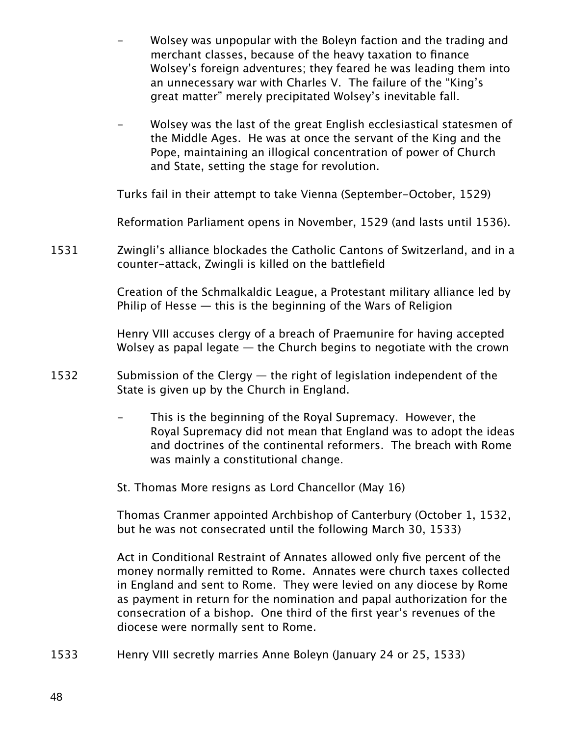- Wolsey was unpopular with the Boleyn faction and the trading and merchant classes, because of the heavy taxation to finance Wolsey's foreign adventures; they feared he was leading them into an unnecessary war with Charles V. The failure of the "King's great matter" merely precipitated Wolsey's inevitable fall.

- Wolsey was the last of the great English ecclesiastical statesmen of the Middle Ages. He was at once the servant of the King and the Pope, maintaining an illogical concentration of power of Church and State, setting the stage for revolution.

Turks fail in their attempt to take Vienna (September-October, 1529)

Reformation Parliament opens in November, 1529 (and lasts until 1536).

1531 Zwingli's alliance blockades the Catholic Cantons of Switzerland, and in a counter-attack, Zwingli is killed on the battlefield

Creation of the Schmalkaldic League, a Protestant military alliance led by Philip of Hesse — this is the beginning of the Wars of Religion

Henry VIII accuses clergy of a breach of Praemunire for having accepted Wolsey as papal legate — the Church begins to negotiate with the crown

1532 Submission of the Clergy — the right of legislation independent of the State is given up by the Church in England.

- This is the beginning of the Royal Supremacy. However, the Royal Supremacy did not mean that England was to adopt the ideas and doctrines of the continental reformers. The breach with Rome was mainly a constitutional change.

St. Thomas More resigns as Lord Chancellor (May 16)

Thomas Cranmer appointed Archbishop of Canterbury (October 1, 1532, but he was not consecrated until the following March 30, 1533)

Act in Conditional Restraint of Annates allowed only five percent of the money normally remitted to Rome. Annates were church taxes collected in England and sent to Rome. They were levied on any diocese by Rome as payment in return for the nomination and papal authorization for the consecration of a bishop. One third of the first year's revenues of the diocese were normally sent to Rome.

1533 Henry VIII secretly marries Anne Boleyn (January 24 or 25, 1533)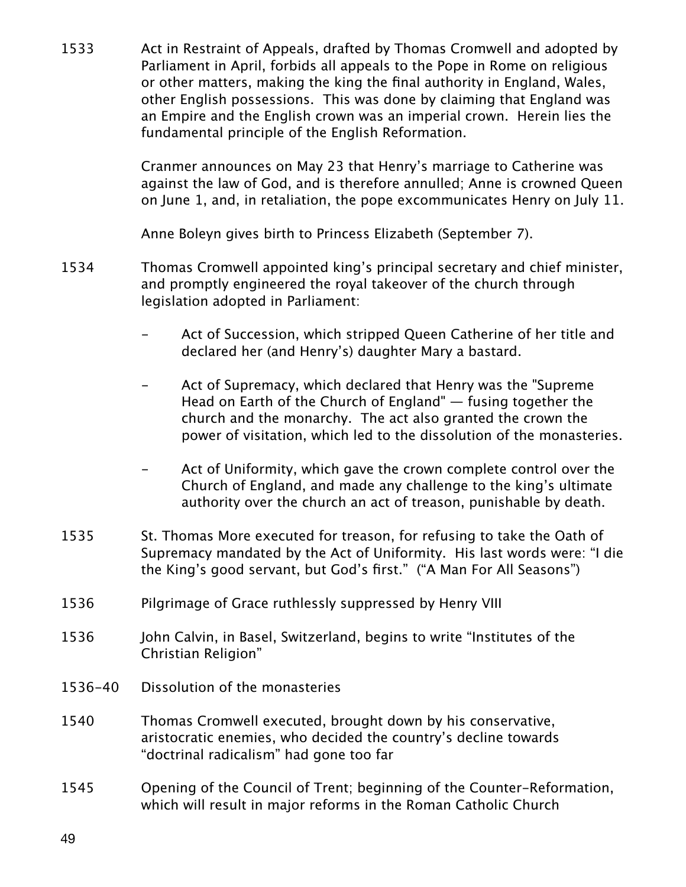1533 Act in Restraint of Appeals, drafted by Thomas Cromwell and adopted by Parliament in April, forbids all appeals to the Pope in Rome on religious or other matters, making the king the final authority in England, Wales, other English possessions. This was done by claiming that England was an Empire and the English crown was an imperial crown. Herein lies the fundamental principle of the English Reformation.

Cranmer announces on May 23 that Henry's marriage to Catherine was against the law of God, and is therefore annulled; Anne is crowned Queen on June 1, and, in retaliation, the pope excommunicates Henry on July 11.

Anne Boleyn gives birth to Princess Elizabeth (September 7).

1534 Thomas Cromwell appointed king's principal secretary and chief minister, and promptly engineered the royal takeover of the church through legislation adopted in Parliament:

- Act of Succession, which stripped Queen Catherine of her title and declared her (and Henry's) daughter Mary a bastard.
- Act of Supremacy, which declared that Henry was the "Supreme Head on Earth of the Church of England" — fusing together the church and the monarchy. The act also granted the crown the power of visitation, which led to the dissolution of the monasteries.
- Act of Uniformity, which gave the crown complete control over the Church of England, and made any challenge to the king's ultimate authority over the church an act of treason, punishable by death.

1535 St. Thomas More executed for treason, for refusing to take the Oath of Supremacy mandated by the Act of Uniformity. His last words were: "I die the King's good servant, but God's first." ("A Man For All Seasons")

1536 Pilgrimage of Grace ruthlessly suppressed by Henry VIII

1536 John Calvin, in Basel, Switzerland, begins to write "Institutes of the Christian Religion"

1536-40 Dissolution of the monasteries

1540 Thomas Cromwell executed, brought down by his conservative, aristocratic enemies, who decided the country's decline towards "doctrinal radicalism" had gone too far

1545 Opening of the Council of Trent; beginning of the Counter-Reformation, which will result in major reforms in the Roman Catholic Church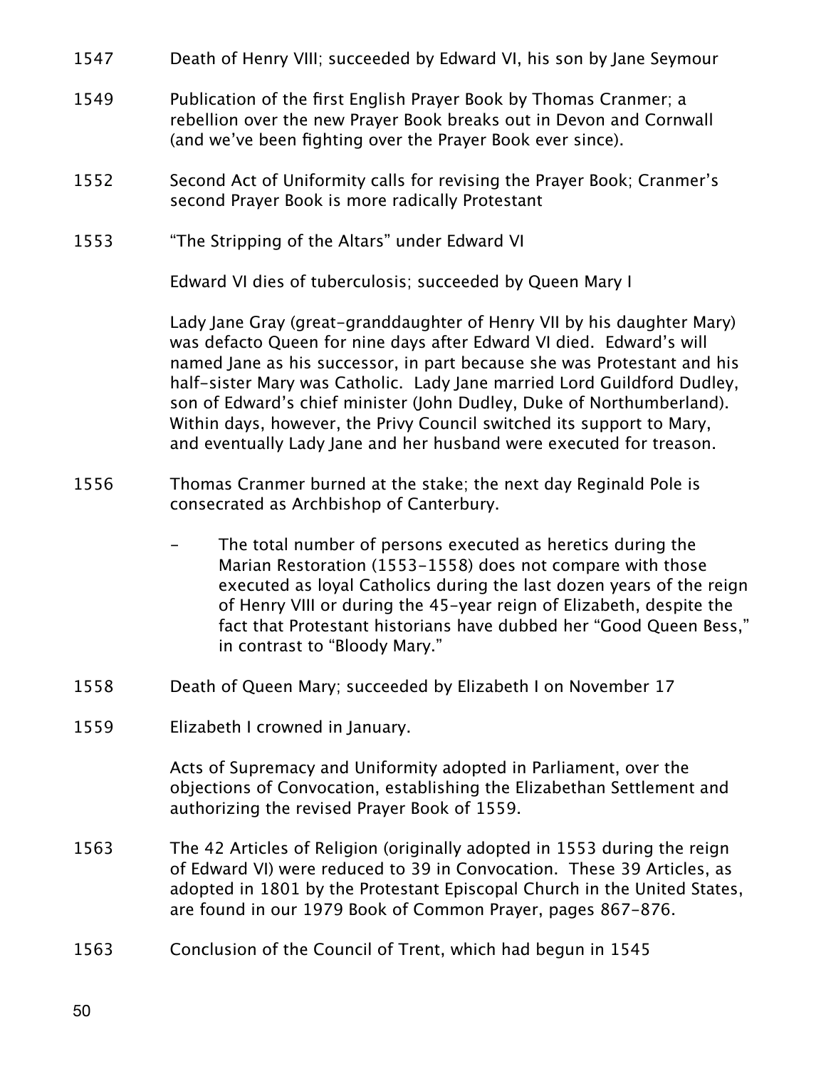1547 Death of Henry VIII; succeeded by Edward VI, his son by Jane Seymour

1549 Publication of the first English Prayer Book by Thomas Cranmer; a rebellion over the new Prayer Book breaks out in Devon and Cornwall (and we've been fighting over the Prayer Book ever since).

1552 Second Act of Uniformity calls for revising the Prayer Book; Cranmer's second Prayer Book is more radically Protestant

1553 "The Stripping of the Altars" under Edward VI

Edward VI dies of tuberculosis; succeeded by Queen Mary I

Lady Jane Gray (great-granddaughter of Henry VII by his daughter Mary) was defacto Queen for nine days after Edward VI died. Edward's will named Jane as his successor, in part because she was Protestant and his half-sister Mary was Catholic. Lady Jane married Lord Guildford Dudley, son of Edward's chief minister (John Dudley, Duke of Northumberland). Within days, however, the Privy Council switched its support to Mary, and eventually Lady Jane and her husband were executed for treason.

1556 Thomas Cranmer burned at the stake; the next day Reginald Pole is consecrated as Archbishop of Canterbury.

- The total number of persons executed as heretics during the Marian Restoration (1553-1558) does not compare with those executed as loyal Catholics during the last dozen years of the reign of Henry VIII or during the 45-year reign of Elizabeth, despite the fact that Protestant historians have dubbed her "Good Queen Bess," in contrast to "Bloody Mary."

1558 Death of Queen Mary; succeeded by Elizabeth I on November 17

1559 Elizabeth I crowned in January.

Acts of Supremacy and Uniformity adopted in Parliament, over the objections of Convocation, establishing the Elizabethan Settlement and authorizing the revised Prayer Book of 1559.

1563 The 42 Articles of Religion (originally adopted in 1553 during the reign of Edward VI) were reduced to 39 in Convocation. These 39 Articles, as adopted in 1801 by the Protestant Episcopal Church in the United States, are found in our 1979 Book of Common Prayer, pages 867-876.

1563 Conclusion of the Council of Trent, which had begun in 1545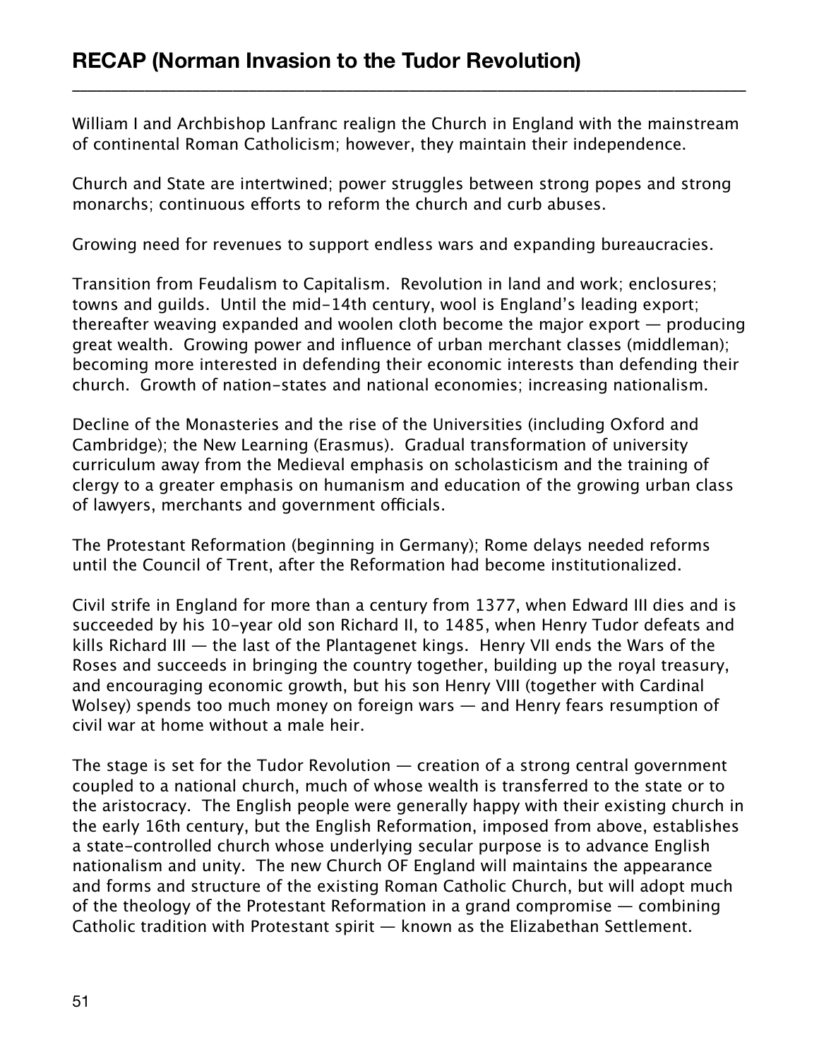## RECAP (Norman Invasion to the Tudor Revolution)

William I and Archbishop Lanfranc realign the Church in England with the mainstream of continental Roman Catholicism; however, they maintain their independence.

Church and State are intertwined; power struggles between strong popes and strong monarchs; continuous efforts to reform the church and curb abuses.

Growing need for revenues to support endless wars and expanding bureaucracies.

Transition from Feudalism to Capitalism. Revolution in land and work; enclosures; towns and guilds. Until the mid-14th century, wool is England's leading export; thereafter weaving expanded and woolen cloth become the major export — producing great wealth. Growing power and influence of urban merchant classes (middleman); becoming more interested in defending their economic interests than defending their church. Growth of nation-states and national economies; increasing nationalism.

Decline of the Monasteries and the rise of the Universities (including Oxford and Cambridge); the New Learning (Erasmus). Gradual transformation of university curriculum away from the Medieval emphasis on scholasticism and the training of clergy to a greater emphasis on humanism and education of the growing urban class of lawyers, merchants and government officials.

The Protestant Reformation (beginning in Germany); Rome delays needed reforms until the Council of Trent, after the Reformation had become institutionalized.

Civil strife in England for more than a century from 1377, when Edward III dies and is succeeded by his 10-year old son Richard II, to 1485, when Henry Tudor defeats and kills Richard III — the last of the Plantagenet kings. Henry VII ends the Wars of the Roses and succeeds in bringing the country together, building up the royal treasury, and encouraging economic growth, but his son Henry VIII (together with Cardinal Wolsey) spends too much money on foreign wars — and Henry fears resumption of civil war at home without a male heir.

The stage is set for the Tudor Revolution — creation of a strong central government coupled to a national church, much of whose wealth is transferred to the state or to the aristocracy. The English people were generally happy with their existing church in the early 16th century, but the English Reformation, imposed from above, establishes a state-controlled church whose underlying secular purpose is to advance English nationalism and unity. The new Church OF England will maintains the appearance and forms and structure of the existing Roman Catholic Church, but will adopt much of the theology of the Protestant Reformation in a grand compromise — combining Catholic tradition with Protestant spirit — known as the Elizabethan Settlement.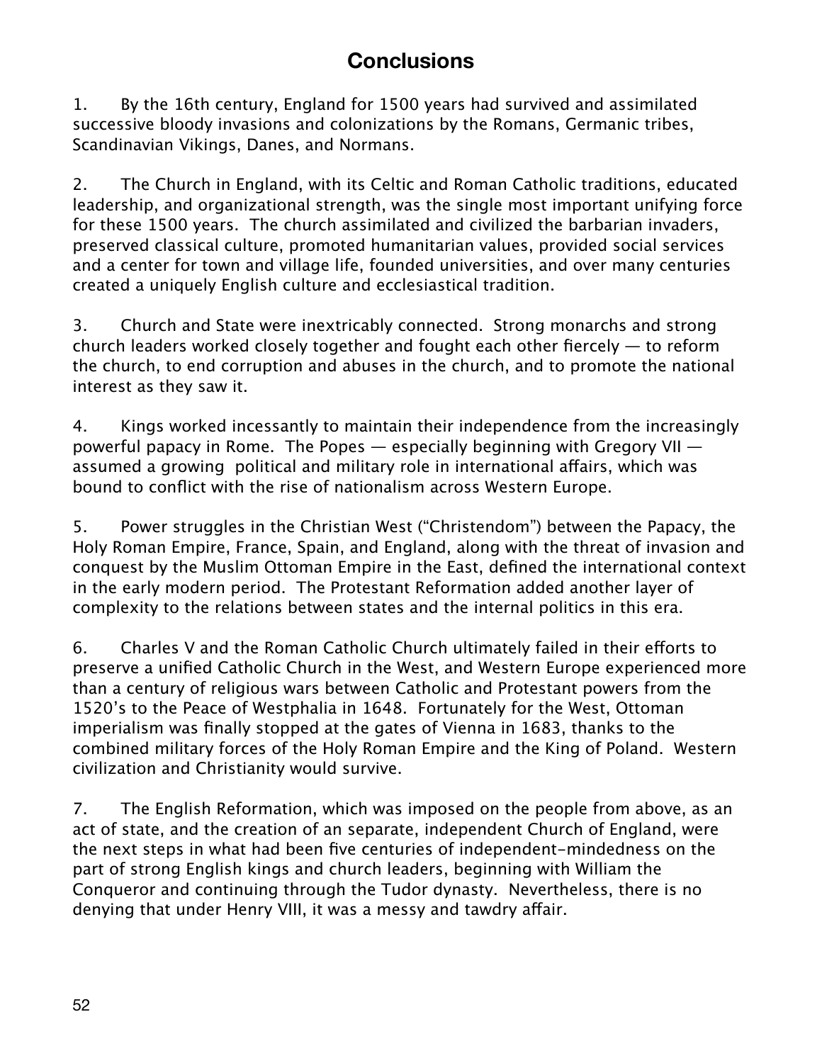# Conclusions

1. By the 16th century, England for 1500 years had survived and assimilated successive bloody invasions and colonizations by the Romans, Germanic tribes, Scandinavian Vikings, Danes, and Normans.

2. The Church in England, with its Celtic and Roman Catholic traditions, educated leadership, and organizational strength, was the single most important unifying force for these 1500 years. The church assimilated and civilized the barbarian invaders, preserved classical culture, promoted humanitarian values, provided social services and a center for town and village life, founded universities, and over many centuries created a uniquely English culture and ecclesiastical tradition.

3. Church and State were inextricably connected. Strong monarchs and strong church leaders worked closely together and fought each other fiercely — to reform the church, to end corruption and abuses in the church, and to promote the national interest as they saw it.

4. Kings worked incessantly to maintain their independence from the increasingly powerful papacy in Rome. The Popes — especially beginning with Gregory VII — assumed a growing political and military role in international affairs, which was bound to conflict with the rise of nationalism across Western Europe.

5. Power struggles in the Christian West ("Christendom") between the Papacy, the Holy Roman Empire, France, Spain, and England, along with the threat of invasion and conquest by the Muslim Ottoman Empire in the East, defined the international context in the early modern period. The Protestant Reformation added another layer of complexity to the relations between states and the internal politics in this era.

6. Charles V and the Roman Catholic Church ultimately failed in their efforts to preserve a unified Catholic Church in the West, and Western Europe experienced more than a century of religious wars between Catholic and Protestant powers from the 1520's to the Peace of Westphalia in 1648. Fortunately for the West, Ottoman imperialism was finally stopped at the gates of Vienna in 1683, thanks to the combined military forces of the Holy Roman Empire and the King of Poland. Western civilization and Christianity would survive.

7. The English Reformation, which was imposed on the people from above, as an act of state, and the creation of an separate, independent Church of England, were the next steps in what had been five centuries of independent-mindedness on the part of strong English kings and church leaders, beginning with William the Conqueror and continuing through the Tudor dynasty. Nevertheless, there is no denying that under Henry VIII, it was a messy and tawdry affair.